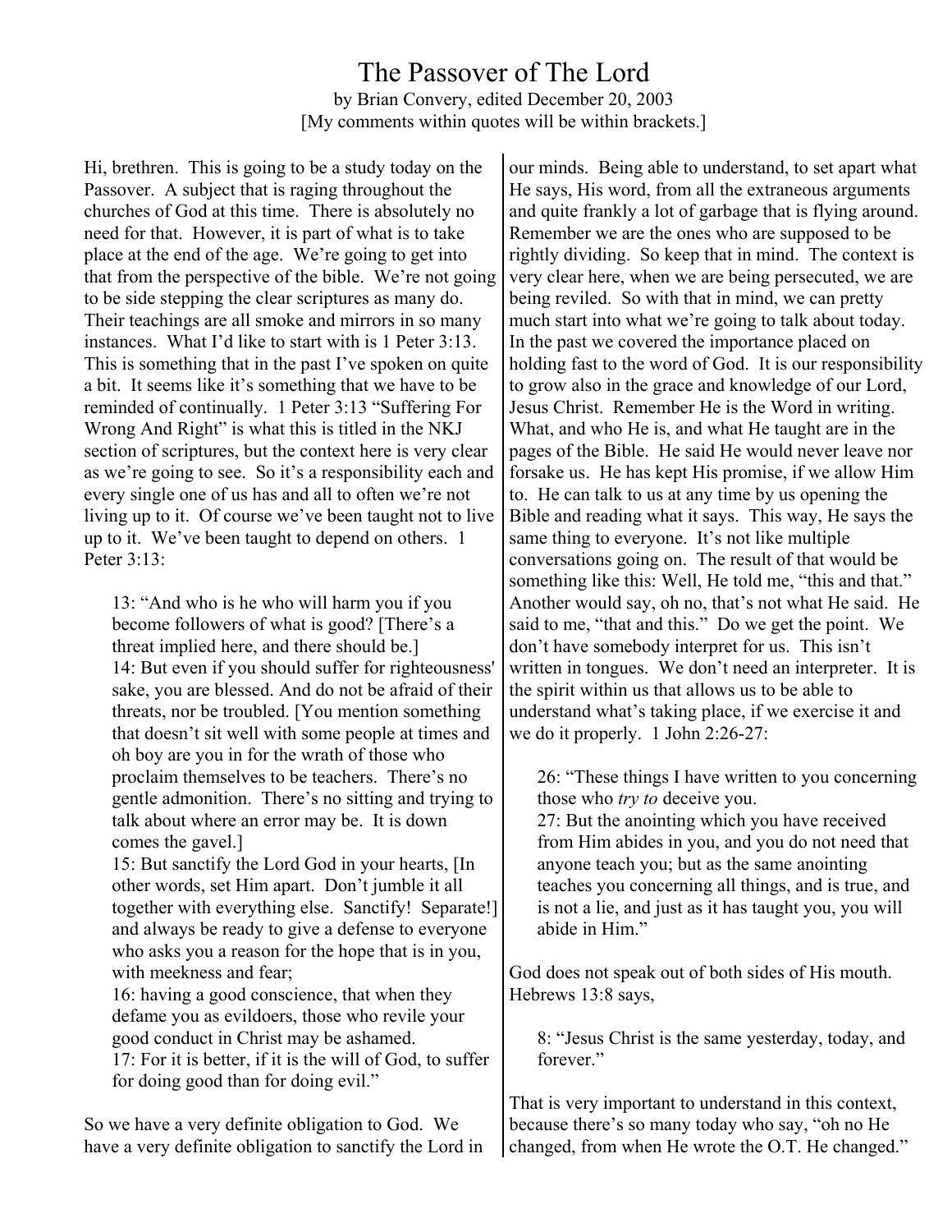# The Passover of The Lord

by Brian Convery, edited December 20, 2003

[My comments within quotes will be within brackets.]

Hi, brethren. This is going to be a study today on the Passover. A subject that is raging throughout the churches of God at this time. There is absolutely no need for that. However, it is part of what is to take place at the end of the age. We're going to get into that from the perspective of the bible. We're not going to be side stepping the clear scriptures as many do. Their teachings are all smoke and mirrors in so many instances. What I'd like to start with is 1 Peter 3:13. This is something that in the past I've spoken on quite a bit. It seems like it's something that we have to be reminded of continually. 1 Peter 3:13 "Suffering For Wrong And Right" is what this is titled in the NKJ section of scriptures, but the context here is very clear as we're going to see. So it's a responsibility each and every single one of us has and all to often we're not living up to it. Of course we've been taught not to live up to it. We've been taught to depend on others. 1 Peter 3:13:

> 13: "And who is he who will harm you if you become followers of what is good? [There's a threat implied here, and there should be.]
> 14: But even if you should suffer for righteousness' sake, you are blessed. And do not be afraid of their threats, nor be troubled. [You mention something that doesn't sit well with some people at times and oh boy are you in for the wrath of those who proclaim themselves to be teachers. There's no gentle admonition. There's no sitting and trying to talk about where an error may be. It is down comes the gavel.]
> 15: But sanctify the Lord God in your hearts, [In other words, set Him apart. Don't jumble it all together with everything else. Sanctify! Separate!] and always be ready to give a defense to everyone who asks you a reason for the hope that is in you, with meekness and fear;
> 16: having a good conscience, that when they defame you as evildoers, those who revile your good conduct in Christ may be ashamed.
> 17: For it is better, if it is the will of God, to suffer for doing good than for doing evil."

So we have a very definite obligation to God. We have a very definite obligation to sanctify the Lord in our minds. Being able to understand, to set apart what He says, His word, from all the extraneous arguments and quite frankly a lot of garbage that is flying around. Remember we are the ones who are supposed to be rightly dividing. So keep that in mind. The context is very clear here, when we are being persecuted, we are being reviled. So with that in mind, we can pretty much start into what we're going to talk about today. In the past we covered the importance placed on holding fast to the word of God. It is our responsibility to grow also in the grace and knowledge of our Lord, Jesus Christ. Remember He is the Word in writing. What, and who He is, and what He taught are in the pages of the Bible. He said He would never leave nor forsake us. He has kept His promise, if we allow Him to. He can talk to us at any time by us opening the Bible and reading what it says. This way, He says the same thing to everyone. It's not like multiple conversations going on. The result of that would be something like this: Well, He told me, "this and that." Another would say, oh no, that's not what He said. He said to me, "that and this." Do we get the point. We don't have somebody interpret for us. This isn't written in tongues. We don't need an interpreter. It is the spirit within us that allows us to be able to understand what's taking place, if we exercise it and we do it properly. 1 John 2:26-27:

> 26: "These things I have written to you concerning those who *try to* deceive you.
> 27: But the anointing which you have received from Him abides in you, and you do not need that anyone teach you; but as the same anointing teaches you concerning all things, and is true, and is not a lie, and just as it has taught you, you will abide in Him."

God does not speak out of both sides of His mouth. Hebrews 13:8 says,

> 8: "Jesus Christ is the same yesterday, today, and forever."

That is very important to understand in this context, because there's so many today who say, "oh no He changed, from when He wrote the O.T. He changed."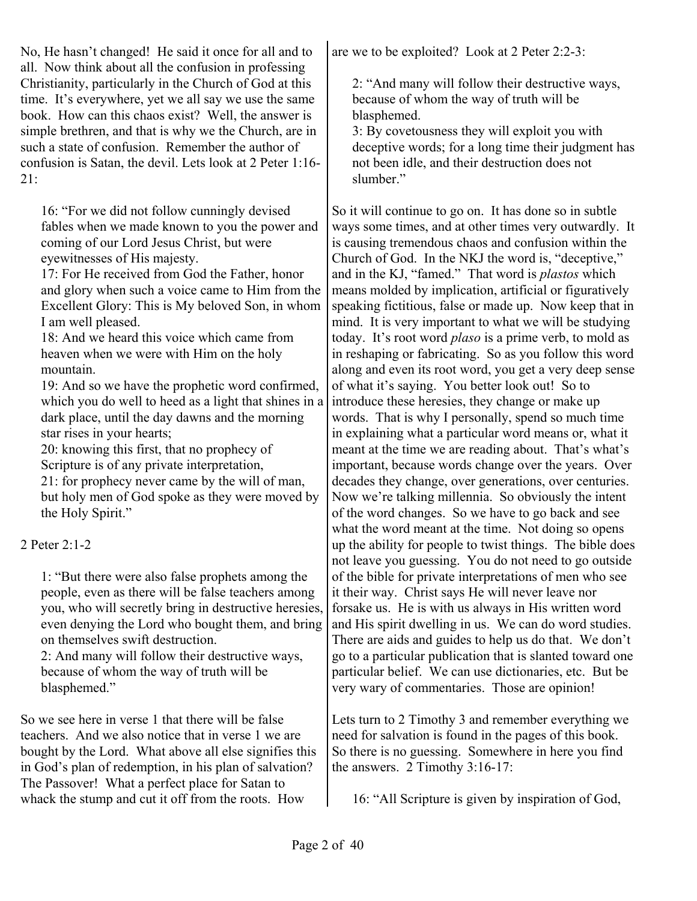No, He hasn't changed! He said it once for all and to all. Now think about all the confusion in professing Christianity, particularly in the Church of God at this time. It's everywhere, yet we all say we use the same book. How can this chaos exist? Well, the answer is simple brethren, and that is why we the Church, are in such a state of confusion. Remember the author of confusion is Satan, the devil. Lets look at 2 Peter 1:16-21:

> 16: "For we did not follow cunningly devised fables when we made known to you the power and coming of our Lord Jesus Christ, but were eyewitnesses of His majesty.
> 17: For He received from God the Father, honor and glory when such a voice came to Him from the Excellent Glory: This is My beloved Son, in whom I am well pleased.
> 18: And we heard this voice which came from heaven when we were with Him on the holy mountain.
> 19: And so we have the prophetic word confirmed, which you do well to heed as a light that shines in a dark place, until the day dawns and the morning star rises in your hearts;
> 20: knowing this first, that no prophecy of Scripture is of any private interpretation,
> 21: for prophecy never came by the will of man, but holy men of God spoke as they were moved by the Holy Spirit."

2 Peter 2:1-2

> 1: "But there were also false prophets among the people, even as there will be false teachers among you, who will secretly bring in destructive heresies, even denying the Lord who bought them, and bring on themselves swift destruction.
> 2: And many will follow their destructive ways, because of whom the way of truth will be blasphemed."

So we see here in verse 1 that there will be false teachers. And we also notice that in verse 1 we are bought by the Lord. What above all else signifies this in God's plan of redemption, in his plan of salvation? The Passover! What a perfect place for Satan to whack the stump and cut it off from the roots. How are we to be exploited? Look at 2 Peter 2:2-3:

> 2: "And many will follow their destructive ways, because of whom the way of truth will be blasphemed.
> 3: By covetousness they will exploit you with deceptive words; for a long time their judgment has not been idle, and their destruction does not slumber."

So it will continue to go on. It has done so in subtle ways some times, and at other times very outwardly. It is causing tremendous chaos and confusion within the Church of God. In the NKJ the word is, "deceptive," and in the KJ, "famed." That word is *plastos* which means molded by implication, artificial or figuratively speaking fictitious, false or made up. Now keep that in mind. It is very important to what we will be studying today. It's root word *plaso* is a prime verb, to mold as in reshaping or fabricating. So as you follow this word along and even its root word, you get a very deep sense of what it's saying. You better look out! So to introduce these heresies, they change or make up words. That is why I personally, spend so much time in explaining what a particular word means or, what it meant at the time we are reading about. That's what's important, because words change over the years. Over decades they change, over generations, over centuries. Now we're talking millennia. So obviously the intent of the word changes. So we have to go back and see what the word meant at the time. Not doing so opens up the ability for people to twist things. The bible does not leave you guessing. You do not need to go outside of the bible for private interpretations of men who see it their way. Christ says He will never leave nor forsake us. He is with us always in His written word and His spirit dwelling in us. We can do word studies. There are aids and guides to help us do that. We don't go to a particular publication that is slanted toward one particular belief. We can use dictionaries, etc. But be very wary of commentaries. Those are opinion!

Lets turn to 2 Timothy 3 and remember everything we need for salvation is found in the pages of this book. So there is no guessing. Somewhere in here you find the answers. 2 Timothy 3:16-17:

> 16: "All Scripture is given by inspiration of God,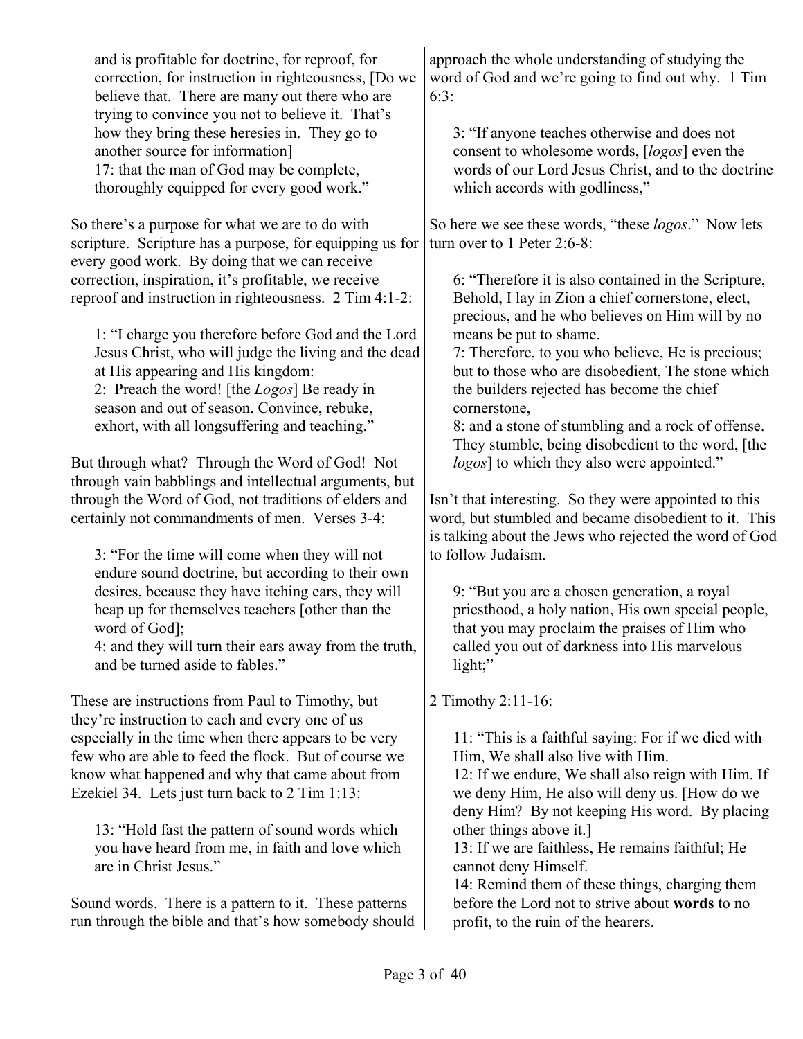> and is profitable for doctrine, for reproof, for correction, for instruction in righteousness, [Do we believe that. There are many out there who are trying to convince you not to believe it. That's how they bring these heresies in. They go to another source for information]
> 17: that the man of God may be complete, thoroughly equipped for every good work."

So there's a purpose for what we are to do with scripture. Scripture has a purpose, for equipping us for every good work. By doing that we can receive correction, inspiration, it's profitable, we receive reproof and instruction in righteousness. 2 Tim 4:1-2:

> 1: "I charge you therefore before God and the Lord Jesus Christ, who will judge the living and the dead at His appearing and His kingdom:
> 2: Preach the word! [the *Logos*] Be ready in season and out of season. Convince, rebuke, exhort, with all longsuffering and teaching."

But through what? Through the Word of God! Not through vain babblings and intellectual arguments, but through the Word of God, not traditions of elders and certainly not commandments of men. Verses 3-4:

> 3: "For the time will come when they will not endure sound doctrine, but according to their own desires, because they have itching ears, they will heap up for themselves teachers [other than the word of God];
> 4: and they will turn their ears away from the truth, and be turned aside to fables."

These are instructions from Paul to Timothy, but they're instruction to each and every one of us especially in the time when there appears to be very few who are able to feed the flock. But of course we know what happened and why that came about from Ezekiel 34. Lets just turn back to 2 Tim 1:13:

> 13: "Hold fast the pattern of sound words which you have heard from me, in faith and love which are in Christ Jesus."

Sound words. There is a pattern to it. These patterns run through the bible and that's how somebody should approach the whole understanding of studying the word of God and we're going to find out why. 1 Tim 6:3:

> 3: "If anyone teaches otherwise and does not consent to wholesome words, [*logos*] even the words of our Lord Jesus Christ, and to the doctrine which accords with godliness,"

So here we see these words, "these *logos*." Now lets turn over to 1 Peter 2:6-8:

> 6: "Therefore it is also contained in the Scripture, Behold, I lay in Zion a chief cornerstone, elect, precious, and he who believes on Him will by no means be put to shame.
> 7: Therefore, to you who believe, He is precious; but to those who are disobedient, The stone which the builders rejected has become the chief cornerstone,
> 8: and a stone of stumbling and a rock of offense. They stumble, being disobedient to the word, [the *logos*] to which they also were appointed."

Isn't that interesting. So they were appointed to this word, but stumbled and became disobedient to it. This is talking about the Jews who rejected the word of God to follow Judaism.

> 9: "But you are a chosen generation, a royal priesthood, a holy nation, His own special people, that you may proclaim the praises of Him who called you out of darkness into His marvelous light;"

2 Timothy 2:11-16:

> 11: "This is a faithful saying: For if we died with Him, We shall also live with Him.
> 12: If we endure, We shall also reign with Him. If we deny Him, He also will deny us. [How do we deny Him? By not keeping His word. By placing other things above it.]
> 13: If we are faithless, He remains faithful; He cannot deny Himself.
> 14: Remind them of these things, charging them before the Lord not to strive about **words** to no profit, to the ruin of the hearers.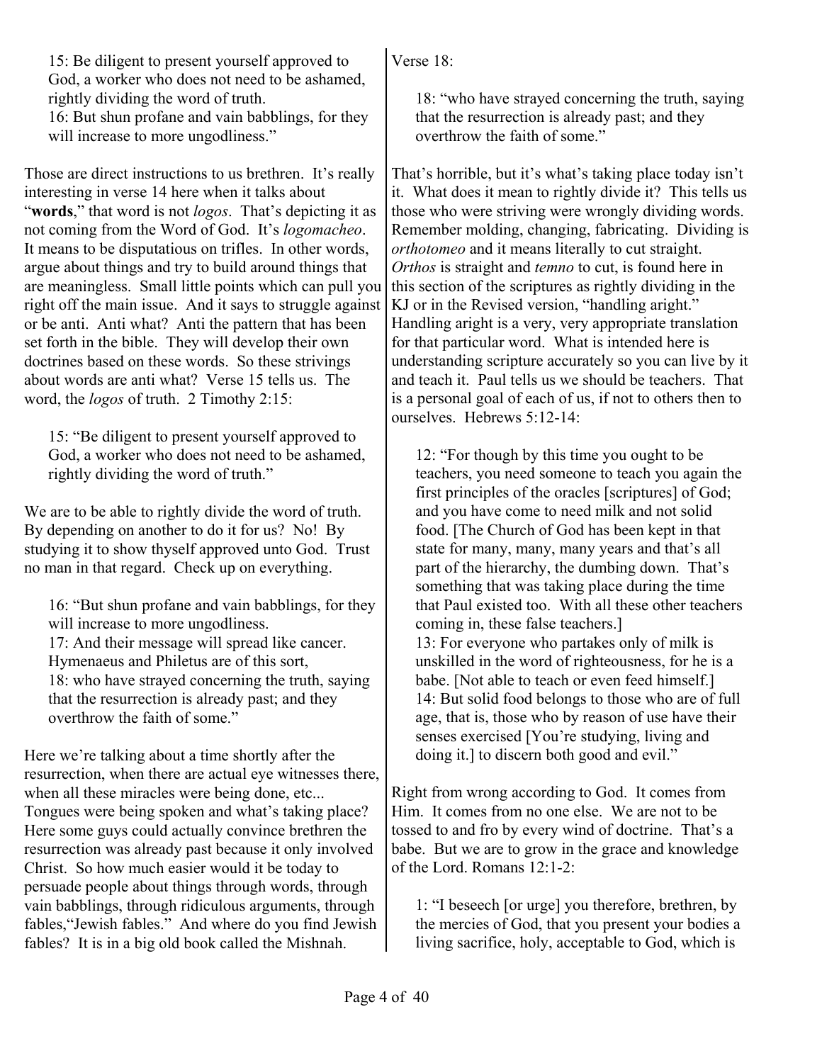> 15: Be diligent to present yourself approved to God, a worker who does not need to be ashamed, rightly dividing the word of truth.
> 16: But shun profane and vain babblings, for they will increase to more ungodliness."

Those are direct instructions to us brethren. It's really interesting in verse 14 here when it talks about "**words**," that word is not *logos*. That's depicting it as not coming from the Word of God. It's *logomacheo*. It means to be disputatious on trifles. In other words, argue about things and try to build around things that are meaningless. Small little points which can pull you right off the main issue. And it says to struggle against or be anti. Anti what? Anti the pattern that has been set forth in the bible. They will develop their own doctrines based on these words. So these strivings about words are anti what? Verse 15 tells us. The word, the *logos* of truth. 2 Timothy 2:15:

> 15: "Be diligent to present yourself approved to God, a worker who does not need to be ashamed, rightly dividing the word of truth."

We are to be able to rightly divide the word of truth. By depending on another to do it for us? No! By studying it to show thyself approved unto God. Trust no man in that regard. Check up on everything.

> 16: "But shun profane and vain babblings, for they will increase to more ungodliness.
> 17: And their message will spread like cancer. Hymenaeus and Philetus are of this sort,
> 18: who have strayed concerning the truth, saying that the resurrection is already past; and they overthrow the faith of some."

Here we're talking about a time shortly after the resurrection, when there are actual eye witnesses there, when all these miracles were being done, etc... Tongues were being spoken and what's taking place? Here some guys could actually convince brethren the resurrection was already past because it only involved Christ. So how much easier would it be today to persuade people about things through words, through vain babblings, through ridiculous arguments, through fables,"Jewish fables." And where do you find Jewish fables? It is in a big old book called the Mishnah.

Verse 18:

> 18: "who have strayed concerning the truth, saying that the resurrection is already past; and they overthrow the faith of some."

That's horrible, but it's what's taking place today isn't it. What does it mean to rightly divide it? This tells us those who were striving were wrongly dividing words. Remember molding, changing, fabricating. Dividing is *orthotomeo* and it means literally to cut straight. *Orthos* is straight and *temno* to cut, is found here in this section of the scriptures as rightly dividing in the KJ or in the Revised version, "handling aright." Handling aright is a very, very appropriate translation for that particular word. What is intended here is understanding scripture accurately so you can live by it and teach it. Paul tells us we should be teachers. That is a personal goal of each of us, if not to others then to ourselves. Hebrews 5:12-14:

> 12: "For though by this time you ought to be teachers, you need someone to teach you again the first principles of the oracles [scriptures] of God; and you have come to need milk and not solid food. [The Church of God has been kept in that state for many, many, many years and that's all part of the hierarchy, the dumbing down. That's something that was taking place during the time that Paul existed too. With all these other teachers coming in, these false teachers.]
> 13: For everyone who partakes only of milk is unskilled in the word of righteousness, for he is a babe. [Not able to teach or even feed himself.]
> 14: But solid food belongs to those who are of full age, that is, those who by reason of use have their senses exercised [You're studying, living and doing it.] to discern both good and evil."

Right from wrong according to God. It comes from Him. It comes from no one else. We are not to be tossed to and fro by every wind of doctrine. That's a babe. But we are to grow in the grace and knowledge of the Lord. Romans 12:1-2:

> 1: "I beseech [or urge] you therefore, brethren, by the mercies of God, that you present your bodies a living sacrifice, holy, acceptable to God, which is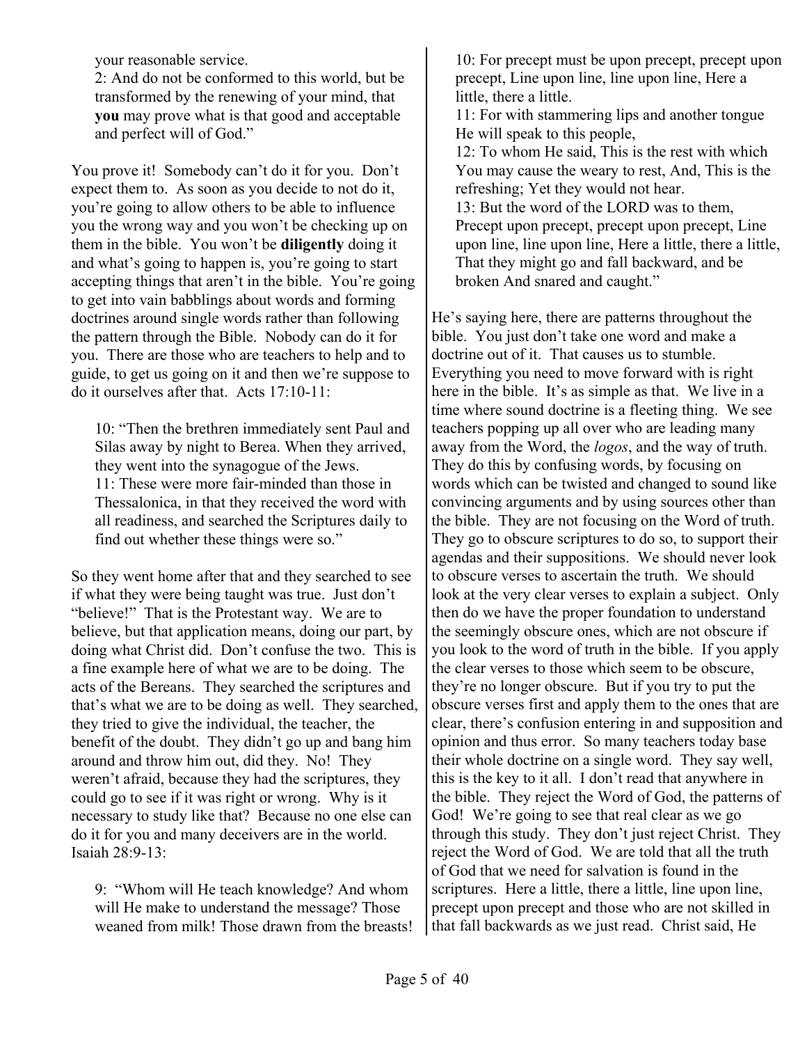your reasonable service.
2: And do not be conformed to this world, but be transformed by the renewing of your mind, that **you** may prove what is that good and acceptable and perfect will of God."

You prove it! Somebody can't do it for you. Don't expect them to. As soon as you decide to not do it, you're going to allow others to be able to influence you the wrong way and you won't be checking up on them in the bible. You won't be **diligently** doing it and what's going to happen is, you're going to start accepting things that aren't in the bible. You're going to get into vain babblings about words and forming doctrines around single words rather than following the pattern through the Bible. Nobody can do it for you. There are those who are teachers to help and to guide, to get us going on it and then we're suppose to do it ourselves after that. Acts 17:10-11:

> 10: "Then the brethren immediately sent Paul and Silas away by night to Berea. When they arrived, they went into the synagogue of the Jews.
> 11: These were more fair-minded than those in Thessalonica, in that they received the word with all readiness, and searched the Scriptures daily to find out whether these things were so."

So they went home after that and they searched to see if what they were being taught was true. Just don't "believe!" That is the Protestant way. We are to believe, but that application means, doing our part, by doing what Christ did. Don't confuse the two. This is a fine example here of what we are to be doing. The acts of the Bereans. They searched the scriptures and that's what we are to be doing as well. They searched, they tried to give the individual, the teacher, the benefit of the doubt. They didn't go up and bang him around and throw him out, did they. No! They weren't afraid, because they had the scriptures, they could go to see if it was right or wrong. Why is it necessary to study like that? Because no one else can do it for you and many deceivers are in the world. Isaiah 28:9-13:

> 9: "Whom will He teach knowledge? And whom will He make to understand the message? Those weaned from milk! Those drawn from the breasts!
> 10: For precept must be upon precept, precept upon precept, Line upon line, line upon line, Here a little, there a little.
> 11: For with stammering lips and another tongue He will speak to this people,
> 12: To whom He said, This is the rest with which You may cause the weary to rest, And, This is the refreshing; Yet they would not hear.
> 13: But the word of the LORD was to them, Precept upon precept, precept upon precept, Line upon line, line upon line, Here a little, there a little, That they might go and fall backward, and be broken And snared and caught."

He's saying here, there are patterns throughout the bible. You just don't take one word and make a doctrine out of it. That causes us to stumble. Everything you need to move forward with is right here in the bible. It's as simple as that. We live in a time where sound doctrine is a fleeting thing. We see teachers popping up all over who are leading many away from the Word, the *logos*, and the way of truth. They do this by confusing words, by focusing on words which can be twisted and changed to sound like convincing arguments and by using sources other than the bible. They are not focusing on the Word of truth. They go to obscure scriptures to do so, to support their agendas and their suppositions. We should never look to obscure verses to ascertain the truth. We should look at the very clear verses to explain a subject. Only then do we have the proper foundation to understand the seemingly obscure ones, which are not obscure if you look to the word of truth in the bible. If you apply the clear verses to those which seem to be obscure, they're no longer obscure. But if you try to put the obscure verses first and apply them to the ones that are clear, there's confusion entering in and supposition and opinion and thus error. So many teachers today base their whole doctrine on a single word. They say well, this is the key to it all. I don't read that anywhere in the bible. They reject the Word of God, the patterns of God! We're going to see that real clear as we go through this study. They don't just reject Christ. They reject the Word of God. We are told that all the truth of God that we need for salvation is found in the scriptures. Here a little, there a little, line upon line, precept upon precept and those who are not skilled in that fall backwards as we just read. Christ said, He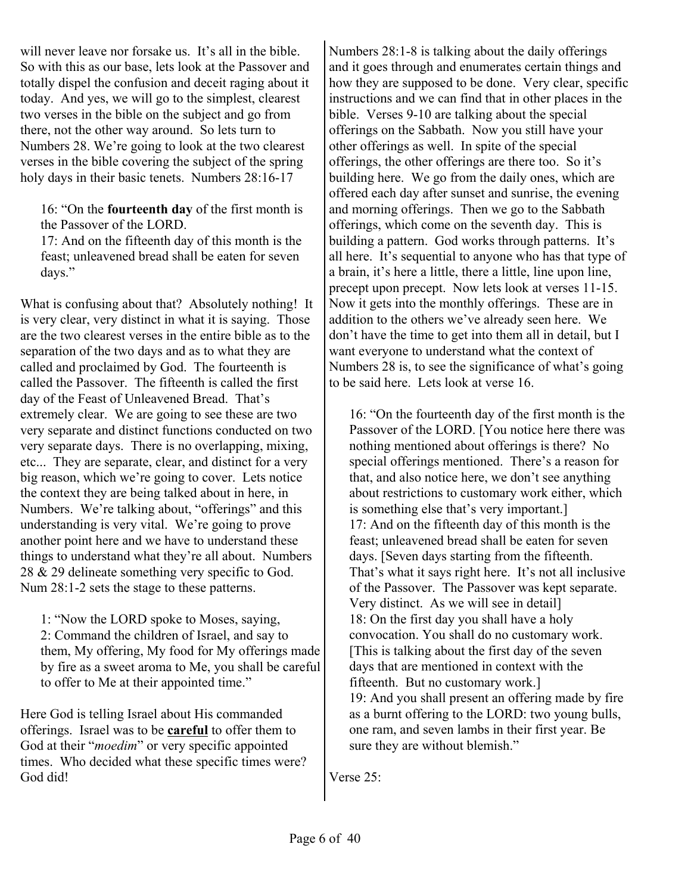will never leave nor forsake us. It's all in the bible. So with this as our base, lets look at the Passover and totally dispel the confusion and deceit raging about it today. And yes, we will go to the simplest, clearest two verses in the bible on the subject and go from there, not the other way around. So lets turn to Numbers 28. We're going to look at the two clearest verses in the bible covering the subject of the spring holy days in their basic tenets. Numbers 28:16-17

> 16: "On the **fourteenth day** of the first month is the Passover of the LORD.
> 17: And on the fifteenth day of this month is the feast; unleavened bread shall be eaten for seven days."

What is confusing about that? Absolutely nothing! It is very clear, very distinct in what it is saying. Those are the two clearest verses in the entire bible as to the separation of the two days and as to what they are called and proclaimed by God. The fourteenth is called the Passover. The fifteenth is called the first day of the Feast of Unleavened Bread. That's extremely clear. We are going to see these are two very separate and distinct functions conducted on two very separate days. There is no overlapping, mixing, etc... They are separate, clear, and distinct for a very big reason, which we're going to cover. Lets notice the context they are being talked about in here, in Numbers. We're talking about, "offerings" and this understanding is very vital. We're going to prove another point here and we have to understand these things to understand what they're all about. Numbers 28 & 29 delineate something very specific to God. Num 28:1-2 sets the stage to these patterns.

> 1: "Now the LORD spoke to Moses, saying,
> 2: Command the children of Israel, and say to them, My offering, My food for My offerings made by fire as a sweet aroma to Me, you shall be careful to offer to Me at their appointed time."

Here God is telling Israel about His commanded offerings. Israel was to be **careful** to offer them to God at their "*moedim*" or very specific appointed times. Who decided what these specific times were? God did!

Numbers 28:1-8 is talking about the daily offerings and it goes through and enumerates certain things and how they are supposed to be done. Very clear, specific instructions and we can find that in other places in the bible. Verses 9-10 are talking about the special offerings on the Sabbath. Now you still have your other offerings as well. In spite of the special offerings, the other offerings are there too. So it's building here. We go from the daily ones, which are offered each day after sunset and sunrise, the evening and morning offerings. Then we go to the Sabbath offerings, which come on the seventh day. This is building a pattern. God works through patterns. It's all here. It's sequential to anyone who has that type of a brain, it's here a little, there a little, line upon line, precept upon precept. Now lets look at verses 11-15. Now it gets into the monthly offerings. These are in addition to the others we've already seen here. We don't have the time to get into them all in detail, but I want everyone to understand what the context of Numbers 28 is, to see the significance of what's going to be said here. Lets look at verse 16.

> 16: "On the fourteenth day of the first month is the Passover of the LORD. [You notice here there was nothing mentioned about offerings is there? No special offerings mentioned. There's a reason for that, and also notice here, we don't see anything about restrictions to customary work either, which is something else that's very important.]
> 17: And on the fifteenth day of this month is the feast; unleavened bread shall be eaten for seven days. [Seven days starting from the fifteenth. That's what it says right here. It's not all inclusive of the Passover. The Passover was kept separate. Very distinct. As we will see in detail]
> 18: On the first day you shall have a holy convocation. You shall do no customary work. [This is talking about the first day of the seven days that are mentioned in context with the fifteenth. But no customary work.]
> 19: And you shall present an offering made by fire as a burnt offering to the LORD: two young bulls, one ram, and seven lambs in their first year. Be sure they are without blemish."

Verse 25: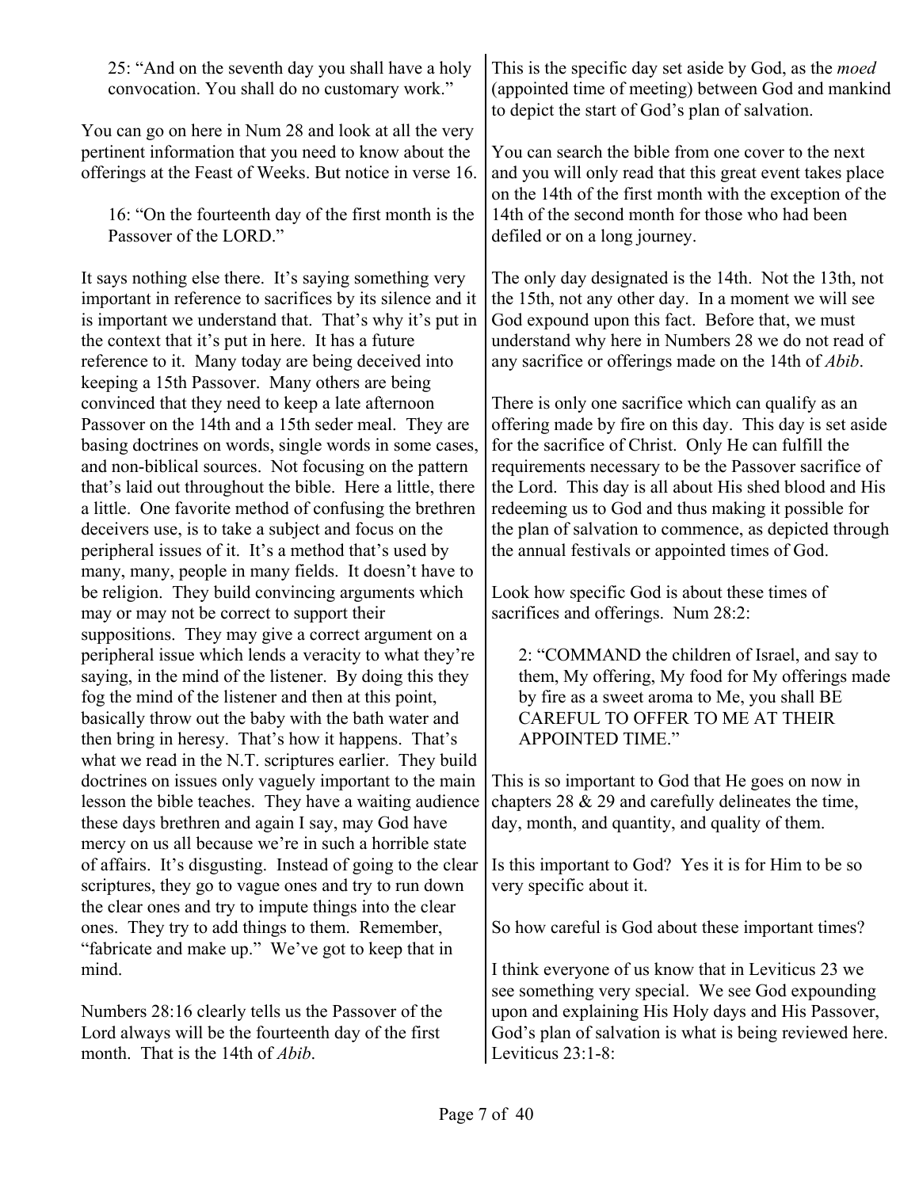> 25: "And on the seventh day you shall have a holy convocation. You shall do no customary work."

You can go on here in Num 28 and look at all the very pertinent information that you need to know about the offerings at the Feast of Weeks. But notice in verse 16.

> 16: "On the fourteenth day of the first month is the Passover of the LORD."

It says nothing else there. It's saying something very important in reference to sacrifices by its silence and it is important we understand that. That's why it's put in the context that it's put in here. It has a future reference to it. Many today are being deceived into keeping a 15th Passover. Many others are being convinced that they need to keep a late afternoon Passover on the 14th and a 15th seder meal. They are basing doctrines on words, single words in some cases, and non-biblical sources. Not focusing on the pattern that's laid out throughout the bible. Here a little, there a little. One favorite method of confusing the brethren deceivers use, is to take a subject and focus on the peripheral issues of it. It's a method that's used by many, many, people in many fields. It doesn't have to be religion. They build convincing arguments which may or may not be correct to support their suppositions. They may give a correct argument on a peripheral issue which lends a veracity to what they're saying, in the mind of the listener. By doing this they fog the mind of the listener and then at this point, basically throw out the baby with the bath water and then bring in heresy. That's how it happens. That's what we read in the N.T. scriptures earlier. They build doctrines on issues only vaguely important to the main lesson the bible teaches. They have a waiting audience these days brethren and again I say, may God have mercy on us all because we're in such a horrible state of affairs. It's disgusting. Instead of going to the clear scriptures, they go to vague ones and try to run down the clear ones and try to impute things into the clear ones. They try to add things to them. Remember, "fabricate and make up." We've got to keep that in mind.

Numbers 28:16 clearly tells us the Passover of the Lord always will be the fourteenth day of the first month. That is the 14th of *Abib*.

This is the specific day set aside by God, as the *moed* (appointed time of meeting) between God and mankind to depict the start of God's plan of salvation.

You can search the bible from one cover to the next and you will only read that this great event takes place on the 14th of the first month with the exception of the 14th of the second month for those who had been defiled or on a long journey.

The only day designated is the 14th. Not the 13th, not the 15th, not any other day. In a moment we will see God expound upon this fact. Before that, we must understand why here in Numbers 28 we do not read of any sacrifice or offerings made on the 14th of *Abib*.

There is only one sacrifice which can qualify as an offering made by fire on this day. This day is set aside for the sacrifice of Christ. Only He can fulfill the requirements necessary to be the Passover sacrifice of the Lord. This day is all about His shed blood and His redeeming us to God and thus making it possible for the plan of salvation to commence, as depicted through the annual festivals or appointed times of God.

Look how specific God is about these times of sacrifices and offerings. Num 28:2:

> 2: "COMMAND the children of Israel, and say to them, My offering, My food for My offerings made by fire as a sweet aroma to Me, you shall BE CAREFUL TO OFFER TO ME AT THEIR APPOINTED TIME."

This is so important to God that He goes on now in chapters 28 & 29 and carefully delineates the time, day, month, and quantity, and quality of them.

Is this important to God? Yes it is for Him to be so very specific about it.

So how careful is God about these important times?

I think everyone of us know that in Leviticus 23 we see something very special. We see God expounding upon and explaining His Holy days and His Passover, God's plan of salvation is what is being reviewed here. Leviticus 23:1-8: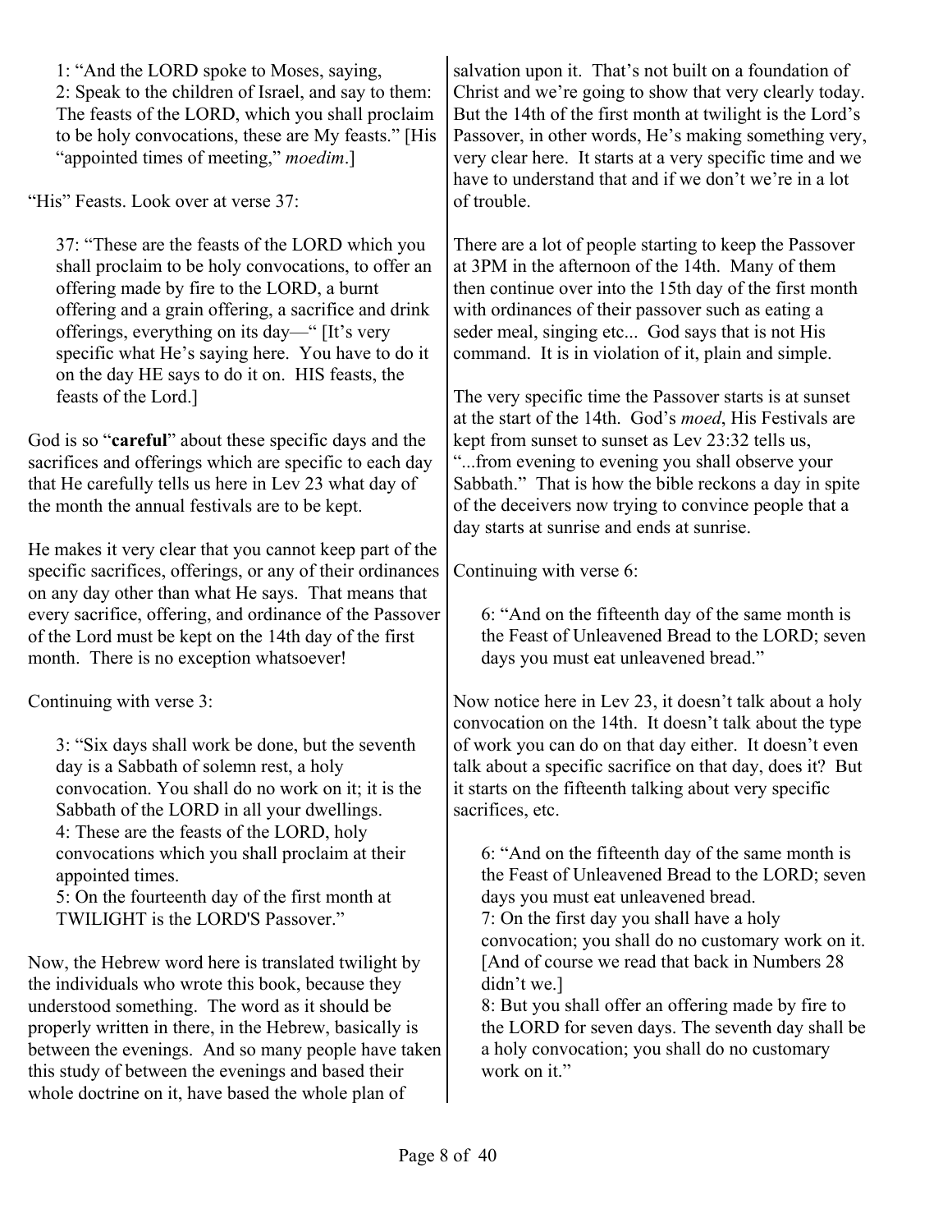> 1: "And the LORD spoke to Moses, saying,
> 2: Speak to the children of Israel, and say to them: The feasts of the LORD, which you shall proclaim to be holy convocations, these are My feasts." [His "appointed times of meeting," *moedim*.]

"His" Feasts. Look over at verse 37:

> 37: "These are the feasts of the LORD which you shall proclaim to be holy convocations, to offer an offering made by fire to the LORD, a burnt offering and a grain offering, a sacrifice and drink offerings, everything on its day—" [It's very specific what He's saying here. You have to do it on the day HE says to do it on. HIS feasts, the feasts of the Lord.]

God is so "**careful**" about these specific days and the sacrifices and offerings which are specific to each day that He carefully tells us here in Lev 23 what day of the month the annual festivals are to be kept.

He makes it very clear that you cannot keep part of the specific sacrifices, offerings, or any of their ordinances on any day other than what He says. That means that every sacrifice, offering, and ordinance of the Passover of the Lord must be kept on the 14th day of the first month. There is no exception whatsoever!

Continuing with verse 3:

> 3: "Six days shall work be done, but the seventh day is a Sabbath of solemn rest, a holy convocation. You shall do no work on it; it is the Sabbath of the LORD in all your dwellings.
> 4: These are the feasts of the LORD, holy convocations which you shall proclaim at their appointed times.
> 5: On the fourteenth day of the first month at TWILIGHT is the LORD'S Passover."

Now, the Hebrew word here is translated twilight by the individuals who wrote this book, because they understood something. The word as it should be properly written in there, in the Hebrew, basically is between the evenings. And so many people have taken this study of between the evenings and based their whole doctrine on it, have based the whole plan of salvation upon it. That's not built on a foundation of Christ and we're going to show that very clearly today. But the 14th of the first month at twilight is the Lord's Passover, in other words, He's making something very, very clear here. It starts at a very specific time and we have to understand that and if we don't we're in a lot of trouble.

There are a lot of people starting to keep the Passover at 3PM in the afternoon of the 14th. Many of them then continue over into the 15th day of the first month with ordinances of their passover such as eating a seder meal, singing etc... God says that is not His command. It is in violation of it, plain and simple.

The very specific time the Passover starts is at sunset at the start of the 14th. God's *moed*, His Festivals are kept from sunset to sunset as Lev 23:32 tells us, "...from evening to evening you shall observe your Sabbath." That is how the bible reckons a day in spite of the deceivers now trying to convince people that a day starts at sunrise and ends at sunrise.

Continuing with verse 6:

> 6: "And on the fifteenth day of the same month is the Feast of Unleavened Bread to the LORD; seven days you must eat unleavened bread."

Now notice here in Lev 23, it doesn't talk about a holy convocation on the 14th. It doesn't talk about the type of work you can do on that day either. It doesn't even talk about a specific sacrifice on that day, does it? But it starts on the fifteenth talking about very specific sacrifices, etc.

> 6: "And on the fifteenth day of the same month is the Feast of Unleavened Bread to the LORD; seven days you must eat unleavened bread.
> 7: On the first day you shall have a holy convocation; you shall do no customary work on it. [And of course we read that back in Numbers 28 didn't we.]
> 8: But you shall offer an offering made by fire to the LORD for seven days. The seventh day shall be a holy convocation; you shall do no customary work on it."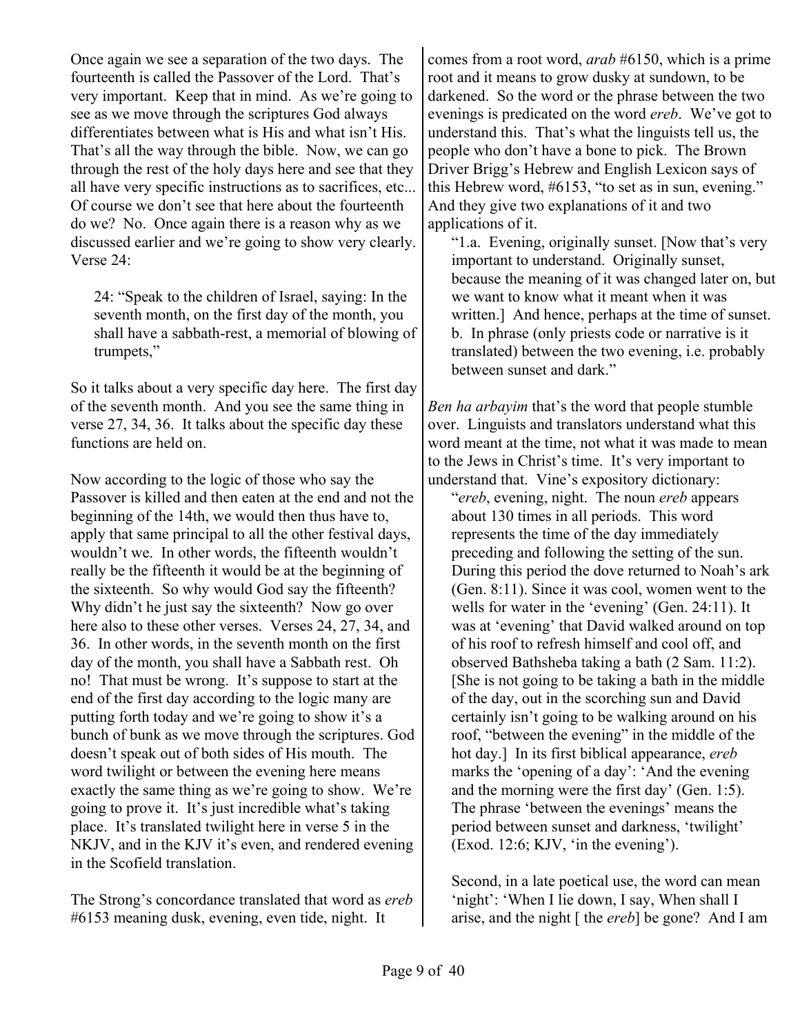Once again we see a separation of the two days. The fourteenth is called the Passover of the Lord. That's very important. Keep that in mind. As we're going to see as we move through the scriptures God always differentiates between what is His and what isn't His. That's all the way through the bible. Now, we can go through the rest of the holy days here and see that they all have very specific instructions as to sacrifices, etc... Of course we don't see that here about the fourteenth do we? No. Once again there is a reason why as we discussed earlier and we're going to show very clearly. Verse 24:

> 24: "Speak to the children of Israel, saying: In the seventh month, on the first day of the month, you shall have a sabbath-rest, a memorial of blowing of trumpets,"

So it talks about a very specific day here. The first day of the seventh month. And you see the same thing in verse 27, 34, 36. It talks about the specific day these functions are held on.

Now according to the logic of those who say the Passover is killed and then eaten at the end and not the beginning of the 14th, we would then thus have to, apply that same principal to all the other festival days, wouldn't we. In other words, the fifteenth wouldn't really be the fifteenth it would be at the beginning of the sixteenth. So why would God say the fifteenth? Why didn't he just say the sixteenth? Now go over here also to these other verses. Verses 24, 27, 34, and 36. In other words, in the seventh month on the first day of the month, you shall have a Sabbath rest. Oh no! That must be wrong. It's suppose to start at the end of the first day according to the logic many are putting forth today and we're going to show it's a bunch of bunk as we move through the scriptures. God doesn't speak out of both sides of His mouth. The word twilight or between the evening here means exactly the same thing as we're going to show. We're going to prove it. It's just incredible what's taking place. It's translated twilight here in verse 5 in the NKJV, and in the KJV it's even, and rendered evening in the Scofield translation.

The Strong's concordance translated that word as *ereb* #6153 meaning dusk, evening, even tide, night. It comes from a root word, *arab* #6150, which is a prime root and it means to grow dusky at sundown, to be darkened. So the word or the phrase between the two evenings is predicated on the word *ereb*. We've got to understand this. That's what the linguists tell us, the people who don't have a bone to pick. The Brown Driver Brigg's Hebrew and English Lexicon says of this Hebrew word, #6153, "to set as in sun, evening." And they give two explanations of it and two applications of it.

> "1.a. Evening, originally sunset. [Now that's very important to understand. Originally sunset, because the meaning of it was changed later on, but we want to know what it meant when it was written.] And hence, perhaps at the time of sunset.
> b. In phrase (only priests code or narrative is it translated) between the two evening, i.e. probably between sunset and dark."

*Ben ha arbayim* that's the word that people stumble over. Linguists and translators understand what this word meant at the time, not what it was made to mean to the Jews in Christ's time. It's very important to understand that. Vine's expository dictionary:

> "*ereb*, evening, night. The noun *ereb* appears about 130 times in all periods. This word represents the time of the day immediately preceding and following the setting of the sun. During this period the dove returned to Noah's ark (Gen. 8:11). Since it was cool, women went to the wells for water in the 'evening' (Gen. 24:11). It was at 'evening' that David walked around on top of his roof to refresh himself and cool off, and observed Bathsheba taking a bath (2 Sam. 11:2). [She is not going to be taking a bath in the middle of the day, out in the scorching sun and David certainly isn't going to be walking around on his roof, "between the evening" in the middle of the hot day.] In its first biblical appearance, *ereb* marks the 'opening of a day': 'And the evening and the morning were the first day' (Gen. 1:5). The phrase 'between the evenings' means the period between sunset and darkness, 'twilight' (Exod. 12:6; KJV, 'in the evening').
>
> Second, in a late poetical use, the word can mean 'night': 'When I lie down, I say, When shall I arise, and the night [ the *ereb*] be gone? And I am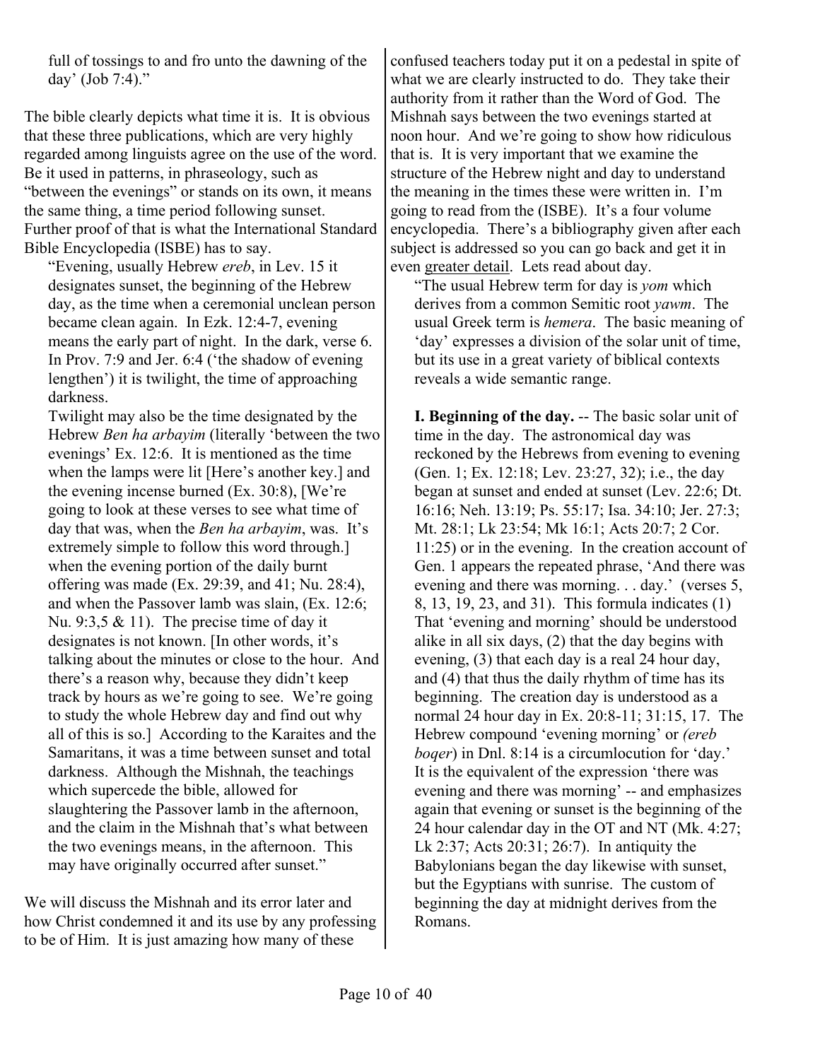full of tossings to and fro unto the dawning of the day' (Job 7:4)."

The bible clearly depicts what time it is. It is obvious that these three publications, which are very highly regarded among linguists agree on the use of the word. Be it used in patterns, in phraseology, such as "between the evenings" or stands on its own, it means the same thing, a time period following sunset. Further proof of that is what the International Standard Bible Encyclopedia (ISBE) has to say.

> "Evening, usually Hebrew *ereb*, in Lev. 15 it designates sunset, the beginning of the Hebrew day, as the time when a ceremonial unclean person became clean again. In Ezk. 12:4-7, evening means the early part of night. In the dark, verse 6. In Prov. 7:9 and Jer. 6:4 ('the shadow of evening lengthen') it is twilight, the time of approaching darkness.
>
> Twilight may also be the time designated by the Hebrew *Ben ha arbayim* (literally 'between the two evenings' Ex. 12:6. It is mentioned as the time when the lamps were lit [Here's another key.] and the evening incense burned (Ex. 30:8), [We're going to look at these verses to see what time of day that was, when the *Ben ha arbayim*, was. It's extremely simple to follow this word through.] when the evening portion of the daily burnt offering was made (Ex. 29:39, and 41; Nu. 28:4), and when the Passover lamb was slain, (Ex. 12:6; Nu. 9:3,5 & 11). The precise time of day it designates is not known. [In other words, it's talking about the minutes or close to the hour. And there's a reason why, because they didn't keep track by hours as we're going to see. We're going to study the whole Hebrew day and find out why all of this is so.] According to the Karaites and the Samaritans, it was a time between sunset and total darkness. Although the Mishnah, the teachings which supercede the bible, allowed for slaughtering the Passover lamb in the afternoon, and the claim in the Mishnah that's what between the two evenings means, in the afternoon. This may have originally occurred after sunset."

We will discuss the Mishnah and its error later and how Christ condemned it and its use by any professing to be of Him. It is just amazing how many of these confused teachers today put it on a pedestal in spite of what we are clearly instructed to do. They take their authority from it rather than the Word of God. The Mishnah says between the two evenings started at noon hour. And we're going to show how ridiculous that is. It is very important that we examine the structure of the Hebrew night and day to understand the meaning in the times these were written in. I'm going to read from the (ISBE). It's a four volume encyclopedia. There's a bibliography given after each subject is addressed so you can go back and get it in even <u>greater detail</u>. Lets read about day.

> "The usual Hebrew term for day is *yom* which derives from a common Semitic root *yawm*. The usual Greek term is *hemera*. The basic meaning of 'day' expresses a division of the solar unit of time, but its use in a great variety of biblical contexts reveals a wide semantic range.
>
> **I. Beginning of the day.** -- The basic solar unit of time in the day. The astronomical day was reckoned by the Hebrews from evening to evening (Gen. 1; Ex. 12:18; Lev. 23:27, 32); i.e., the day began at sunset and ended at sunset (Lev. 22:6; Dt. 16:16; Neh. 13:19; Ps. 55:17; Isa. 34:10; Jer. 27:3; Mt. 28:1; Lk 23:54; Mk 16:1; Acts 20:7; 2 Cor. 11:25) or in the evening. In the creation account of Gen. 1 appears the repeated phrase, 'And there was evening and there was morning. . . day.' (verses 5, 8, 13, 19, 23, and 31). This formula indicates (1) That 'evening and morning' should be understood alike in all six days, (2) that the day begins with evening, (3) that each day is a real 24 hour day, and (4) that thus the daily rhythm of time has its beginning. The creation day is understood as a normal 24 hour day in Ex. 20:8-11; 31:15, 17. The Hebrew compound 'evening morning' or *(ereb boqer*) in Dnl. 8:14 is a circumlocution for 'day.' It is the equivalent of the expression 'there was evening and there was morning' -- and emphasizes again that evening or sunset is the beginning of the 24 hour calendar day in the OT and NT (Mk. 4:27; Lk 2:37; Acts 20:31; 26:7). In antiquity the Babylonians began the day likewise with sunset, but the Egyptians with sunrise. The custom of beginning the day at midnight derives from the Romans.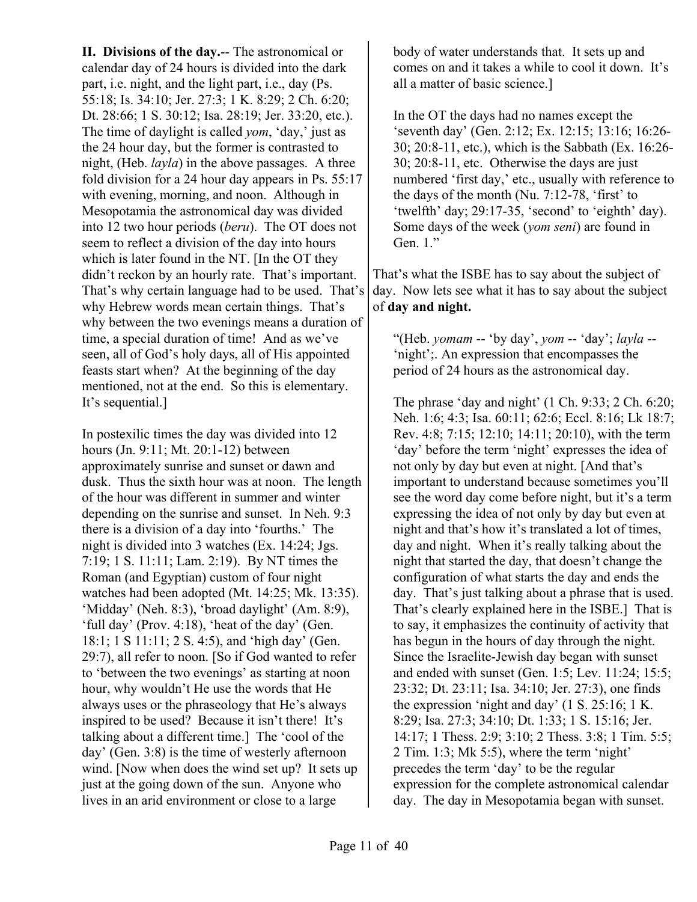**II. Divisions of the day.**-- The astronomical or calendar day of 24 hours is divided into the dark part, i.e. night, and the light part, i.e., day (Ps. 55:18; Is. 34:10; Jer. 27:3; 1 K. 8:29; 2 Ch. 6:20; Dt. 28:66; 1 S. 30:12; Isa. 28:19; Jer. 33:20, etc.). The time of daylight is called *yom*, 'day,' just as the 24 hour day, but the former is contrasted to night, (Heb. *layla*) in the above passages. A three fold division for a 24 hour day appears in Ps. 55:17 with evening, morning, and noon. Although in Mesopotamia the astronomical day was divided into 12 two hour periods (*beru*). The OT does not seem to reflect a division of the day into hours which is later found in the NT. [In the OT they didn't reckon by an hourly rate. That's important. That's why certain language had to be used. That's why Hebrew words mean certain things. That's why between the two evenings means a duration of time, a special duration of time! And as we've seen, all of God's holy days, all of His appointed feasts start when? At the beginning of the day mentioned, not at the end. So this is elementary. It's sequential.]

In postexilic times the day was divided into 12 hours (Jn. 9:11; Mt. 20:1-12) between approximately sunrise and sunset or dawn and dusk. Thus the sixth hour was at noon. The length of the hour was different in summer and winter depending on the sunrise and sunset. In Neh. 9:3 there is a division of a day into 'fourths.' The night is divided into 3 watches (Ex. 14:24; Jgs. 7:19; 1 S. 11:11; Lam. 2:19). By NT times the Roman (and Egyptian) custom of four night watches had been adopted (Mt. 14:25; Mk. 13:35). 'Midday' (Neh. 8:3), 'broad daylight' (Am. 8:9), 'full day' (Prov. 4:18), 'heat of the day' (Gen. 18:1; 1 S 11:11; 2 S. 4:5), and 'high day' (Gen. 29:7), all refer to noon. [So if God wanted to refer to 'between the two evenings' as starting at noon hour, why wouldn't He use the words that He always uses or the phraseology that He's always inspired to be used? Because it isn't there! It's talking about a different time.] The 'cool of the day' (Gen. 3:8) is the time of westerly afternoon wind. [Now when does the wind set up? It sets up just at the going down of the sun. Anyone who lives in an arid environment or close to a large body of water understands that. It sets up and comes on and it takes a while to cool it down. It's all a matter of basic science.]

In the OT the days had no names except the 'seventh day' (Gen. 2:12; Ex. 12:15; 13:16; 16:26-30; 20:8-11, etc.), which is the Sabbath (Ex. 16:26-30; 20:8-11, etc. Otherwise the days are just numbered 'first day,' etc., usually with reference to the days of the month (Nu. 7:12-78, 'first' to 'twelfth' day; 29:17-35, 'second' to 'eighth' day). Some days of the week (*yom seni*) are found in Gen. 1."

That's what the ISBE has to say about the subject of day. Now lets see what it has to say about the subject of **day and night.**

"(Heb. *yomam* -- 'by day', *yom* -- 'day'; *layla* -- 'night';. An expression that encompasses the period of 24 hours as the astronomical day.

The phrase 'day and night' (1 Ch. 9:33; 2 Ch. 6:20; Neh. 1:6; 4:3; Isa. 60:11; 62:6; Eccl. 8:16; Lk 18:7; Rev. 4:8; 7:15; 12:10; 14:11; 20:10), with the term 'day' before the term 'night' expresses the idea of not only by day but even at night. [And that's important to understand because sometimes you'll see the word day come before night, but it's a term expressing the idea of not only by day but even at night and that's how it's translated a lot of times, day and night. When it's really talking about the night that started the day, that doesn't change the configuration of what starts the day and ends the day. That's just talking about a phrase that is used. That's clearly explained here in the ISBE.] That is to say, it emphasizes the continuity of activity that has begun in the hours of day through the night. Since the Israelite-Jewish day began with sunset and ended with sunset (Gen. 1:5; Lev. 11:24; 15:5; 23:32; Dt. 23:11; Isa. 34:10; Jer. 27:3), one finds the expression 'night and day' (1 S. 25:16; 1 K. 8:29; Isa. 27:3; 34:10; Dt. 1:33; 1 S. 15:16; Jer. 14:17; 1 Thess. 2:9; 3:10; 2 Thess. 3:8; 1 Tim. 5:5; 2 Tim. 1:3; Mk 5:5), where the term 'night' precedes the term 'day' to be the regular expression for the complete astronomical calendar day. The day in Mesopotamia began with sunset.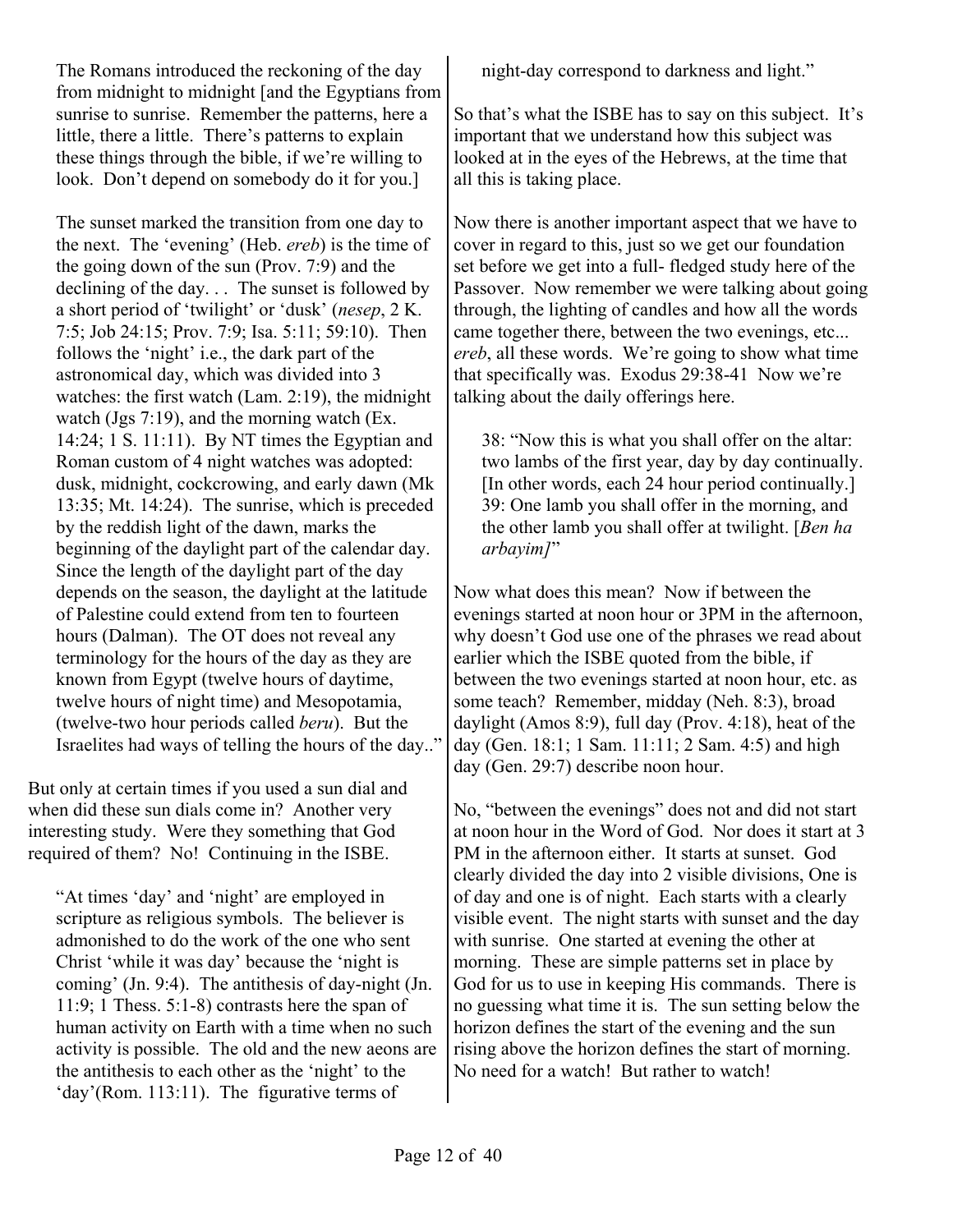The Romans introduced the reckoning of the day from midnight to midnight [and the Egyptians from sunrise to sunrise. Remember the patterns, here a little, there a little. There's patterns to explain these things through the bible, if we're willing to look. Don't depend on somebody do it for you.]

The sunset marked the transition from one day to the next. The 'evening' (Heb. *ereb*) is the time of the going down of the sun (Prov. 7:9) and the declining of the day. . . The sunset is followed by a short period of 'twilight' or 'dusk' (*nesep*, 2 K. 7:5; Job 24:15; Prov. 7:9; Isa. 5:11; 59:10). Then follows the 'night' i.e., the dark part of the astronomical day, which was divided into 3 watches: the first watch (Lam. 2:19), the midnight watch (Jgs 7:19), and the morning watch (Ex. 14:24; 1 S. 11:11). By NT times the Egyptian and Roman custom of 4 night watches was adopted: dusk, midnight, cockcrowing, and early dawn (Mk 13:35; Mt. 14:24). The sunrise, which is preceded by the reddish light of the dawn, marks the beginning of the daylight part of the calendar day. Since the length of the daylight part of the day depends on the season, the daylight at the latitude of Palestine could extend from ten to fourteen hours (Dalman). The OT does not reveal any terminology for the hours of the day as they are known from Egypt (twelve hours of daytime, twelve hours of night time) and Mesopotamia, (twelve-two hour periods called *beru*). But the Israelites had ways of telling the hours of the day.."

But only at certain times if you used a sun dial and when did these sun dials come in? Another very interesting study. Were they something that God required of them? No! Continuing in the ISBE.

> "At times 'day' and 'night' are employed in scripture as religious symbols. The believer is admonished to do the work of the one who sent Christ 'while it was day' because the 'night is coming' (Jn. 9:4). The antithesis of day-night (Jn. 11:9; 1 Thess. 5:1-8) contrasts here the span of human activity on Earth with a time when no such activity is possible. The old and the new aeons are the antithesis to each other as the 'night' to the 'day'(Rom. 113:11). The figurative terms of night-day correspond to darkness and light."

So that's what the ISBE has to say on this subject. It's important that we understand how this subject was looked at in the eyes of the Hebrews, at the time that all this is taking place.

Now there is another important aspect that we have to cover in regard to this, just so we get our foundation set before we get into a full- fledged study here of the Passover. Now remember we were talking about going through, the lighting of candles and how all the words came together there, between the two evenings, etc... *ereb*, all these words. We're going to show what time that specifically was. Exodus 29:38-41 Now we're talking about the daily offerings here.

> 38: "Now this is what you shall offer on the altar: two lambs of the first year, day by day continually. [In other words, each 24 hour period continually.]
> 39: One lamb you shall offer in the morning, and the other lamb you shall offer at twilight. [*Ben ha arbayim]*"

Now what does this mean? Now if between the evenings started at noon hour or 3PM in the afternoon, why doesn't God use one of the phrases we read about earlier which the ISBE quoted from the bible, if between the two evenings started at noon hour, etc. as some teach? Remember, midday (Neh. 8:3), broad daylight (Amos 8:9), full day (Prov. 4:18), heat of the day (Gen. 18:1; 1 Sam. 11:11; 2 Sam. 4:5) and high day (Gen. 29:7) describe noon hour.

No, "between the evenings" does not and did not start at noon hour in the Word of God. Nor does it start at 3 PM in the afternoon either. It starts at sunset. God clearly divided the day into 2 visible divisions, One is of day and one is of night. Each starts with a clearly visible event. The night starts with sunset and the day with sunrise. One started at evening the other at morning. These are simple patterns set in place by God for us to use in keeping His commands. There is no guessing what time it is. The sun setting below the horizon defines the start of the evening and the sun rising above the horizon defines the start of morning. No need for a watch! But rather to watch!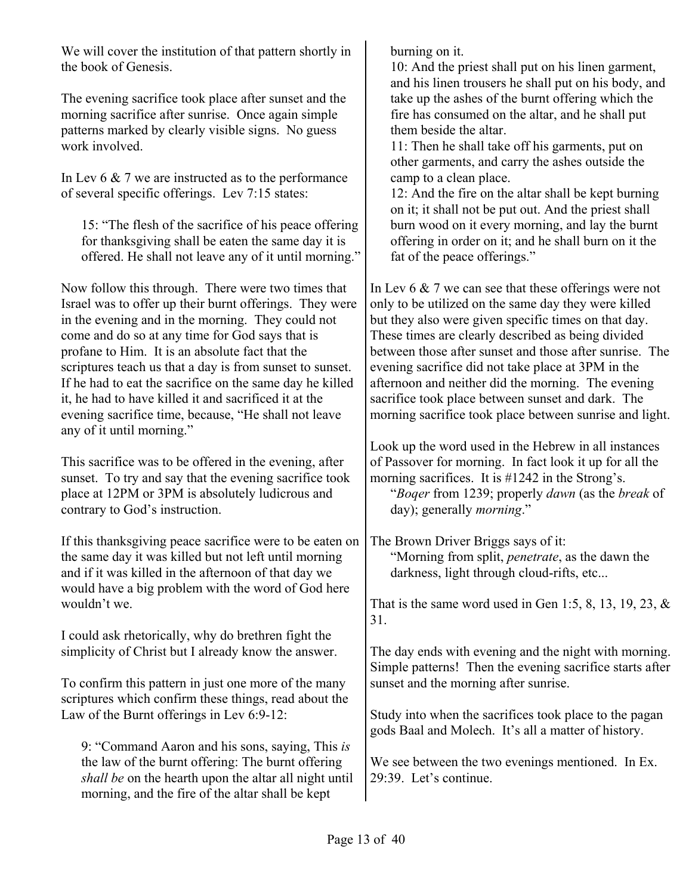We will cover the institution of that pattern shortly in the book of Genesis.

The evening sacrifice took place after sunset and the morning sacrifice after sunrise. Once again simple patterns marked by clearly visible signs. No guess work involved.

In Lev 6 & 7 we are instructed as to the performance of several specific offerings. Lev 7:15 states:

> 15: "The flesh of the sacrifice of his peace offering for thanksgiving shall be eaten the same day it is offered. He shall not leave any of it until morning."

Now follow this through. There were two times that Israel was to offer up their burnt offerings. They were in the evening and in the morning. They could not come and do so at any time for God says that is profane to Him. It is an absolute fact that the scriptures teach us that a day is from sunset to sunset. If he had to eat the sacrifice on the same day he killed it, he had to have killed it and sacrificed it at the evening sacrifice time, because, "He shall not leave any of it until morning."

This sacrifice was to be offered in the evening, after sunset. To try and say that the evening sacrifice took place at 12PM or 3PM is absolutely ludicrous and contrary to God's instruction.

If this thanksgiving peace sacrifice were to be eaten on the same day it was killed but not left until morning and if it was killed in the afternoon of that day we would have a big problem with the word of God here wouldn't we.

I could ask rhetorically, why do brethren fight the simplicity of Christ but I already know the answer.

To confirm this pattern in just one more of the many scriptures which confirm these things, read about the Law of the Burnt offerings in Lev 6:9-12:

> 9: "Command Aaron and his sons, saying, This *is* the law of the burnt offering: The burnt offering *shall be* on the hearth upon the altar all night until morning, and the fire of the altar shall be kept burning on it.
> 10: And the priest shall put on his linen garment, and his linen trousers he shall put on his body, and take up the ashes of the burnt offering which the fire has consumed on the altar, and he shall put them beside the altar.
> 11: Then he shall take off his garments, put on other garments, and carry the ashes outside the camp to a clean place.
> 12: And the fire on the altar shall be kept burning on it; it shall not be put out. And the priest shall burn wood on it every morning, and lay the burnt offering in order on it; and he shall burn on it the fat of the peace offerings."

In Lev 6 & 7 we can see that these offerings were not only to be utilized on the same day they were killed but they also were given specific times on that day. These times are clearly described as being divided between those after sunset and those after sunrise. The evening sacrifice did not take place at 3PM in the afternoon and neither did the morning. The evening sacrifice took place between sunset and dark. The morning sacrifice took place between sunrise and light.

Look up the word used in the Hebrew in all instances of Passover for morning. In fact look it up for all the morning sacrifices. It is #1242 in the Strong's.

> "*Boqer* from 1239; properly *dawn* (as the *break* of day); generally *morning*."

The Brown Driver Briggs says of it:

> "Morning from split, *penetrate*, as the dawn the darkness, light through cloud-rifts, etc...

That is the same word used in Gen 1:5, 8, 13, 19, 23, & 31.

The day ends with evening and the night with morning. Simple patterns! Then the evening sacrifice starts after sunset and the morning after sunrise.

Study into when the sacrifices took place to the pagan gods Baal and Molech. It's all a matter of history.

We see between the two evenings mentioned. In Ex. 29:39. Let's continue.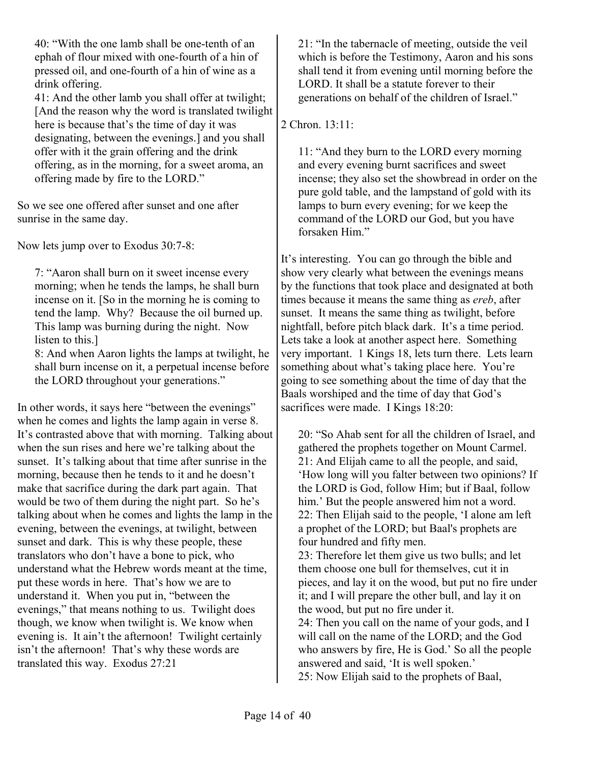40: "With the one lamb shall be one-tenth of an ephah of flour mixed with one-fourth of a hin of pressed oil, and one-fourth of a hin of wine as a drink offering.
41: And the other lamb you shall offer at twilight; [And the reason why the word is translated twilight here is because that's the time of day it was designating, between the evenings.] and you shall offer with it the grain offering and the drink offering, as in the morning, for a sweet aroma, an offering made by fire to the LORD."

So we see one offered after sunset and one after sunrise in the same day.

Now lets jump over to Exodus 30:7-8:

7: "Aaron shall burn on it sweet incense every morning; when he tends the lamps, he shall burn incense on it. [So in the morning he is coming to tend the lamp. Why? Because the oil burned up. This lamp was burning during the night. Now listen to this.]
8: And when Aaron lights the lamps at twilight, he shall burn incense on it, a perpetual incense before the LORD throughout your generations."

In other words, it says here "between the evenings" when he comes and lights the lamp again in verse 8. It's contrasted above that with morning. Talking about when the sun rises and here we're talking about the sunset. It's talking about that time after sunrise in the morning, because then he tends to it and he doesn't make that sacrifice during the dark part again. That would be two of them during the night part. So he's talking about when he comes and lights the lamp in the evening, between the evenings, at twilight, between sunset and dark. This is why these people, these translators who don't have a bone to pick, who understand what the Hebrew words meant at the time, put these words in here. That's how we are to understand it. When you put in, "between the evenings," that means nothing to us. Twilight does though, we know when twilight is. We know when evening is. It ain't the afternoon! Twilight certainly isn't the afternoon! That's why these words are translated this way. Exodus 27:21

21: "In the tabernacle of meeting, outside the veil which is before the Testimony, Aaron and his sons shall tend it from evening until morning before the LORD. It shall be a statute forever to their generations on behalf of the children of Israel."

2 Chron. 13:11:

11: "And they burn to the LORD every morning and every evening burnt sacrifices and sweet incense; they also set the showbread in order on the pure gold table, and the lampstand of gold with its lamps to burn every evening; for we keep the command of the LORD our God, but you have forsaken Him."

It's interesting. You can go through the bible and show very clearly what between the evenings means by the functions that took place and designated at both times because it means the same thing as *ereb*, after sunset. It means the same thing as twilight, before nightfall, before pitch black dark. It's a time period. Lets take a look at another aspect here. Something very important. 1 Kings 18, lets turn there. Lets learn something about what's taking place here. You're going to see something about the time of day that the Baals worshiped and the time of day that God's sacrifices were made. I Kings 18:20:

20: "So Ahab sent for all the children of Israel, and gathered the prophets together on Mount Carmel.
21: And Elijah came to all the people, and said, 'How long will you falter between two opinions? If the LORD is God, follow Him; but if Baal, follow him.' But the people answered him not a word.
22: Then Elijah said to the people, 'I alone am left a prophet of the LORD; but Baal's prophets are four hundred and fifty men.
23: Therefore let them give us two bulls; and let them choose one bull for themselves, cut it in pieces, and lay it on the wood, but put no fire under it; and I will prepare the other bull, and lay it on the wood, but put no fire under it.
24: Then you call on the name of your gods, and I will call on the name of the LORD; and the God who answers by fire, He is God.' So all the people answered and said, 'It is well spoken.'
25: Now Elijah said to the prophets of Baal,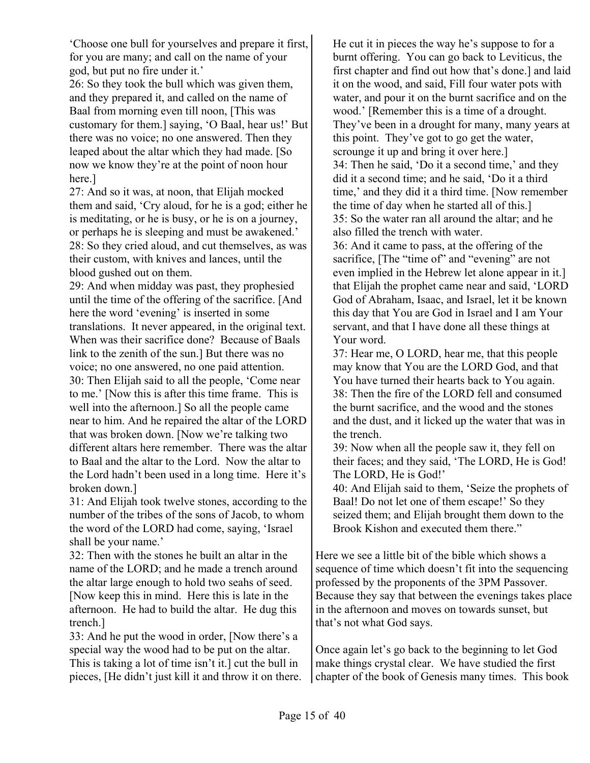'Choose one bull for yourselves and prepare it first, for you are many; and call on the name of your god, but put no fire under it.'

26: So they took the bull which was given them, and they prepared it, and called on the name of Baal from morning even till noon, [This was customary for them.] saying, 'O Baal, hear us!' But there was no voice; no one answered. Then they leaped about the altar which they had made. [So now we know they're at the point of noon hour here.]

27: And so it was, at noon, that Elijah mocked them and said, 'Cry aloud, for he is a god; either he is meditating, or he is busy, or he is on a journey, or perhaps he is sleeping and must be awakened.'

28: So they cried aloud, and cut themselves, as was their custom, with knives and lances, until the blood gushed out on them.

29: And when midday was past, they prophesied until the time of the offering of the sacrifice. [And here the word 'evening' is inserted in some translations. It never appeared, in the original text. When was their sacrifice done? Because of Baals link to the zenith of the sun.] But there was no voice; no one answered, no one paid attention.

30: Then Elijah said to all the people, 'Come near to me.' [Now this is after this time frame. This is well into the afternoon.] So all the people came near to him. And he repaired the altar of the LORD that was broken down. [Now we're talking two different altars here remember. There was the altar to Baal and the altar to the Lord. Now the altar to the Lord hadn't been used in a long time. Here it's broken down.]

31: And Elijah took twelve stones, according to the number of the tribes of the sons of Jacob, to whom the word of the LORD had come, saying, 'Israel shall be your name.'

32: Then with the stones he built an altar in the name of the LORD; and he made a trench around the altar large enough to hold two seahs of seed. [Now keep this in mind. Here this is late in the afternoon. He had to build the altar. He dug this trench.]

33: And he put the wood in order, [Now there's a special way the wood had to be put on the altar. This is taking a lot of time isn't it.] cut the bull in pieces, [He didn't just kill it and throw it on there. He cut it in pieces the way he's suppose to for a burnt offering. You can go back to Leviticus, the first chapter and find out how that's done.] and laid it on the wood, and said, Fill four water pots with water, and pour it on the burnt sacrifice and on the wood.' [Remember this is a time of a drought. They've been in a drought for many, many years at this point. They've got to go get the water, scrounge it up and bring it over here.]

34: Then he said, 'Do it a second time,' and they did it a second time; and he said, 'Do it a third time,' and they did it a third time. [Now remember the time of day when he started all of this.]

35: So the water ran all around the altar; and he also filled the trench with water.

36: And it came to pass, at the offering of the sacrifice, [The "time of" and "evening" are not even implied in the Hebrew let alone appear in it.] that Elijah the prophet came near and said, 'LORD God of Abraham, Isaac, and Israel, let it be known this day that You are God in Israel and I am Your servant, and that I have done all these things at Your word.

37: Hear me, O LORD, hear me, that this people may know that You are the LORD God, and that You have turned their hearts back to You again.

38: Then the fire of the LORD fell and consumed the burnt sacrifice, and the wood and the stones and the dust, and it licked up the water that was in the trench.

39: Now when all the people saw it, they fell on their faces; and they said, 'The LORD, He is God! The LORD, He is God!'

40: And Elijah said to them, 'Seize the prophets of Baal! Do not let one of them escape!' So they seized them; and Elijah brought them down to the Brook Kishon and executed them there."

Here we see a little bit of the bible which shows a sequence of time which doesn't fit into the sequencing professed by the proponents of the 3PM Passover. Because they say that between the evenings takes place in the afternoon and moves on towards sunset, but that's not what God says.

Once again let's go back to the beginning to let God make things crystal clear. We have studied the first chapter of the book of Genesis many times. This book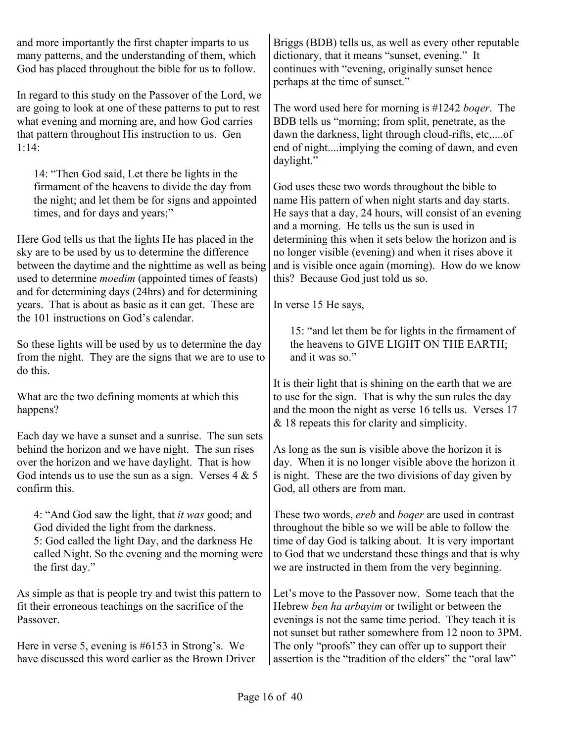and more importantly the first chapter imparts to us many patterns, and the understanding of them, which God has placed throughout the bible for us to follow.

In regard to this study on the Passover of the Lord, we are going to look at one of these patterns to put to rest what evening and morning are, and how God carries that pattern throughout His instruction to us. Gen 1:14:

> 14: "Then God said, Let there be lights in the firmament of the heavens to divide the day from the night; and let them be for signs and appointed times, and for days and years;"

Here God tells us that the lights He has placed in the sky are to be used by us to determine the difference between the daytime and the nighttime as well as being used to determine *moedim* (appointed times of feasts) and for determining days (24hrs) and for determining years. That is about as basic as it can get. These are the 101 instructions on God's calendar.

So these lights will be used by us to determine the day from the night. They are the signs that we are to use to do this.

What are the two defining moments at which this happens?

Each day we have a sunset and a sunrise. The sun sets behind the horizon and we have night. The sun rises over the horizon and we have daylight. That is how God intends us to use the sun as a sign. Verses 4 & 5 confirm this.

> 4: "And God saw the light, that *it was* good; and God divided the light from the darkness.
> 5: God called the light Day, and the darkness He called Night. So the evening and the morning were the first day."

As simple as that is people try and twist this pattern to fit their erroneous teachings on the sacrifice of the Passover.

Here in verse 5, evening is #6153 in Strong's. We have discussed this word earlier as the Brown Driver Briggs (BDB) tells us, as well as every other reputable dictionary, that it means "sunset, evening." It continues with "evening, originally sunset hence perhaps at the time of sunset."

The word used here for morning is #1242 *boqer*. The BDB tells us "morning; from split, penetrate, as the dawn the darkness, light through cloud-rifts, etc,....of end of night....implying the coming of dawn, and even daylight."

God uses these two words throughout the bible to name His pattern of when night starts and day starts. He says that a day, 24 hours, will consist of an evening and a morning. He tells us the sun is used in determining this when it sets below the horizon and is no longer visible (evening) and when it rises above it and is visible once again (morning). How do we know this? Because God just told us so.

In verse 15 He says,

> 15: "and let them be for lights in the firmament of the heavens to GIVE LIGHT ON THE EARTH; and it was so."

It is their light that is shining on the earth that we are to use for the sign. That is why the sun rules the day and the moon the night as verse 16 tells us. Verses 17 & 18 repeats this for clarity and simplicity.

As long as the sun is visible above the horizon it is day. When it is no longer visible above the horizon it is night. These are the two divisions of day given by God, all others are from man.

These two words, *ereb* and *boqer* are used in contrast throughout the bible so we will be able to follow the time of day God is talking about. It is very important to God that we understand these things and that is why we are instructed in them from the very beginning.

Let's move to the Passover now. Some teach that the Hebrew *ben ha arbayim* or twilight or between the evenings is not the same time period. They teach it is not sunset but rather somewhere from 12 noon to 3PM. The only "proofs" they can offer up to support their assertion is the "tradition of the elders" the "oral law"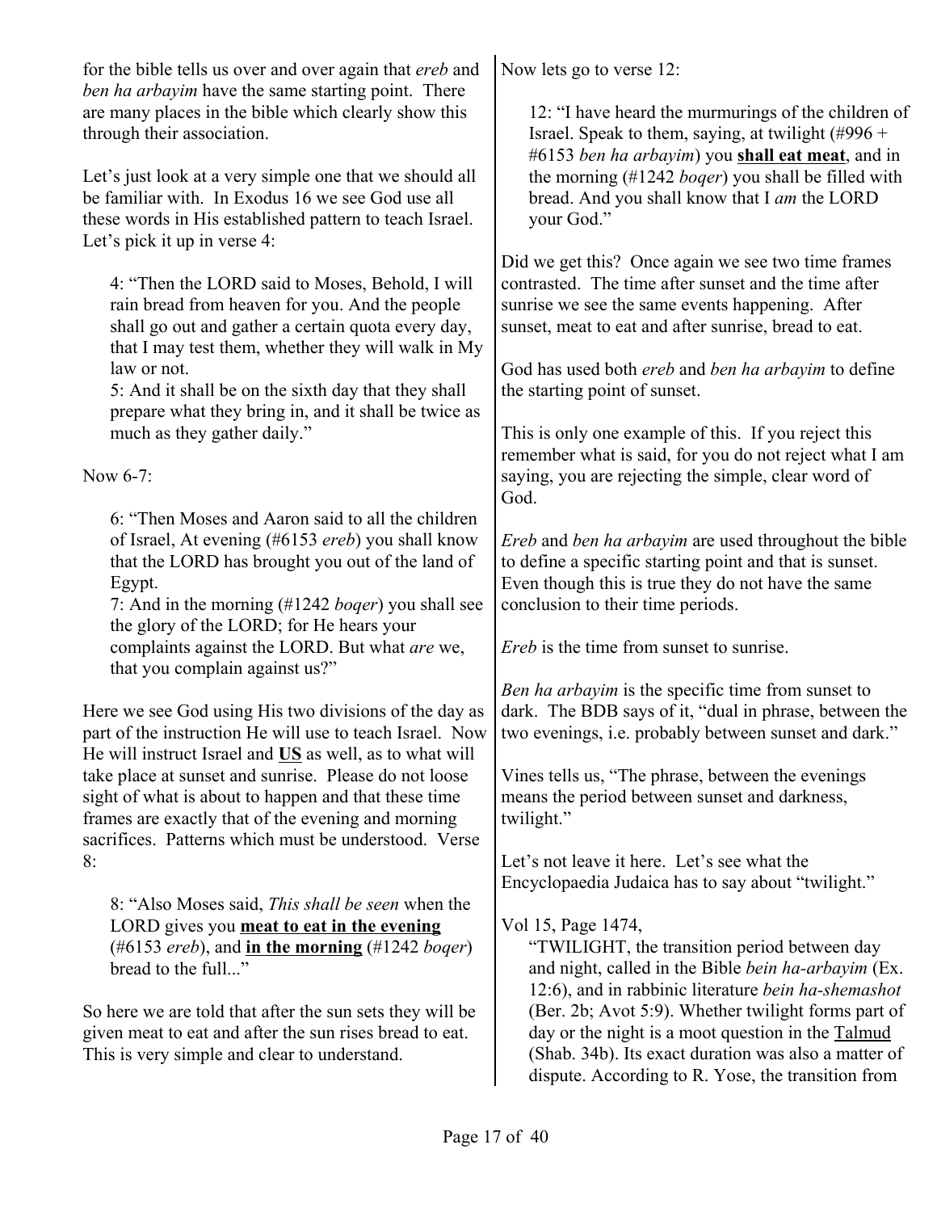for the bible tells us over and over again that *ereb* and *ben ha arbayim* have the same starting point. There are many places in the bible which clearly show this through their association.

Let's just look at a very simple one that we should all be familiar with. In Exodus 16 we see God use all these words in His established pattern to teach Israel. Let's pick it up in verse 4:

> 4: "Then the LORD said to Moses, Behold, I will rain bread from heaven for you. And the people shall go out and gather a certain quota every day, that I may test them, whether they will walk in My law or not.
> 5: And it shall be on the sixth day that they shall prepare what they bring in, and it shall be twice as much as they gather daily."

Now 6-7:

> 6: "Then Moses and Aaron said to all the children of Israel, At evening (#6153 *ereb*) you shall know that the LORD has brought you out of the land of Egypt.
> 7: And in the morning (#1242 *boqer*) you shall see the glory of the LORD; for He hears your complaints against the LORD. But what *are* we, that you complain against us?"

Here we see God using His two divisions of the day as part of the instruction He will use to teach Israel. Now He will instruct Israel and **US** as well, as to what will take place at sunset and sunrise. Please do not loose sight of what is about to happen and that these time frames are exactly that of the evening and morning sacrifices. Patterns which must be understood. Verse 8:

> 8: "Also Moses said, *This shall be seen* when the LORD gives you **meat to eat in the evening** (#6153 *ereb*), and **in the morning** (#1242 *boqer*) bread to the full..."

So here we are told that after the sun sets they will be given meat to eat and after the sun rises bread to eat. This is very simple and clear to understand.

Now lets go to verse 12:

> 12: "I have heard the murmurings of the children of Israel. Speak to them, saying, at twilight (#996 + #6153 *ben ha arbayim*) you **shall eat meat**, and in the morning (#1242 *boqer*) you shall be filled with bread. And you shall know that I *am* the LORD your God."

Did we get this? Once again we see two time frames contrasted. The time after sunset and the time after sunrise we see the same events happening. After sunset, meat to eat and after sunrise, bread to eat.

God has used both *ereb* and *ben ha arbayim* to define the starting point of sunset.

This is only one example of this. If you reject this remember what is said, for you do not reject what I am saying, you are rejecting the simple, clear word of God.

*Ereb* and *ben ha arbayim* are used throughout the bible to define a specific starting point and that is sunset. Even though this is true they do not have the same conclusion to their time periods.

*Ereb* is the time from sunset to sunrise.

*Ben ha arbayim* is the specific time from sunset to dark. The BDB says of it, "dual in phrase, between the two evenings, i.e. probably between sunset and dark."

Vines tells us, "The phrase, between the evenings means the period between sunset and darkness, twilight."

Let's not leave it here. Let's see what the Encyclopaedia Judaica has to say about "twilight."

Vol 15, Page 1474,

> "TWILIGHT, the transition period between day and night, called in the Bible *bein ha-arbayim* (Ex. 12:6), and in rabbinic literature *bein ha-shemashot* (Ber. 2b; Avot 5:9). Whether twilight forms part of day or the night is a moot question in the Talmud (Shab. 34b). Its exact duration was also a matter of dispute. According to R. Yose, the transition from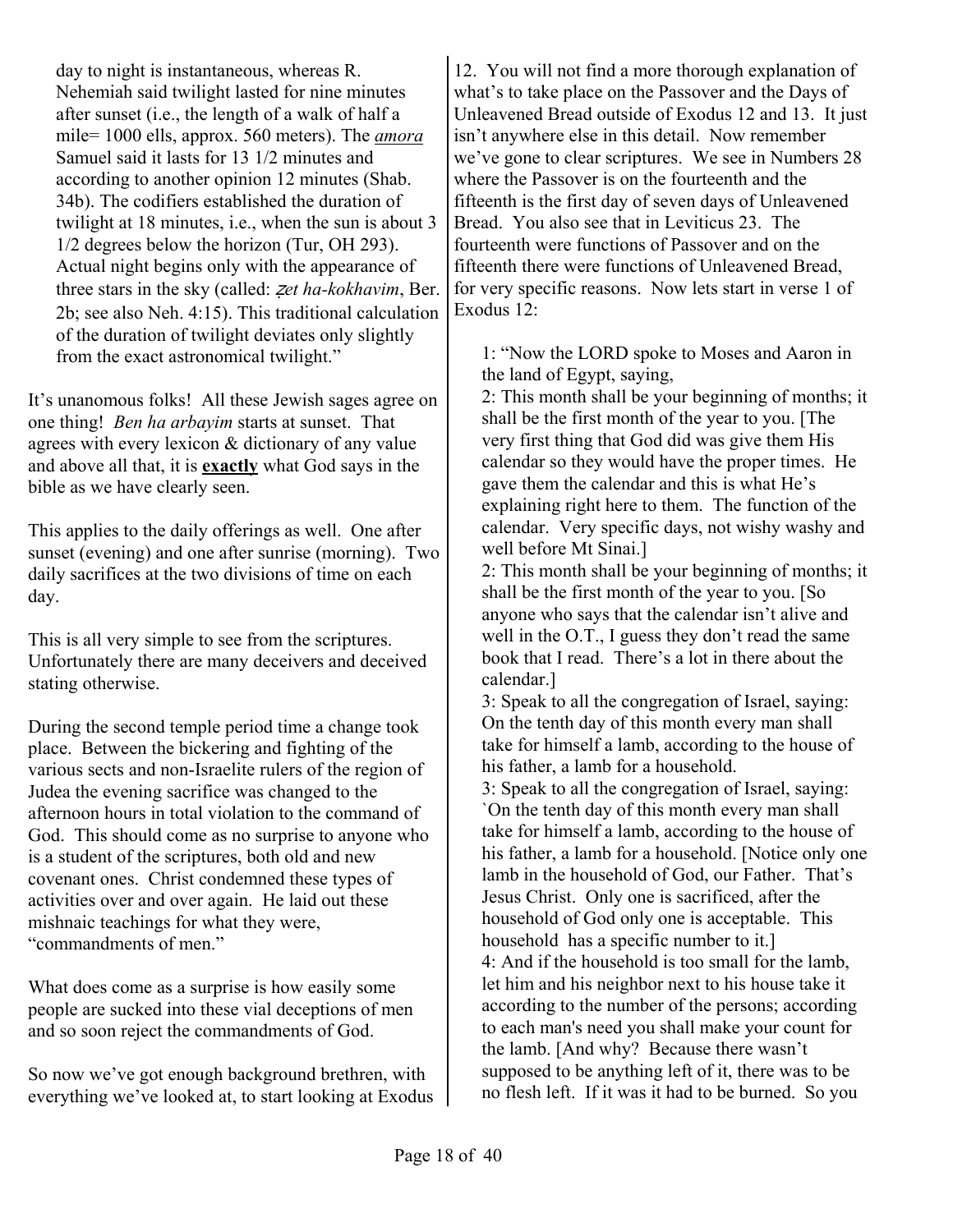day to night is instantaneous, whereas R. Nehemiah said twilight lasted for nine minutes after sunset (i.e., the length of a walk of half a mile= 1000 ells, approx. 560 meters). The *amora* Samuel said it lasts for 13 1/2 minutes and according to another opinion 12 minutes (Shab. 34b). The codifiers established the duration of twilight at 18 minutes, i.e., when the sun is about 3 1/2 degrees below the horizon (Tur, OH 293). Actual night begins only with the appearance of three stars in the sky (called: *ẕet ha-kokhavim*, Ber. 2b; see also Neh. 4:15). This traditional calculation of the duration of twilight deviates only slightly from the exact astronomical twilight."

It's unanomous folks! All these Jewish sages agree on one thing! *Ben ha arbayim* starts at sunset. That agrees with every lexicon & dictionary of any value and above all that, it is **exactly** what God says in the bible as we have clearly seen.

This applies to the daily offerings as well. One after sunset (evening) and one after sunrise (morning). Two daily sacrifices at the two divisions of time on each day.

This is all very simple to see from the scriptures. Unfortunately there are many deceivers and deceived stating otherwise.

During the second temple period time a change took place. Between the bickering and fighting of the various sects and non-Israelite rulers of the region of Judea the evening sacrifice was changed to the afternoon hours in total violation to the command of God. This should come as no surprise to anyone who is a student of the scriptures, both old and new covenant ones. Christ condemned these types of activities over and over again. He laid out these mishnaic teachings for what they were, "commandments of men."

What does come as a surprise is how easily some people are sucked into these vial deceptions of men and so soon reject the commandments of God.

So now we've got enough background brethren, with everything we've looked at, to start looking at Exodus 12. You will not find a more thorough explanation of what's to take place on the Passover and the Days of Unleavened Bread outside of Exodus 12 and 13. It just isn't anywhere else in this detail. Now remember we've gone to clear scriptures. We see in Numbers 28 where the Passover is on the fourteenth and the fifteenth is the first day of seven days of Unleavened Bread. You also see that in Leviticus 23. The fourteenth were functions of Passover and on the fifteenth there were functions of Unleavened Bread, for very specific reasons. Now lets start in verse 1 of Exodus 12:

> 1: "Now the LORD spoke to Moses and Aaron in the land of Egypt, saying,
> 2: This month shall be your beginning of months; it shall be the first month of the year to you. [The very first thing that God did was give them His calendar so they would have the proper times. He gave them the calendar and this is what He's explaining right here to them. The function of the calendar. Very specific days, not wishy washy and well before Mt Sinai.]
> 2: This month shall be your beginning of months; it shall be the first month of the year to you. [So anyone who says that the calendar isn't alive and well in the O.T., I guess they don't read the same book that I read. There's a lot in there about the calendar.]
> 3: Speak to all the congregation of Israel, saying: On the tenth day of this month every man shall take for himself a lamb, according to the house of his father, a lamb for a household.
> 3: Speak to all the congregation of Israel, saying: `On the tenth day of this month every man shall take for himself a lamb, according to the house of his father, a lamb for a household. [Notice only one lamb in the household of God, our Father. That's Jesus Christ. Only one is sacrificed, after the household of God only one is acceptable. This household has a specific number to it.]
> 4: And if the household is too small for the lamb, let him and his neighbor next to his house take it according to the number of the persons; according to each man's need you shall make your count for the lamb. [And why? Because there wasn't supposed to be anything left of it, there was to be no flesh left. If it was it had to be burned. So you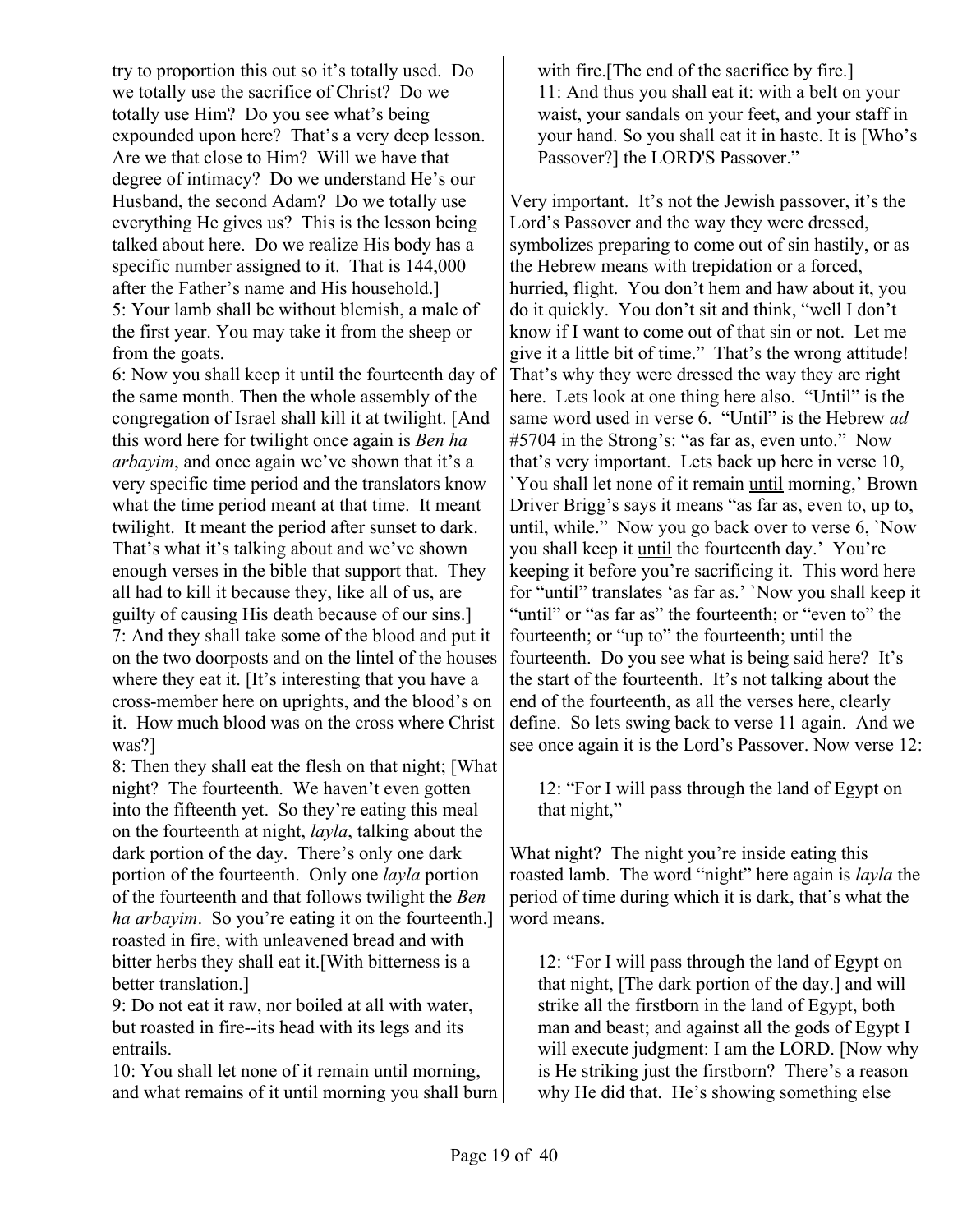try to proportion this out so it's totally used. Do we totally use the sacrifice of Christ? Do we totally use Him? Do you see what's being expounded upon here? That's a very deep lesson. Are we that close to Him? Will we have that degree of intimacy? Do we understand He's our Husband, the second Adam? Do we totally use everything He gives us? This is the lesson being talked about here. Do we realize His body has a specific number assigned to it. That is 144,000 after the Father's name and His household.]
5: Your lamb shall be without blemish, a male of the first year. You may take it from the sheep or from the goats.
6: Now you shall keep it until the fourteenth day of the same month. Then the whole assembly of the congregation of Israel shall kill it at twilight. [And this word here for twilight once again is *Ben ha arbayim*, and once again we've shown that it's a very specific time period and the translators know what the time period meant at that time. It meant twilight. It meant the period after sunset to dark. That's what it's talking about and we've shown enough verses in the bible that support that. They all had to kill it because they, like all of us, are guilty of causing His death because of our sins.]
7: And they shall take some of the blood and put it on the two doorposts and on the lintel of the houses where they eat it. [It's interesting that you have a cross-member here on uprights, and the blood's on it. How much blood was on the cross where Christ was?]
8: Then they shall eat the flesh on that night; [What night? The fourteenth. We haven't even gotten into the fifteenth yet. So they're eating this meal on the fourteenth at night, *layla*, talking about the dark portion of the day. There's only one dark portion of the fourteenth. Only one *layla* portion of the fourteenth and that follows twilight the *Ben ha arbayim*. So you're eating it on the fourteenth.] roasted in fire, with unleavened bread and with bitter herbs they shall eat it.[With bitterness is a better translation.]
9: Do not eat it raw, nor boiled at all with water, but roasted in fire--its head with its legs and its entrails.
10: You shall let none of it remain until morning, and what remains of it until morning you shall burn with fire.[The end of the sacrifice by fire.]
11: And thus you shall eat it: with a belt on your waist, your sandals on your feet, and your staff in your hand. So you shall eat it in haste. It is [Who's Passover?] the LORD'S Passover."

Very important. It's not the Jewish passover, it's the Lord's Passover and the way they were dressed, symbolizes preparing to come out of sin hastily, or as the Hebrew means with trepidation or a forced, hurried, flight. You don't hem and haw about it, you do it quickly. You don't sit and think, "well I don't know if I want to come out of that sin or not. Let me give it a little bit of time." That's the wrong attitude! That's why they were dressed the way they are right here. Lets look at one thing here also. "Until" is the same word used in verse 6. "Until" is the Hebrew *ad* #5704 in the Strong's: "as far as, even unto." Now that's very important. Lets back up here in verse 10, `You shall let none of it remain <u>until</u> morning,' Brown Driver Brigg's says it means "as far as, even to, up to, until, while." Now you go back over to verse 6, `Now you shall keep it <u>until</u> the fourteenth day.' You're keeping it before you're sacrificing it. This word here for "until" translates 'as far as.' `Now you shall keep it "until" or "as far as" the fourteenth; or "even to" the fourteenth; or "up to" the fourteenth; until the fourteenth. Do you see what is being said here? It's the start of the fourteenth. It's not talking about the end of the fourteenth, as all the verses here, clearly define. So lets swing back to verse 11 again. And we see once again it is the Lord's Passover. Now verse 12:

> 12: "For I will pass through the land of Egypt on that night,"

What night? The night you're inside eating this roasted lamb. The word "night" here again is *layla* the period of time during which it is dark, that's what the word means.

> 12: "For I will pass through the land of Egypt on that night, [The dark portion of the day.] and will strike all the firstborn in the land of Egypt, both man and beast; and against all the gods of Egypt I will execute judgment: I am the LORD. [Now why is He striking just the firstborn? There's a reason why He did that. He's showing something else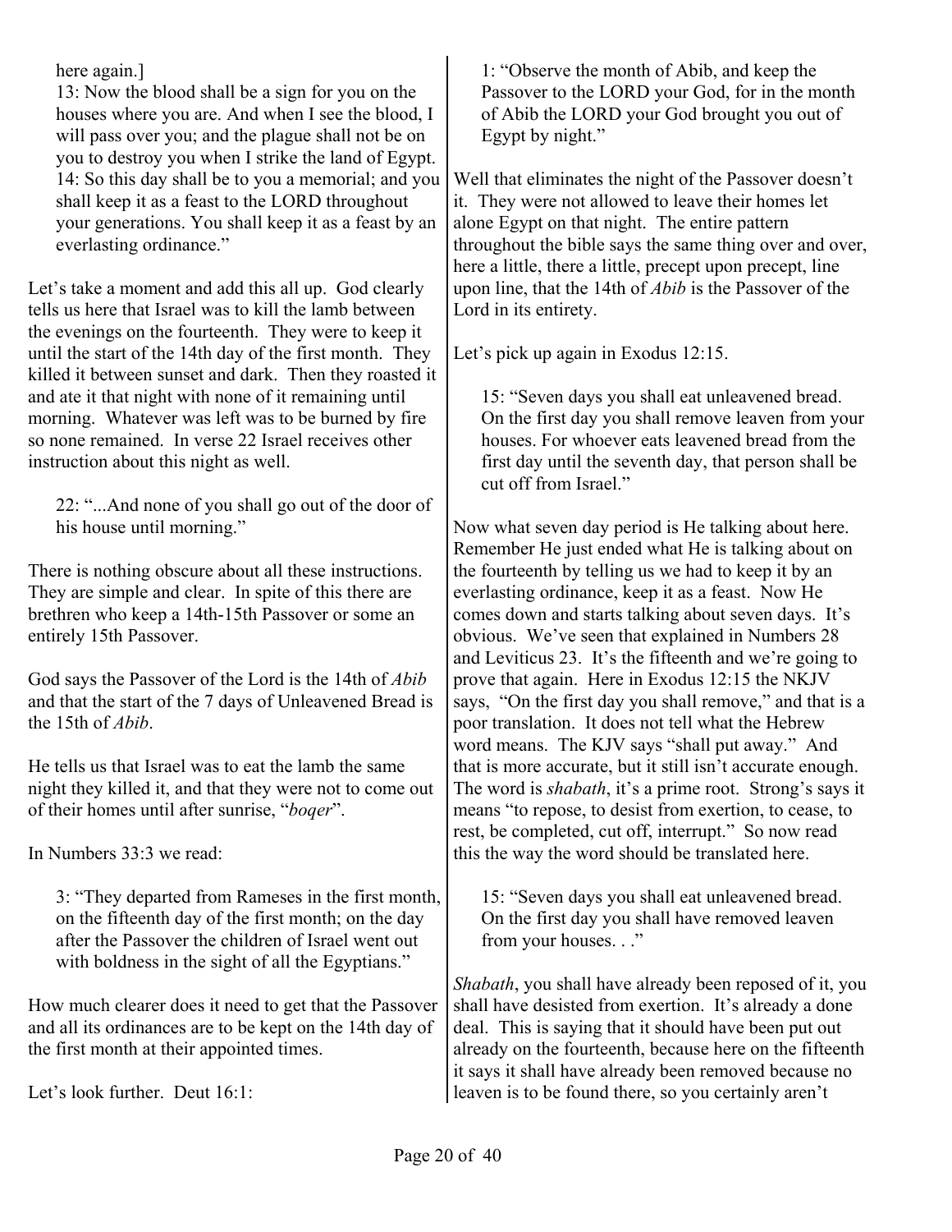here again.]

> 13: Now the blood shall be a sign for you on the houses where you are. And when I see the blood, I will pass over you; and the plague shall not be on you to destroy you when I strike the land of Egypt.
> 14: So this day shall be to you a memorial; and you shall keep it as a feast to the LORD throughout your generations. You shall keep it as a feast by an everlasting ordinance."

Let's take a moment and add this all up. God clearly tells us here that Israel was to kill the lamb between the evenings on the fourteenth. They were to keep it until the start of the 14th day of the first month. They killed it between sunset and dark. Then they roasted it and ate it that night with none of it remaining until morning. Whatever was left was to be burned by fire so none remained. In verse 22 Israel receives other instruction about this night as well.

> 22: "...And none of you shall go out of the door of his house until morning."

There is nothing obscure about all these instructions. They are simple and clear. In spite of this there are brethren who keep a 14th-15th Passover or some an entirely 15th Passover.

God says the Passover of the Lord is the 14th of *Abib* and that the start of the 7 days of Unleavened Bread is the 15th of *Abib*.

He tells us that Israel was to eat the lamb the same night they killed it, and that they were not to come out of their homes until after sunrise, "*boqer*".

In Numbers 33:3 we read:

> 3: "They departed from Rameses in the first month, on the fifteenth day of the first month; on the day after the Passover the children of Israel went out with boldness in the sight of all the Egyptians."

How much clearer does it need to get that the Passover and all its ordinances are to be kept on the 14th day of the first month at their appointed times.

Let's look further. Deut 16:1:

> 1: "Observe the month of Abib, and keep the Passover to the LORD your God, for in the month of Abib the LORD your God brought you out of Egypt by night."

Well that eliminates the night of the Passover doesn't it. They were not allowed to leave their homes let alone Egypt on that night. The entire pattern throughout the bible says the same thing over and over, here a little, there a little, precept upon precept, line upon line, that the 14th of *Abib* is the Passover of the Lord in its entirety.

Let's pick up again in Exodus 12:15.

> 15: "Seven days you shall eat unleavened bread. On the first day you shall remove leaven from your houses. For whoever eats leavened bread from the first day until the seventh day, that person shall be cut off from Israel."

Now what seven day period is He talking about here. Remember He just ended what He is talking about on the fourteenth by telling us we had to keep it by an everlasting ordinance, keep it as a feast. Now He comes down and starts talking about seven days. It's obvious. We've seen that explained in Numbers 28 and Leviticus 23. It's the fifteenth and we're going to prove that again. Here in Exodus 12:15 the NKJV says, "On the first day you shall remove," and that is a poor translation. It does not tell what the Hebrew word means. The KJV says "shall put away." And that is more accurate, but it still isn't accurate enough. The word is *shabath*, it's a prime root. Strong's says it means "to repose, to desist from exertion, to cease, to rest, be completed, cut off, interrupt." So now read this the way the word should be translated here.

> 15: "Seven days you shall eat unleavened bread. On the first day you shall have removed leaven from your houses. . ."

*Shabath*, you shall have already been reposed of it, you shall have desisted from exertion. It's already a done deal. This is saying that it should have been put out already on the fourteenth, because here on the fifteenth it says it shall have already been removed because no leaven is to be found there, so you certainly aren't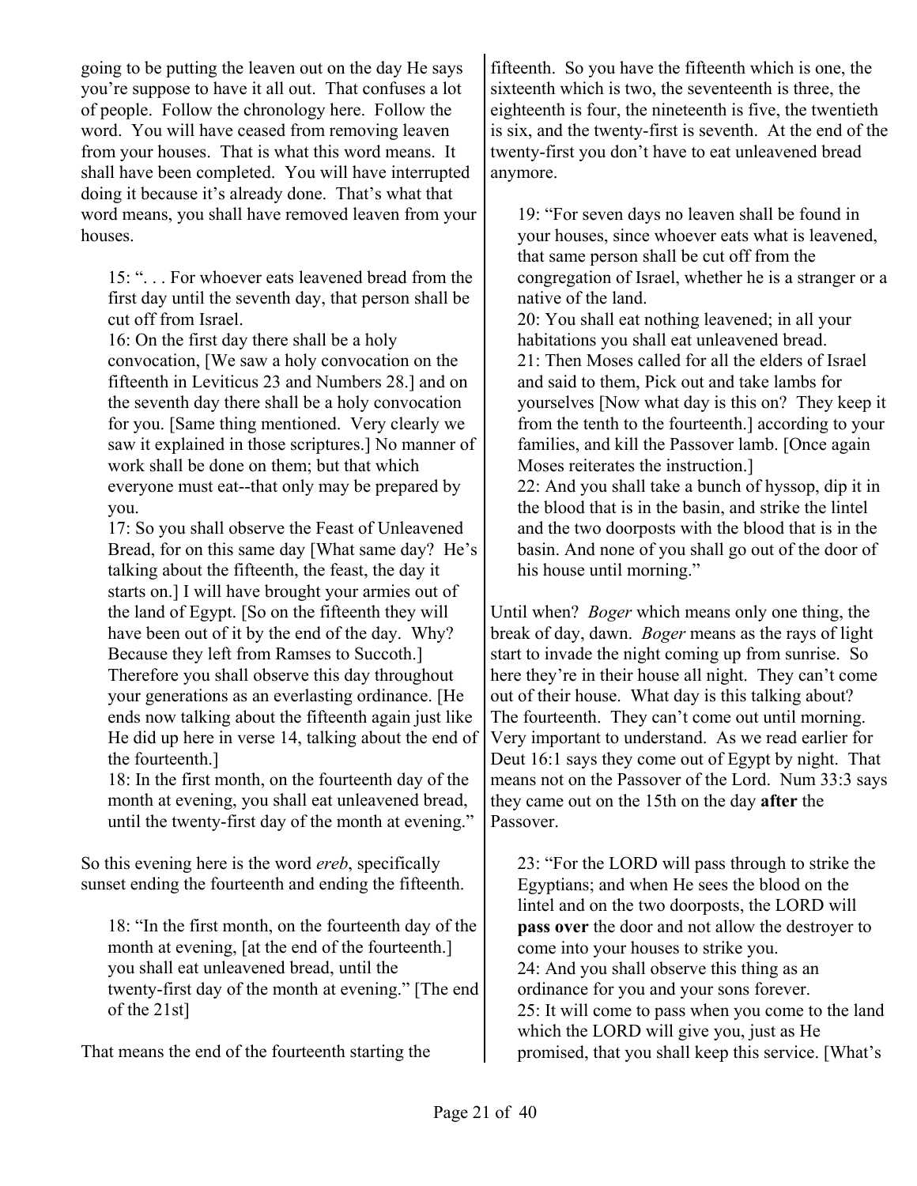going to be putting the leaven out on the day He says you're suppose to have it all out. That confuses a lot of people. Follow the chronology here. Follow the word. You will have ceased from removing leaven from your houses. That is what this word means. It shall have been completed. You will have interrupted doing it because it's already done. That's what that word means, you shall have removed leaven from your houses.

> 15: ". . . For whoever eats leavened bread from the first day until the seventh day, that person shall be cut off from Israel.
> 16: On the first day there shall be a holy convocation, [We saw a holy convocation on the fifteenth in Leviticus 23 and Numbers 28.] and on the seventh day there shall be a holy convocation for you. [Same thing mentioned. Very clearly we saw it explained in those scriptures.] No manner of work shall be done on them; but that which everyone must eat--that only may be prepared by you.
> 17: So you shall observe the Feast of Unleavened Bread, for on this same day [What same day? He's talking about the fifteenth, the feast, the day it starts on.] I will have brought your armies out of the land of Egypt. [So on the fifteenth they will have been out of it by the end of the day. Why? Because they left from Ramses to Succoth.] Therefore you shall observe this day throughout your generations as an everlasting ordinance. [He ends now talking about the fifteenth again just like He did up here in verse 14, talking about the end of the fourteenth.]
> 18: In the first month, on the fourteenth day of the month at evening, you shall eat unleavened bread, until the twenty-first day of the month at evening."

So this evening here is the word *ereb*, specifically sunset ending the fourteenth and ending the fifteenth.

> 18: "In the first month, on the fourteenth day of the month at evening, [at the end of the fourteenth.] you shall eat unleavened bread, until the twenty-first day of the month at evening." [The end of the 21st]

That means the end of the fourteenth starting the fifteenth. So you have the fifteenth which is one, the sixteenth which is two, the seventeenth is three, the eighteenth is four, the nineteenth is five, the twentieth is six, and the twenty-first is seventh. At the end of the twenty-first you don't have to eat unleavened bread anymore.

> 19: "For seven days no leaven shall be found in your houses, since whoever eats what is leavened, that same person shall be cut off from the congregation of Israel, whether he is a stranger or a native of the land.
> 20: You shall eat nothing leavened; in all your habitations you shall eat unleavened bread.
> 21: Then Moses called for all the elders of Israel and said to them, Pick out and take lambs for yourselves [Now what day is this on? They keep it from the tenth to the fourteenth.] according to your families, and kill the Passover lamb. [Once again Moses reiterates the instruction.]
> 22: And you shall take a bunch of hyssop, dip it in the blood that is in the basin, and strike the lintel and the two doorposts with the blood that is in the basin. And none of you shall go out of the door of his house until morning."

Until when? *Boger* which means only one thing, the break of day, dawn. *Boger* means as the rays of light start to invade the night coming up from sunrise. So here they're in their house all night. They can't come out of their house. What day is this talking about? The fourteenth. They can't come out until morning. Very important to understand. As we read earlier for Deut 16:1 says they come out of Egypt by night. That means not on the Passover of the Lord. Num 33:3 says they came out on the 15th on the day **after** the Passover.

> 23: "For the LORD will pass through to strike the Egyptians; and when He sees the blood on the lintel and on the two doorposts, the LORD will **pass over** the door and not allow the destroyer to come into your houses to strike you.
> 24: And you shall observe this thing as an ordinance for you and your sons forever.
> 25: It will come to pass when you come to the land which the LORD will give you, just as He promised, that you shall keep this service. [What's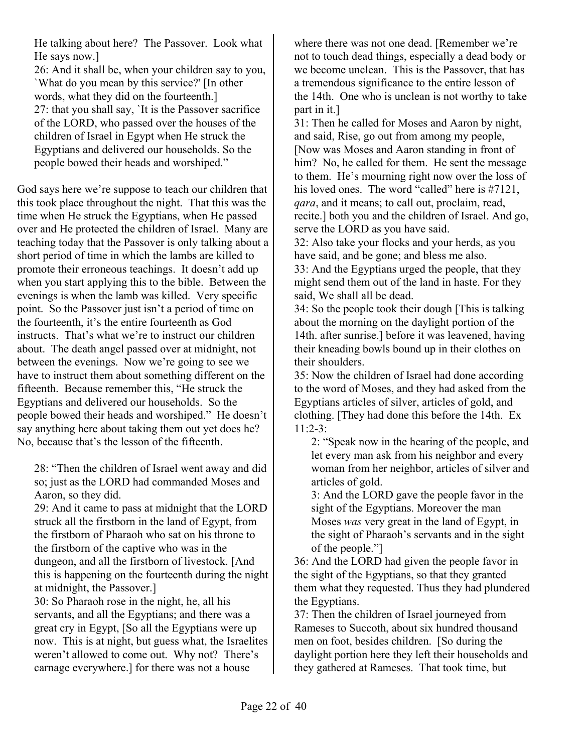He talking about here? The Passover. Look what He says now.]

26: And it shall be, when your children say to you, `What do you mean by this service?' [In other words, what they did on the fourteenth.]

27: that you shall say, `It is the Passover sacrifice of the LORD, who passed over the houses of the children of Israel in Egypt when He struck the Egyptians and delivered our households. So the people bowed their heads and worshiped."

God says here we're suppose to teach our children that this took place throughout the night. That this was the time when He struck the Egyptians, when He passed over and He protected the children of Israel. Many are teaching today that the Passover is only talking about a short period of time in which the lambs are killed to promote their erroneous teachings. It doesn't add up when you start applying this to the bible. Between the evenings is when the lamb was killed. Very specific point. So the Passover just isn't a period of time on the fourteenth, it's the entire fourteenth as God instructs. That's what we're to instruct our children about. The death angel passed over at midnight, not between the evenings. Now we're going to see we have to instruct them about something different on the fifteenth. Because remember this, "He struck the Egyptians and delivered our households. So the people bowed their heads and worshiped." He doesn't say anything here about taking them out yet does he? No, because that's the lesson of the fifteenth.

28: "Then the children of Israel went away and did so; just as the LORD had commanded Moses and Aaron, so they did.

29: And it came to pass at midnight that the LORD struck all the firstborn in the land of Egypt, from the firstborn of Pharaoh who sat on his throne to the firstborn of the captive who was in the dungeon, and all the firstborn of livestock. [And this is happening on the fourteenth during the night at midnight, the Passover.]

30: So Pharaoh rose in the night, he, all his servants, and all the Egyptians; and there was a great cry in Egypt, [So all the Egyptians were up now. This is at night, but guess what, the Israelites weren't allowed to come out. Why not? There's carnage everywhere.] for there was not a house where there was not one dead. [Remember we're not to touch dead things, especially a dead body or we become unclean. This is the Passover, that has a tremendous significance to the entire lesson of the 14th. One who is unclean is not worthy to take part in it.]

31: Then he called for Moses and Aaron by night, and said, Rise, go out from among my people, [Now was Moses and Aaron standing in front of him? No, he called for them. He sent the message to them. He's mourning right now over the loss of his loved ones. The word "called" here is #7121, *qara*, and it means; to call out, proclaim, read, recite.] both you and the children of Israel. And go, serve the LORD as you have said.

32: Also take your flocks and your herds, as you have said, and be gone; and bless me also.

33: And the Egyptians urged the people, that they might send them out of the land in haste. For they said, We shall all be dead.

34: So the people took their dough [This is talking about the morning on the daylight portion of the 14th. after sunrise.] before it was leavened, having their kneading bowls bound up in their clothes on their shoulders.

35: Now the children of Israel had done according to the word of Moses, and they had asked from the Egyptians articles of silver, articles of gold, and clothing. [They had done this before the 14th. Ex 11:2-3:

> 2: "Speak now in the hearing of the people, and let every man ask from his neighbor and every woman from her neighbor, articles of silver and articles of gold.
>
> 3: And the LORD gave the people favor in the sight of the Egyptians. Moreover the man Moses *was* very great in the land of Egypt, in the sight of Pharaoh's servants and in the sight of the people."]

36: And the LORD had given the people favor in the sight of the Egyptians, so that they granted them what they requested. Thus they had plundered the Egyptians.

37: Then the children of Israel journeyed from Rameses to Succoth, about six hundred thousand men on foot, besides children. [So during the daylight portion here they left their households and they gathered at Rameses. That took time, but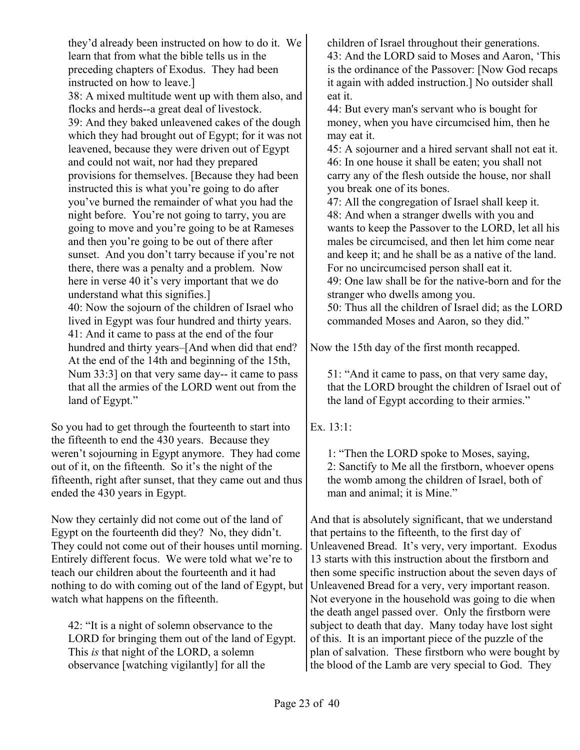they'd already been instructed on how to do it. We learn that from what the bible tells us in the preceding chapters of Exodus. They had been instructed on how to leave.]

38: A mixed multitude went up with them also, and flocks and herds--a great deal of livestock.

39: And they baked unleavened cakes of the dough which they had brought out of Egypt; for it was not leavened, because they were driven out of Egypt and could not wait, nor had they prepared provisions for themselves. [Because they had been instructed this is what you're going to do after you've burned the remainder of what you had the night before. You're not going to tarry, you are going to move and you're going to be at Rameses and then you're going to be out of there after sunset. And you don't tarry because if you're not there, there was a penalty and a problem. Now here in verse 40 it's very important that we do understand what this signifies.]

40: Now the sojourn of the children of Israel who lived in Egypt was four hundred and thirty years.

41: And it came to pass at the end of the four hundred and thirty years–[And when did that end? At the end of the 14th and beginning of the 15th, Num 33:3] on that very same day-- it came to pass that all the armies of the LORD went out from the land of Egypt."

So you had to get through the fourteenth to start into the fifteenth to end the 430 years. Because they weren't sojourning in Egypt anymore. They had come out of it, on the fifteenth. So it's the night of the fifteenth, right after sunset, that they came out and thus ended the 430 years in Egypt.

Now they certainly did not come out of the land of Egypt on the fourteenth did they? No, they didn't. They could not come out of their houses until morning. Entirely different focus. We were told what we're to teach our children about the fourteenth and it had nothing to do with coming out of the land of Egypt, but watch what happens on the fifteenth.

> 42: "It is a night of solemn observance to the LORD for bringing them out of the land of Egypt. This *is* that night of the LORD, a solemn observance [watching vigilantly] for all the children of Israel throughout their generations.
>
> 43: And the LORD said to Moses and Aaron, 'This is the ordinance of the Passover: [Now God recaps it again with added instruction.] No outsider shall eat it.
>
> 44: But every man's servant who is bought for money, when you have circumcised him, then he may eat it.
>
> 45: A sojourner and a hired servant shall not eat it.
>
> 46: In one house it shall be eaten; you shall not carry any of the flesh outside the house, nor shall you break one of its bones.
>
> 47: All the congregation of Israel shall keep it.
>
> 48: And when a stranger dwells with you and wants to keep the Passover to the LORD, let all his males be circumcised, and then let him come near and keep it; and he shall be as a native of the land. For no uncircumcised person shall eat it.
>
> 49: One law shall be for the native-born and for the stranger who dwells among you.
>
> 50: Thus all the children of Israel did; as the LORD commanded Moses and Aaron, so they did."

Now the 15th day of the first month recapped.

> 51: "And it came to pass, on that very same day, that the LORD brought the children of Israel out of the land of Egypt according to their armies."

Ex. 13:1:

> 1: "Then the LORD spoke to Moses, saying,
>
> 2: Sanctify to Me all the firstborn, whoever opens the womb among the children of Israel, both of man and animal; it is Mine."

And that is absolutely significant, that we understand that pertains to the fifteenth, to the first day of Unleavened Bread. It's very, very important. Exodus 13 starts with this instruction about the firstborn and then some specific instruction about the seven days of Unleavened Bread for a very, very important reason. Not everyone in the household was going to die when the death angel passed over. Only the firstborn were subject to death that day. Many today have lost sight of this. It is an important piece of the puzzle of the plan of salvation. These firstborn who were bought by the blood of the Lamb are very special to God. They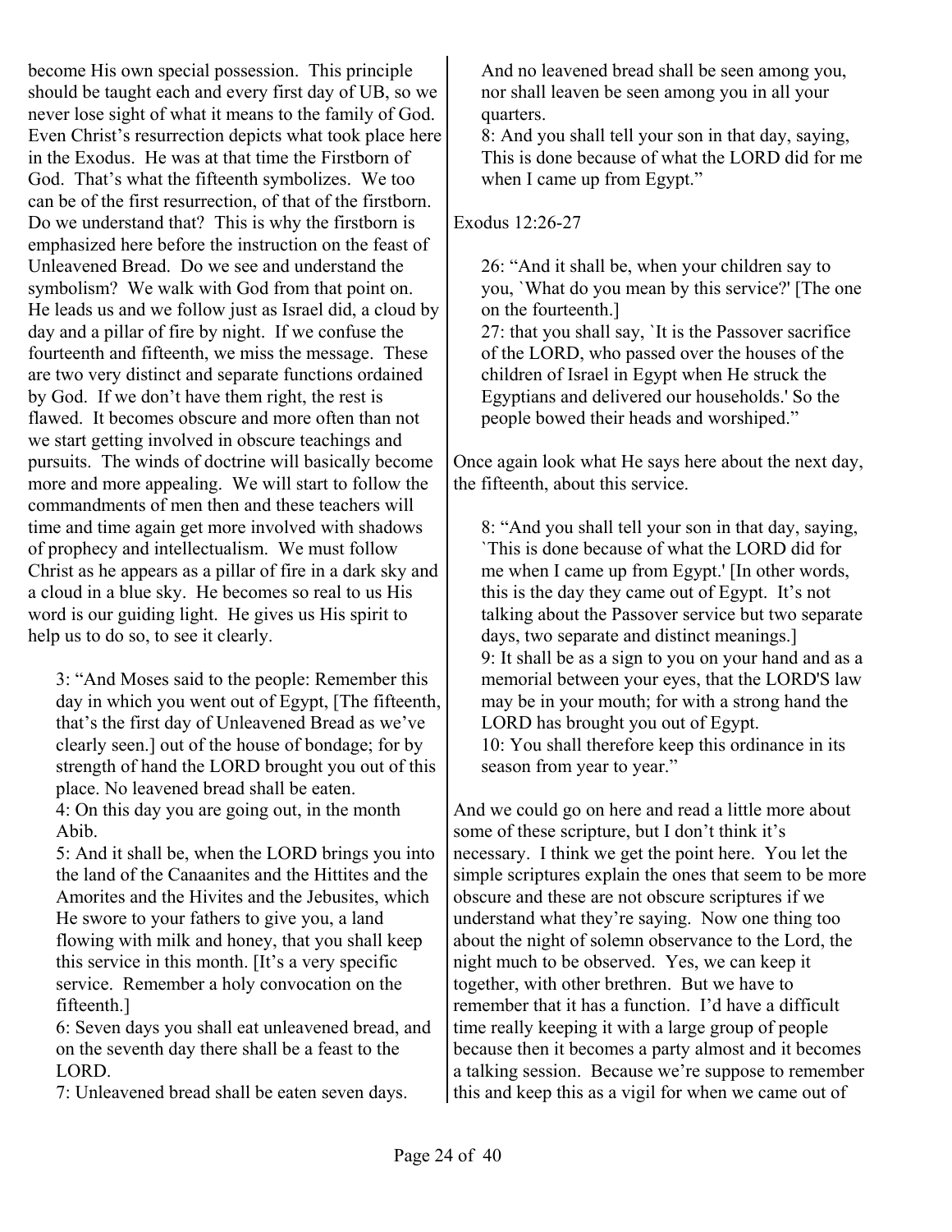become His own special possession. This principle should be taught each and every first day of UB, so we never lose sight of what it means to the family of God. Even Christ's resurrection depicts what took place here in the Exodus. He was at that time the Firstborn of God. That's what the fifteenth symbolizes. We too can be of the first resurrection, of that of the firstborn. Do we understand that? This is why the firstborn is emphasized here before the instruction on the feast of Unleavened Bread. Do we see and understand the symbolism? We walk with God from that point on. He leads us and we follow just as Israel did, a cloud by day and a pillar of fire by night. If we confuse the fourteenth and fifteenth, we miss the message. These are two very distinct and separate functions ordained by God. If we don't have them right, the rest is flawed. It becomes obscure and more often than not we start getting involved in obscure teachings and pursuits. The winds of doctrine will basically become more and more appealing. We will start to follow the commandments of men then and these teachers will time and time again get more involved with shadows of prophecy and intellectualism. We must follow Christ as he appears as a pillar of fire in a dark sky and a cloud in a blue sky. He becomes so real to us His word is our guiding light. He gives us His spirit to help us to do so, to see it clearly.

> 3: "And Moses said to the people: Remember this day in which you went out of Egypt, [The fifteenth, that's the first day of Unleavened Bread as we've clearly seen.] out of the house of bondage; for by strength of hand the LORD brought you out of this place. No leavened bread shall be eaten.
> 4: On this day you are going out, in the month Abib.
> 5: And it shall be, when the LORD brings you into the land of the Canaanites and the Hittites and the Amorites and the Hivites and the Jebusites, which He swore to your fathers to give you, a land flowing with milk and honey, that you shall keep this service in this month. [It's a very specific service. Remember a holy convocation on the fifteenth.]
> 6: Seven days you shall eat unleavened bread, and on the seventh day there shall be a feast to the LORD.
> 7: Unleavened bread shall be eaten seven days. And no leavened bread shall be seen among you, nor shall leaven be seen among you in all your quarters.
> 8: And you shall tell your son in that day, saying, This is done because of what the LORD did for me when I came up from Egypt."

Exodus 12:26-27

> 26: "And it shall be, when your children say to you, `What do you mean by this service?' [The one on the fourteenth.]
> 27: that you shall say, `It is the Passover sacrifice of the LORD, who passed over the houses of the children of Israel in Egypt when He struck the Egyptians and delivered our households.' So the people bowed their heads and worshiped."

Once again look what He says here about the next day, the fifteenth, about this service.

> 8: "And you shall tell your son in that day, saying, `This is done because of what the LORD did for me when I came up from Egypt.' [In other words, this is the day they came out of Egypt. It's not talking about the Passover service but two separate days, two separate and distinct meanings.]
> 9: It shall be as a sign to you on your hand and as a memorial between your eyes, that the LORD'S law may be in your mouth; for with a strong hand the LORD has brought you out of Egypt.
> 10: You shall therefore keep this ordinance in its season from year to year."

And we could go on here and read a little more about some of these scripture, but I don't think it's necessary. I think we get the point here. You let the simple scriptures explain the ones that seem to be more obscure and these are not obscure scriptures if we understand what they're saying. Now one thing too about the night of solemn observance to the Lord, the night much to be observed. Yes, we can keep it together, with other brethren. But we have to remember that it has a function. I'd have a difficult time really keeping it with a large group of people because then it becomes a party almost and it becomes a talking session. Because we're suppose to remember this and keep this as a vigil for when we came out of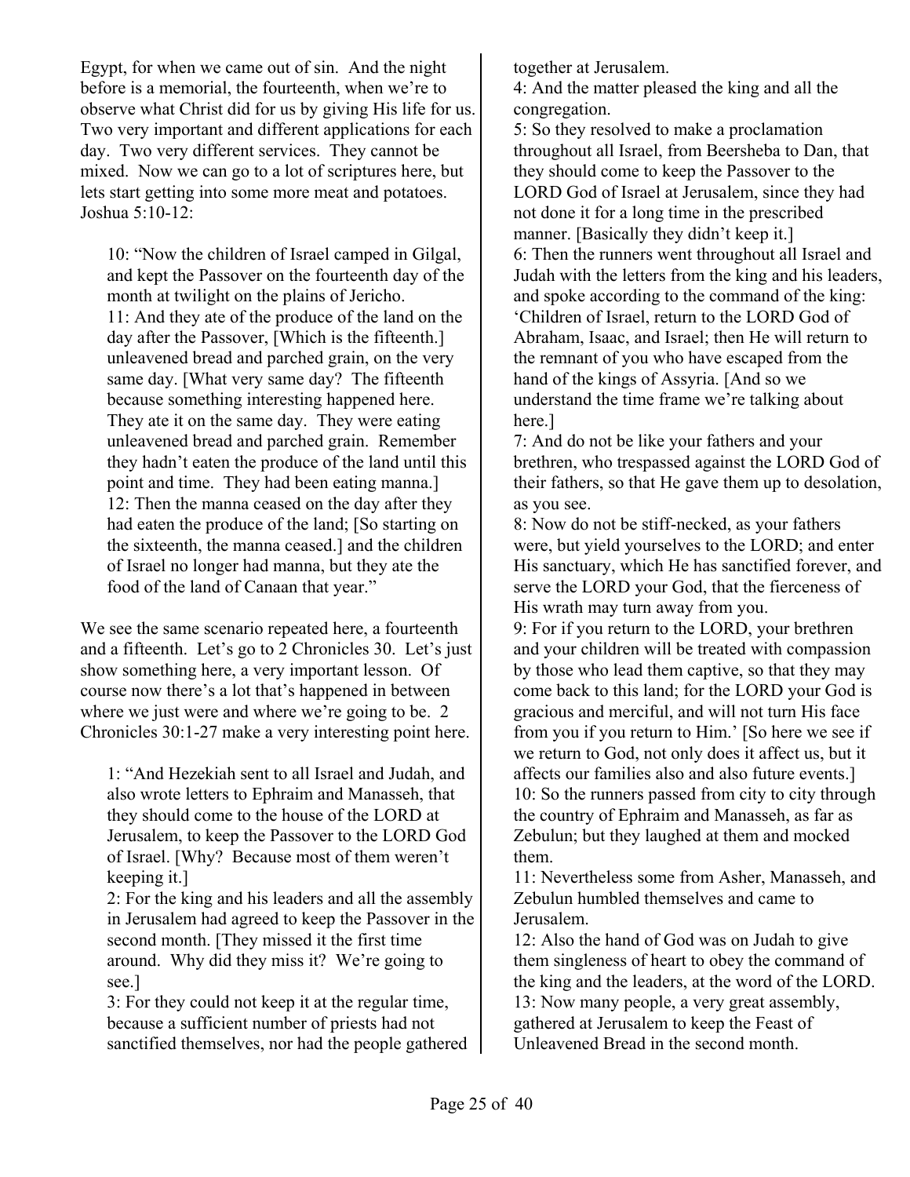Egypt, for when we came out of sin. And the night before is a memorial, the fourteenth, when we're to observe what Christ did for us by giving His life for us. Two very important and different applications for each day. Two very different services. They cannot be mixed. Now we can go to a lot of scriptures here, but lets start getting into some more meat and potatoes. Joshua 5:10-12:

> 10: "Now the children of Israel camped in Gilgal, and kept the Passover on the fourteenth day of the month at twilight on the plains of Jericho.
> 11: And they ate of the produce of the land on the day after the Passover, [Which is the fifteenth.] unleavened bread and parched grain, on the very same day. [What very same day? The fifteenth because something interesting happened here. They ate it on the same day. They were eating unleavened bread and parched grain. Remember they hadn't eaten the produce of the land until this point and time. They had been eating manna.]
> 12: Then the manna ceased on the day after they had eaten the produce of the land; [So starting on the sixteenth, the manna ceased.] and the children of Israel no longer had manna, but they ate the food of the land of Canaan that year."

We see the same scenario repeated here, a fourteenth and a fifteenth. Let's go to 2 Chronicles 30. Let's just show something here, a very important lesson. Of course now there's a lot that's happened in between where we just were and where we're going to be. 2 Chronicles 30:1-27 make a very interesting point here.

> 1: "And Hezekiah sent to all Israel and Judah, and also wrote letters to Ephraim and Manasseh, that they should come to the house of the LORD at Jerusalem, to keep the Passover to the LORD God of Israel. [Why? Because most of them weren't keeping it.]
> 2: For the king and his leaders and all the assembly in Jerusalem had agreed to keep the Passover in the second month. [They missed it the first time around. Why did they miss it? We're going to see.]
> 3: For they could not keep it at the regular time, because a sufficient number of priests had not sanctified themselves, nor had the people gathered together at Jerusalem.
> 4: And the matter pleased the king and all the congregation.
> 5: So they resolved to make a proclamation throughout all Israel, from Beersheba to Dan, that they should come to keep the Passover to the LORD God of Israel at Jerusalem, since they had not done it for a long time in the prescribed manner. [Basically they didn't keep it.]
> 6: Then the runners went throughout all Israel and Judah with the letters from the king and his leaders, and spoke according to the command of the king: 'Children of Israel, return to the LORD God of Abraham, Isaac, and Israel; then He will return to the remnant of you who have escaped from the hand of the kings of Assyria. [And so we understand the time frame we're talking about here.]
> 7: And do not be like your fathers and your brethren, who trespassed against the LORD God of their fathers, so that He gave them up to desolation, as you see.
> 8: Now do not be stiff-necked, as your fathers were, but yield yourselves to the LORD; and enter His sanctuary, which He has sanctified forever, and serve the LORD your God, that the fierceness of His wrath may turn away from you.
> 9: For if you return to the LORD, your brethren and your children will be treated with compassion by those who lead them captive, so that they may come back to this land; for the LORD your God is gracious and merciful, and will not turn His face from you if you return to Him.' [So here we see if we return to God, not only does it affect us, but it affects our families also and also future events.]
> 10: So the runners passed from city to city through the country of Ephraim and Manasseh, as far as Zebulun; but they laughed at them and mocked them.
> 11: Nevertheless some from Asher, Manasseh, and Zebulun humbled themselves and came to Jerusalem.
> 12: Also the hand of God was on Judah to give them singleness of heart to obey the command of the king and the leaders, at the word of the LORD.
> 13: Now many people, a very great assembly, gathered at Jerusalem to keep the Feast of Unleavened Bread in the second month.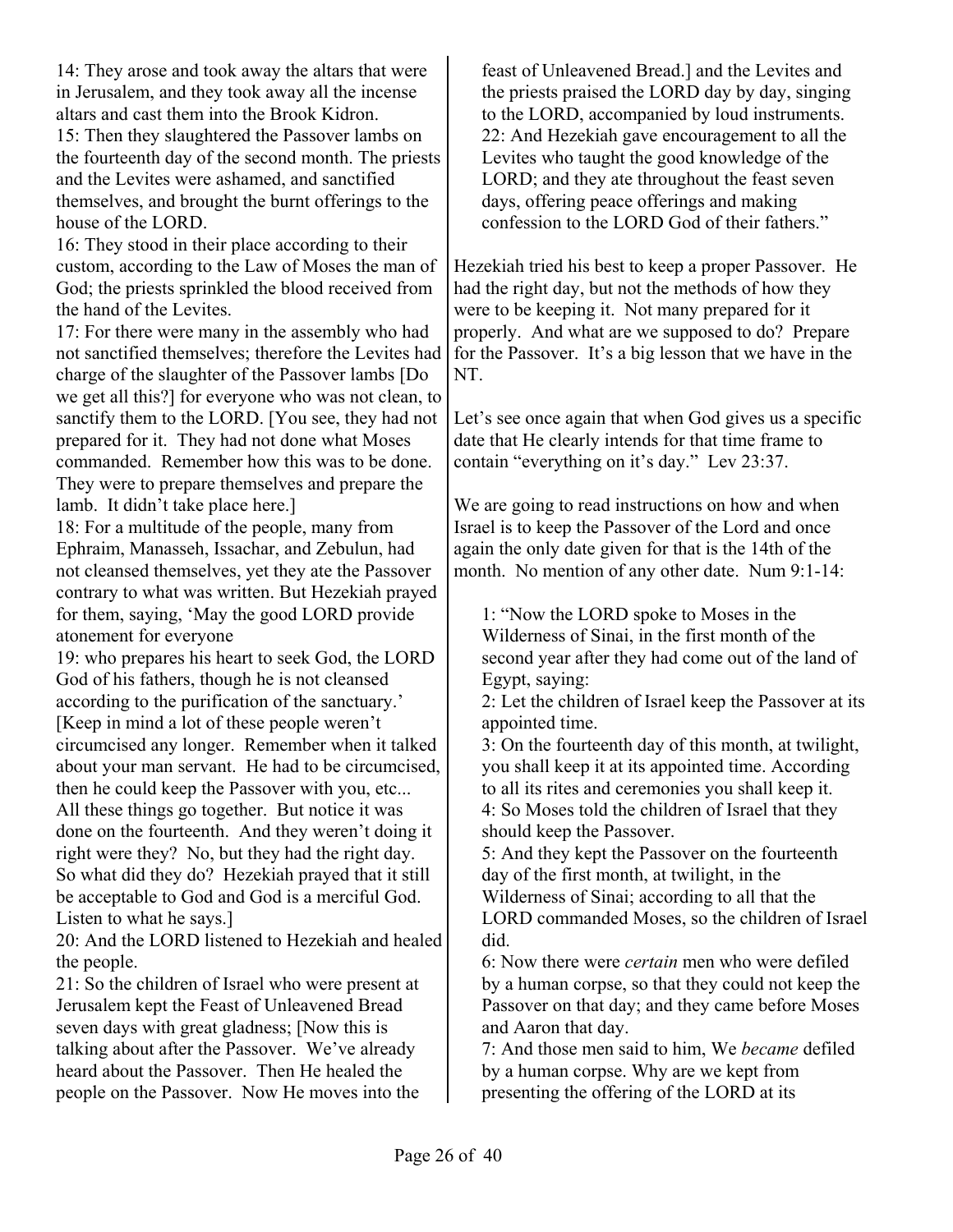14: They arose and took away the altars that were in Jerusalem, and they took away all the incense altars and cast them into the Brook Kidron.
15: Then they slaughtered the Passover lambs on the fourteenth day of the second month. The priests and the Levites were ashamed, and sanctified themselves, and brought the burnt offerings to the house of the LORD.
16: They stood in their place according to their custom, according to the Law of Moses the man of God; the priests sprinkled the blood received from the hand of the Levites.
17: For there were many in the assembly who had not sanctified themselves; therefore the Levites had charge of the slaughter of the Passover lambs [Do we get all this?] for everyone who was not clean, to sanctify them to the LORD. [You see, they had not prepared for it. They had not done what Moses commanded. Remember how this was to be done. They were to prepare themselves and prepare the lamb. It didn't take place here.]
18: For a multitude of the people, many from Ephraim, Manasseh, Issachar, and Zebulun, had not cleansed themselves, yet they ate the Passover contrary to what was written. But Hezekiah prayed for them, saying, 'May the good LORD provide atonement for everyone
19: who prepares his heart to seek God, the LORD God of his fathers, though he is not cleansed according to the purification of the sanctuary.' [Keep in mind a lot of these people weren't circumcised any longer. Remember when it talked about your man servant. He had to be circumcised, then he could keep the Passover with you, etc... All these things go together. But notice it was done on the fourteenth. And they weren't doing it right were they? No, but they had the right day. So what did they do? Hezekiah prayed that it still be acceptable to God and God is a merciful God. Listen to what he says.]
20: And the LORD listened to Hezekiah and healed the people.
21: So the children of Israel who were present at Jerusalem kept the Feast of Unleavened Bread seven days with great gladness; [Now this is talking about after the Passover. We've already heard about the Passover. Then He healed the people on the Passover. Now He moves into the feast of Unleavened Bread.] and the Levites and the priests praised the LORD day by day, singing to the LORD, accompanied by loud instruments.
22: And Hezekiah gave encouragement to all the Levites who taught the good knowledge of the LORD; and they ate throughout the feast seven days, offering peace offerings and making confession to the LORD God of their fathers."

Hezekiah tried his best to keep a proper Passover. He had the right day, but not the methods of how they were to be keeping it. Not many prepared for it properly. And what are we supposed to do? Prepare for the Passover. It's a big lesson that we have in the NT.

Let's see once again that when God gives us a specific date that He clearly intends for that time frame to contain "everything on it's day." Lev 23:37.

We are going to read instructions on how and when Israel is to keep the Passover of the Lord and once again the only date given for that is the 14th of the month. No mention of any other date. Num 9:1-14:

> 1: "Now the LORD spoke to Moses in the Wilderness of Sinai, in the first month of the second year after they had come out of the land of Egypt, saying:
> 2: Let the children of Israel keep the Passover at its appointed time.
> 3: On the fourteenth day of this month, at twilight, you shall keep it at its appointed time. According to all its rites and ceremonies you shall keep it.
> 4: So Moses told the children of Israel that they should keep the Passover.
> 5: And they kept the Passover on the fourteenth day of the first month, at twilight, in the Wilderness of Sinai; according to all that the LORD commanded Moses, so the children of Israel did.
> 6: Now there were *certain* men who were defiled by a human corpse, so that they could not keep the Passover on that day; and they came before Moses and Aaron that day.
> 7: And those men said to him, We *became* defiled by a human corpse. Why are we kept from presenting the offering of the LORD at its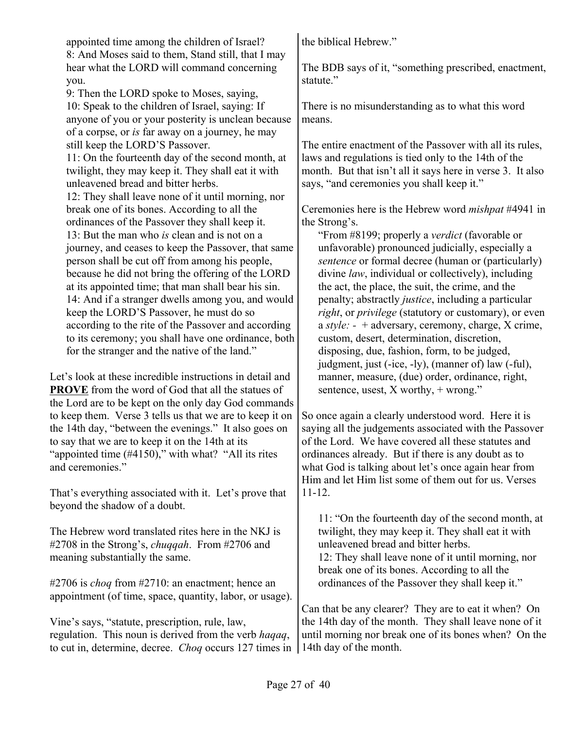appointed time among the children of Israel?
8: And Moses said to them, Stand still, that I may hear what the LORD will command concerning you.
9: Then the LORD spoke to Moses, saying,
10: Speak to the children of Israel, saying: If anyone of you or your posterity is unclean because of a corpse, or *is* far away on a journey, he may still keep the LORD'S Passover.
11: On the fourteenth day of the second month, at twilight, they may keep it. They shall eat it with unleavened bread and bitter herbs.
12: They shall leave none of it until morning, nor break one of its bones. According to all the ordinances of the Passover they shall keep it.
13: But the man who *is* clean and is not on a journey, and ceases to keep the Passover, that same person shall be cut off from among his people, because he did not bring the offering of the LORD at its appointed time; that man shall bear his sin.
14: And if a stranger dwells among you, and would keep the LORD'S Passover, he must do so according to the rite of the Passover and according to its ceremony; you shall have one ordinance, both for the stranger and the native of the land."

Let's look at these incredible instructions in detail and **PROVE** from the word of God that all the statues of the Lord are to be kept on the only day God commands to keep them. Verse 3 tells us that we are to keep it on the 14th day, "between the evenings." It also goes on to say that we are to keep it on the 14th at its "appointed time (#4150)," with what? "All its rites and ceremonies."

That's everything associated with it. Let's prove that beyond the shadow of a doubt.

The Hebrew word translated rites here in the NKJ is #2708 in the Strong's, *chuqqah*. From #2706 and meaning substantially the same.

#2706 is *choq* from #2710: an enactment; hence an appointment (of time, space, quantity, labor, or usage).

Vine's says, "statute, prescription, rule, law, regulation. This noun is derived from the verb *haqaq*, to cut in, determine, decree. *Choq* occurs 127 times in the biblical Hebrew."

The BDB says of it, "something prescribed, enactment, statute."

There is no misunderstanding as to what this word means.

The entire enactment of the Passover with all its rules, laws and regulations is tied only to the 14th of the month. But that isn't all it says here in verse 3. It also says, "and ceremonies you shall keep it."

Ceremonies here is the Hebrew word *mishpat* #4941 in the Strong's.

> "From #8199; properly a *verdict* (favorable or unfavorable) pronounced judicially, especially a *sentence* or formal decree (human or (particularly) divine *law*, individual or collectively), including the act, the place, the suit, the crime, and the penalty; abstractly *justice*, including a particular *right*, or *privilege* (statutory or customary), or even a *style:* - + adversary, ceremony, charge, X crime, custom, desert, determination, discretion, disposing, due, fashion, form, to be judged, judgment, just (-ice, -ly), (manner of) law (-ful), manner, measure, (due) order, ordinance, right, sentence, usest, X worthy, + wrong."

So once again a clearly understood word. Here it is saying all the judgements associated with the Passover of the Lord. We have covered all these statutes and ordinances already. But if there is any doubt as to what God is talking about let's once again hear from Him and let Him list some of them out for us. Verses 11-12.

> 11: "On the fourteenth day of the second month, at twilight, they may keep it. They shall eat it with unleavened bread and bitter herbs.
> 12: They shall leave none of it until morning, nor break one of its bones. According to all the ordinances of the Passover they shall keep it."

Can that be any clearer? They are to eat it when? On the 14th day of the month. They shall leave none of it until morning nor break one of its bones when? On the 14th day of the month.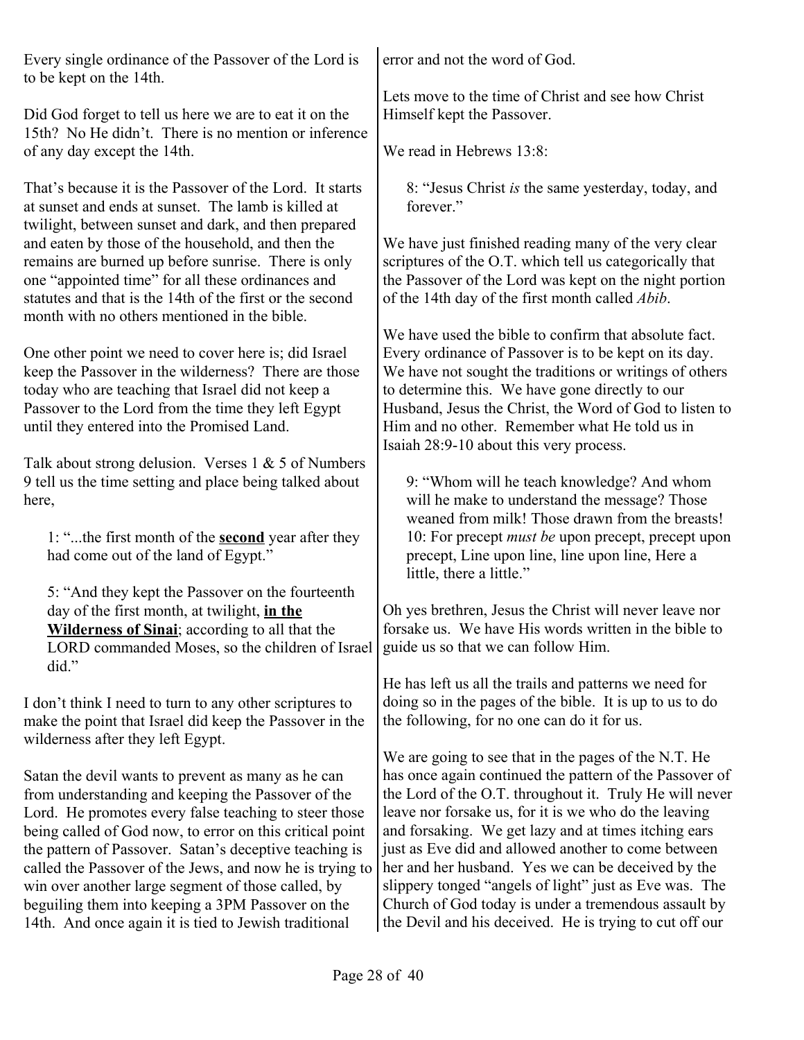Every single ordinance of the Passover of the Lord is to be kept on the 14th.

Did God forget to tell us here we are to eat it on the 15th? No He didn't. There is no mention or inference of any day except the 14th.

That's because it is the Passover of the Lord. It starts at sunset and ends at sunset. The lamb is killed at twilight, between sunset and dark, and then prepared and eaten by those of the household, and then the remains are burned up before sunrise. There is only one "appointed time" for all these ordinances and statutes and that is the 14th of the first or the second month with no others mentioned in the bible.

One other point we need to cover here is; did Israel keep the Passover in the wilderness? There are those today who are teaching that Israel did not keep a Passover to the Lord from the time they left Egypt until they entered into the Promised Land.

Talk about strong delusion. Verses 1 & 5 of Numbers 9 tell us the time setting and place being talked about here,

> 1: "...the first month of the **second** year after they had come out of the land of Egypt."
>
> 5: "And they kept the Passover on the fourteenth day of the first month, at twilight, **in the Wilderness of Sinai**; according to all that the LORD commanded Moses, so the children of Israel did."

I don't think I need to turn to any other scriptures to make the point that Israel did keep the Passover in the wilderness after they left Egypt.

Satan the devil wants to prevent as many as he can from understanding and keeping the Passover of the Lord. He promotes every false teaching to steer those being called of God now, to error on this critical point the pattern of Passover. Satan's deceptive teaching is called the Passover of the Jews, and now he is trying to win over another large segment of those called, by beguiling them into keeping a 3PM Passover on the 14th. And once again it is tied to Jewish traditional error and not the word of God.

Lets move to the time of Christ and see how Christ Himself kept the Passover.

We read in Hebrews 13:8:

> 8: "Jesus Christ *is* the same yesterday, today, and forever."

We have just finished reading many of the very clear scriptures of the O.T. which tell us categorically that the Passover of the Lord was kept on the night portion of the 14th day of the first month called *Abib*.

We have used the bible to confirm that absolute fact. Every ordinance of Passover is to be kept on its day. We have not sought the traditions or writings of others to determine this. We have gone directly to our Husband, Jesus the Christ, the Word of God to listen to Him and no other. Remember what He told us in Isaiah 28:9-10 about this very process.

> 9: "Whom will he teach knowledge? And whom will he make to understand the message? Those weaned from milk! Those drawn from the breasts! 10: For precept *must be* upon precept, precept upon precept, Line upon line, line upon line, Here a little, there a little."

Oh yes brethren, Jesus the Christ will never leave nor forsake us. We have His words written in the bible to guide us so that we can follow Him.

He has left us all the trails and patterns we need for doing so in the pages of the bible. It is up to us to do the following, for no one can do it for us.

We are going to see that in the pages of the N.T. He has once again continued the pattern of the Passover of the Lord of the O.T. throughout it. Truly He will never leave nor forsake us, for it is we who do the leaving and forsaking. We get lazy and at times itching ears just as Eve did and allowed another to come between her and her husband. Yes we can be deceived by the slippery tonged "angels of light" just as Eve was. The Church of God today is under a tremendous assault by the Devil and his deceived. He is trying to cut off our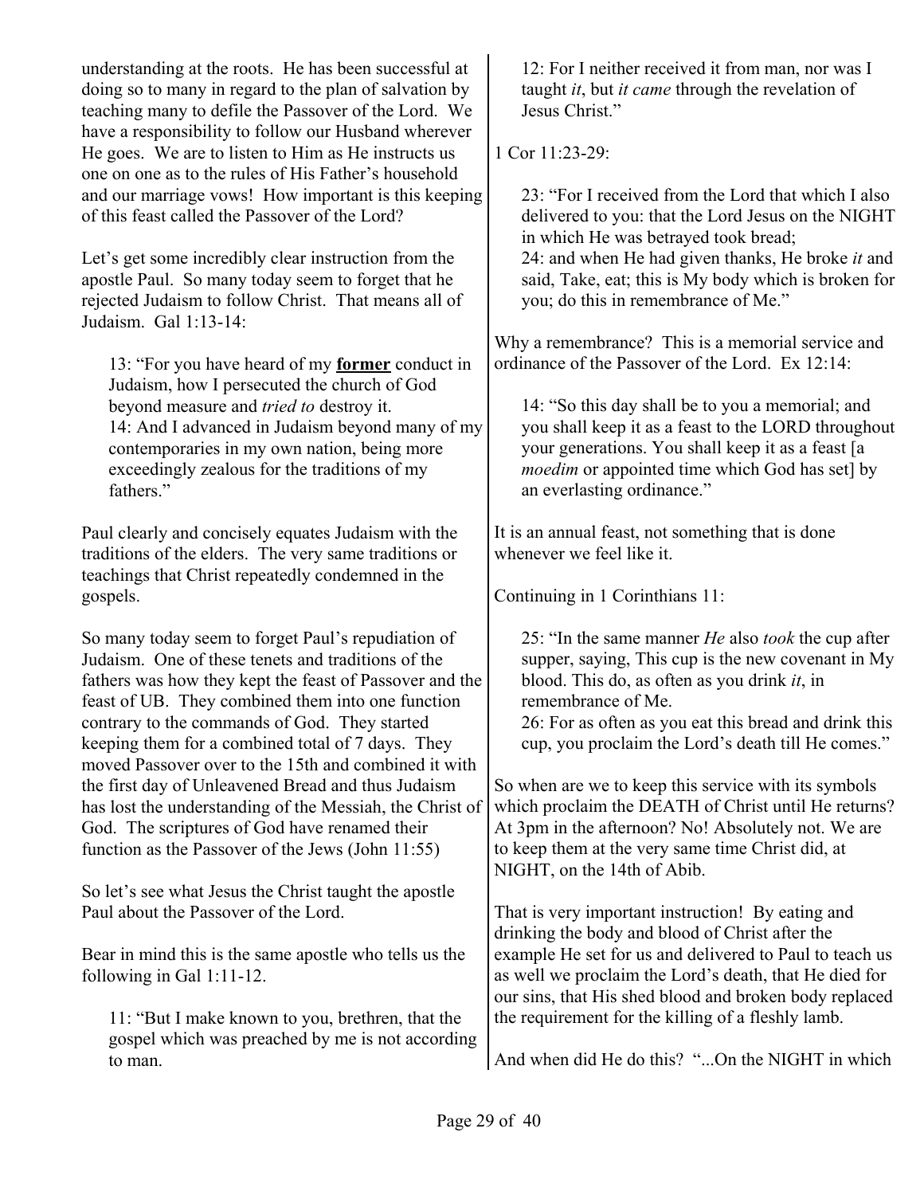understanding at the roots. He has been successful at doing so to many in regard to the plan of salvation by teaching many to defile the Passover of the Lord. We have a responsibility to follow our Husband wherever He goes. We are to listen to Him as He instructs us one on one as to the rules of His Father's household and our marriage vows! How important is this keeping of this feast called the Passover of the Lord?

Let's get some incredibly clear instruction from the apostle Paul. So many today seem to forget that he rejected Judaism to follow Christ. That means all of Judaism. Gal 1:13-14:

> 13: "For you have heard of my **former** conduct in Judaism, how I persecuted the church of God beyond measure and *tried to* destroy it.
> 14: And I advanced in Judaism beyond many of my contemporaries in my own nation, being more exceedingly zealous for the traditions of my fathers."

Paul clearly and concisely equates Judaism with the traditions of the elders. The very same traditions or teachings that Christ repeatedly condemned in the gospels.

So many today seem to forget Paul's repudiation of Judaism. One of these tenets and traditions of the fathers was how they kept the feast of Passover and the feast of UB. They combined them into one function contrary to the commands of God. They started keeping them for a combined total of 7 days. They moved Passover over to the 15th and combined it with the first day of Unleavened Bread and thus Judaism has lost the understanding of the Messiah, the Christ of God. The scriptures of God have renamed their function as the Passover of the Jews (John 11:55)

So let's see what Jesus the Christ taught the apostle Paul about the Passover of the Lord.

Bear in mind this is the same apostle who tells us the following in Gal 1:11-12.

> 11: "But I make known to you, brethren, that the gospel which was preached by me is not according to man.
> 12: For I neither received it from man, nor was I taught *it*, but *it came* through the revelation of Jesus Christ."

1 Cor 11:23-29:

> 23: "For I received from the Lord that which I also delivered to you: that the Lord Jesus on the NIGHT in which He was betrayed took bread;
> 24: and when He had given thanks, He broke *it* and said, Take, eat; this is My body which is broken for you; do this in remembrance of Me."

Why a remembrance? This is a memorial service and ordinance of the Passover of the Lord. Ex 12:14:

> 14: "So this day shall be to you a memorial; and you shall keep it as a feast to the LORD throughout your generations. You shall keep it as a feast [a *moedim* or appointed time which God has set] by an everlasting ordinance."

It is an annual feast, not something that is done whenever we feel like it.

Continuing in 1 Corinthians 11:

> 25: "In the same manner *He* also *took* the cup after supper, saying, This cup is the new covenant in My blood. This do, as often as you drink *it*, in remembrance of Me.
> 26: For as often as you eat this bread and drink this cup, you proclaim the Lord's death till He comes."

So when are we to keep this service with its symbols which proclaim the DEATH of Christ until He returns? At 3pm in the afternoon? No! Absolutely not. We are to keep them at the very same time Christ did, at NIGHT, on the 14th of Abib.

That is very important instruction! By eating and drinking the body and blood of Christ after the example He set for us and delivered to Paul to teach us as well we proclaim the Lord's death, that He died for our sins, that His shed blood and broken body replaced the requirement for the killing of a fleshly lamb.

And when did He do this? "...On the NIGHT in which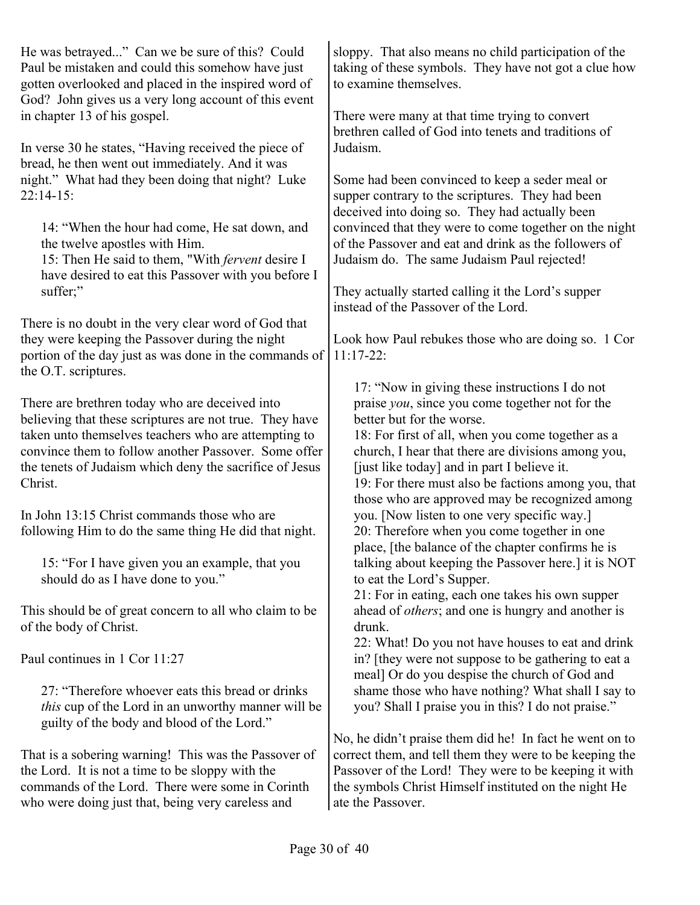He was betrayed..." Can we be sure of this? Could Paul be mistaken and could this somehow have just gotten overlooked and placed in the inspired word of God? John gives us a very long account of this event in chapter 13 of his gospel.

In verse 30 he states, "Having received the piece of bread, he then went out immediately. And it was night." What had they been doing that night? Luke 22:14-15:

> 14: "When the hour had come, He sat down, and the twelve apostles with Him.
> 15: Then He said to them, "With *fervent* desire I have desired to eat this Passover with you before I suffer;"

There is no doubt in the very clear word of God that they were keeping the Passover during the night portion of the day just as was done in the commands of the O.T. scriptures.

There are brethren today who are deceived into believing that these scriptures are not true. They have taken unto themselves teachers who are attempting to convince them to follow another Passover. Some offer the tenets of Judaism which deny the sacrifice of Jesus Christ.

In John 13:15 Christ commands those who are following Him to do the same thing He did that night.

> 15: "For I have given you an example, that you should do as I have done to you."

This should be of great concern to all who claim to be of the body of Christ.

Paul continues in 1 Cor 11:27

> 27: "Therefore whoever eats this bread or drinks *this* cup of the Lord in an unworthy manner will be guilty of the body and blood of the Lord."

That is a sobering warning! This was the Passover of the Lord. It is not a time to be sloppy with the commands of the Lord. There were some in Corinth who were doing just that, being very careless and sloppy. That also means no child participation of the taking of these symbols. They have not got a clue how to examine themselves.

There were many at that time trying to convert brethren called of God into tenets and traditions of Judaism.

Some had been convinced to keep a seder meal or supper contrary to the scriptures. They had been deceived into doing so. They had actually been convinced that they were to come together on the night of the Passover and eat and drink as the followers of Judaism do. The same Judaism Paul rejected!

They actually started calling it the Lord's supper instead of the Passover of the Lord.

Look how Paul rebukes those who are doing so. 1 Cor 11:17-22:

> 17: "Now in giving these instructions I do not praise *you*, since you come together not for the better but for the worse.
> 18: For first of all, when you come together as a church, I hear that there are divisions among you, [just like today] and in part I believe it.
> 19: For there must also be factions among you, that those who are approved may be recognized among you. [Now listen to one very specific way.]
> 20: Therefore when you come together in one place, [the balance of the chapter confirms he is talking about keeping the Passover here.] it is NOT to eat the Lord's Supper.
> 21: For in eating, each one takes his own supper ahead of *others*; and one is hungry and another is drunk.
> 22: What! Do you not have houses to eat and drink in? [they were not suppose to be gathering to eat a meal] Or do you despise the church of God and shame those who have nothing? What shall I say to you? Shall I praise you in this? I do not praise."

No, he didn't praise them did he! In fact he went on to correct them, and tell them they were to be keeping the Passover of the Lord! They were to be keeping it with the symbols Christ Himself instituted on the night He ate the Passover.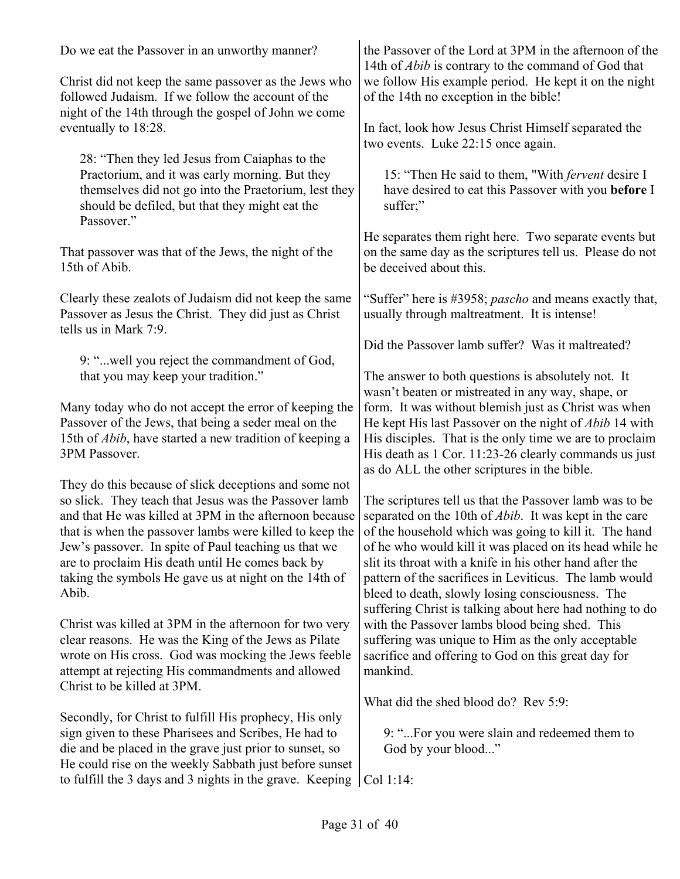Do we eat the Passover in an unworthy manner?

Christ did not keep the same passover as the Jews who followed Judaism. If we follow the account of the night of the 14th through the gospel of John we come eventually to 18:28.

> 28: "Then they led Jesus from Caiaphas to the Praetorium, and it was early morning. But they themselves did not go into the Praetorium, lest they should be defiled, but that they might eat the Passover."

That passover was that of the Jews, the night of the 15th of Abib.

Clearly these zealots of Judaism did not keep the same Passover as Jesus the Christ. They did just as Christ tells us in Mark 7:9.

> 9: "...well you reject the commandment of God, that you may keep your tradition."

Many today who do not accept the error of keeping the Passover of the Jews, that being a seder meal on the 15th of *Abib*, have started a new tradition of keeping a 3PM Passover.

They do this because of slick deceptions and some not so slick. They teach that Jesus was the Passover lamb and that He was killed at 3PM in the afternoon because that is when the passover lambs were killed to keep the Jew's passover. In spite of Paul teaching us that we are to proclaim His death until He comes back by taking the symbols He gave us at night on the 14th of Abib.

Christ was killed at 3PM in the afternoon for two very clear reasons. He was the King of the Jews as Pilate wrote on His cross. God was mocking the Jews feeble attempt at rejecting His commandments and allowed Christ to be killed at 3PM.

Secondly, for Christ to fulfill His prophecy, His only sign given to these Pharisees and Scribes, He had to die and be placed in the grave just prior to sunset, so He could rise on the weekly Sabbath just before sunset to fulfill the 3 days and 3 nights in the grave. Keeping the Passover of the Lord at 3PM in the afternoon of the 14th of *Abib* is contrary to the command of God that we follow His example period. He kept it on the night of the 14th no exception in the bible!

In fact, look how Jesus Christ Himself separated the two events. Luke 22:15 once again.

> 15: "Then He said to them, "With *fervent* desire I have desired to eat this Passover with you **before** I suffer;"

He separates them right here. Two separate events but on the same day as the scriptures tell us. Please do not be deceived about this.

"Suffer" here is #3958; *pascho* and means exactly that, usually through maltreatment. It is intense!

Did the Passover lamb suffer? Was it maltreated?

The answer to both questions is absolutely not. It wasn't beaten or mistreated in any way, shape, or form. It was without blemish just as Christ was when He kept His last Passover on the night of *Abib* 14 with His disciples. That is the only time we are to proclaim His death as 1 Cor. 11:23-26 clearly commands us just as do ALL the other scriptures in the bible.

The scriptures tell us that the Passover lamb was to be separated on the 10th of *Abib*. It was kept in the care of the household which was going to kill it. The hand of he who would kill it was placed on its head while he slit its throat with a knife in his other hand after the pattern of the sacrifices in Leviticus. The lamb would bleed to death, slowly losing consciousness. The suffering Christ is talking about here had nothing to do with the Passover lambs blood being shed. This suffering was unique to Him as the only acceptable sacrifice and offering to God on this great day for mankind.

What did the shed blood do? Rev 5:9:

> 9: "...For you were slain and redeemed them to God by your blood..."

Col 1:14: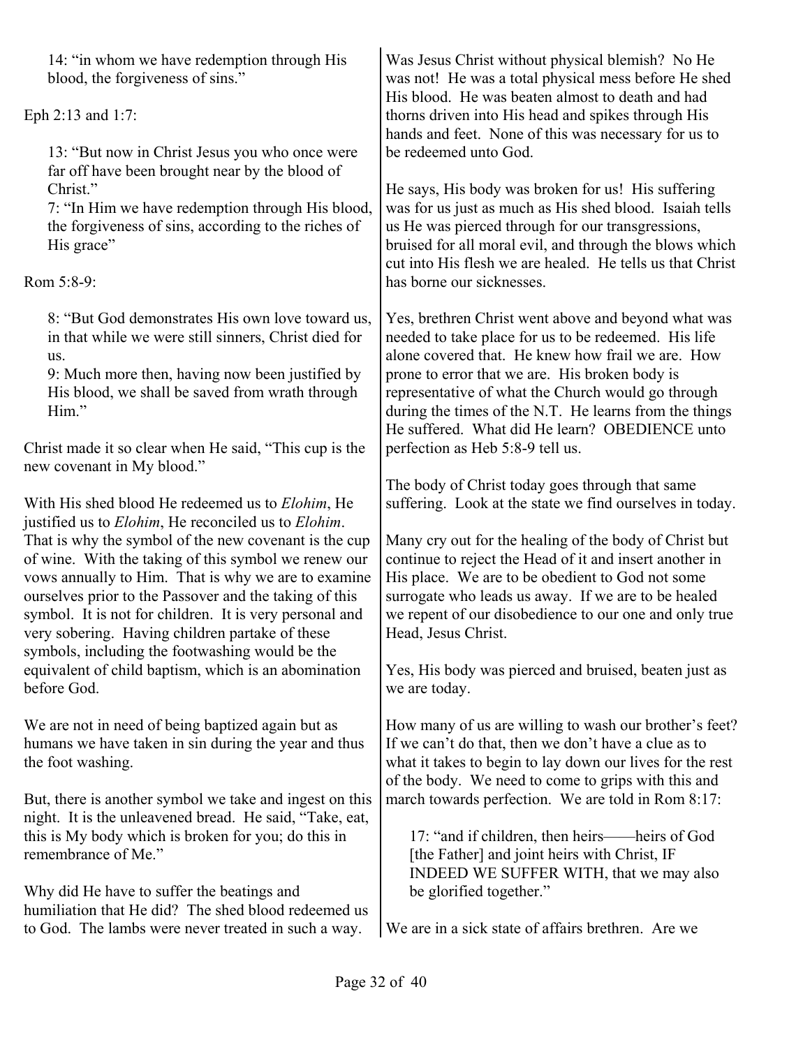> 14: "in whom we have redemption through His blood, the forgiveness of sins."

Eph 2:13 and 1:7:

> 13: "But now in Christ Jesus you who once were far off have been brought near by the blood of Christ."
> 7: "In Him we have redemption through His blood, the forgiveness of sins, according to the riches of His grace"

Rom 5:8-9:

> 8: "But God demonstrates His own love toward us, in that while we were still sinners, Christ died for us.
> 9: Much more then, having now been justified by His blood, we shall be saved from wrath through Him."

Christ made it so clear when He said, "This cup is the new covenant in My blood."

With His shed blood He redeemed us to *Elohim*, He justified us to *Elohim*, He reconciled us to *Elohim*. That is why the symbol of the new covenant is the cup of wine. With the taking of this symbol we renew our vows annually to Him. That is why we are to examine ourselves prior to the Passover and the taking of this symbol. It is not for children. It is very personal and very sobering. Having children partake of these symbols, including the footwashing would be the equivalent of child baptism, which is an abomination before God.

We are not in need of being baptized again but as humans we have taken in sin during the year and thus the foot washing.

But, there is another symbol we take and ingest on this night. It is the unleavened bread. He said, "Take, eat, this is My body which is broken for you; do this in remembrance of Me."

Why did He have to suffer the beatings and humiliation that He did? The shed blood redeemed us to God. The lambs were never treated in such a way. Was Jesus Christ without physical blemish? No He was not! He was a total physical mess before He shed His blood. He was beaten almost to death and had thorns driven into His head and spikes through His hands and feet. None of this was necessary for us to be redeemed unto God.

He says, His body was broken for us! His suffering was for us just as much as His shed blood. Isaiah tells us He was pierced through for our transgressions, bruised for all moral evil, and through the blows which cut into His flesh we are healed. He tells us that Christ has borne our sicknesses.

Yes, brethren Christ went above and beyond what was needed to take place for us to be redeemed. His life alone covered that. He knew how frail we are. How prone to error that we are. His broken body is representative of what the Church would go through during the times of the N.T. He learns from the things He suffered. What did He learn? OBEDIENCE unto perfection as Heb 5:8-9 tell us.

The body of Christ today goes through that same suffering. Look at the state we find ourselves in today.

Many cry out for the healing of the body of Christ but continue to reject the Head of it and insert another in His place. We are to be obedient to God not some surrogate who leads us away. If we are to be healed we repent of our disobedience to our one and only true Head, Jesus Christ.

Yes, His body was pierced and bruised, beaten just as we are today.

How many of us are willing to wash our brother's feet? If we can't do that, then we don't have a clue as to what it takes to begin to lay down our lives for the rest of the body. We need to come to grips with this and march towards perfection. We are told in Rom 8:17:

> 17: "and if children, then heirs——heirs of God [the Father] and joint heirs with Christ, IF INDEED WE SUFFER WITH, that we may also be glorified together."

We are in a sick state of affairs brethren. Are we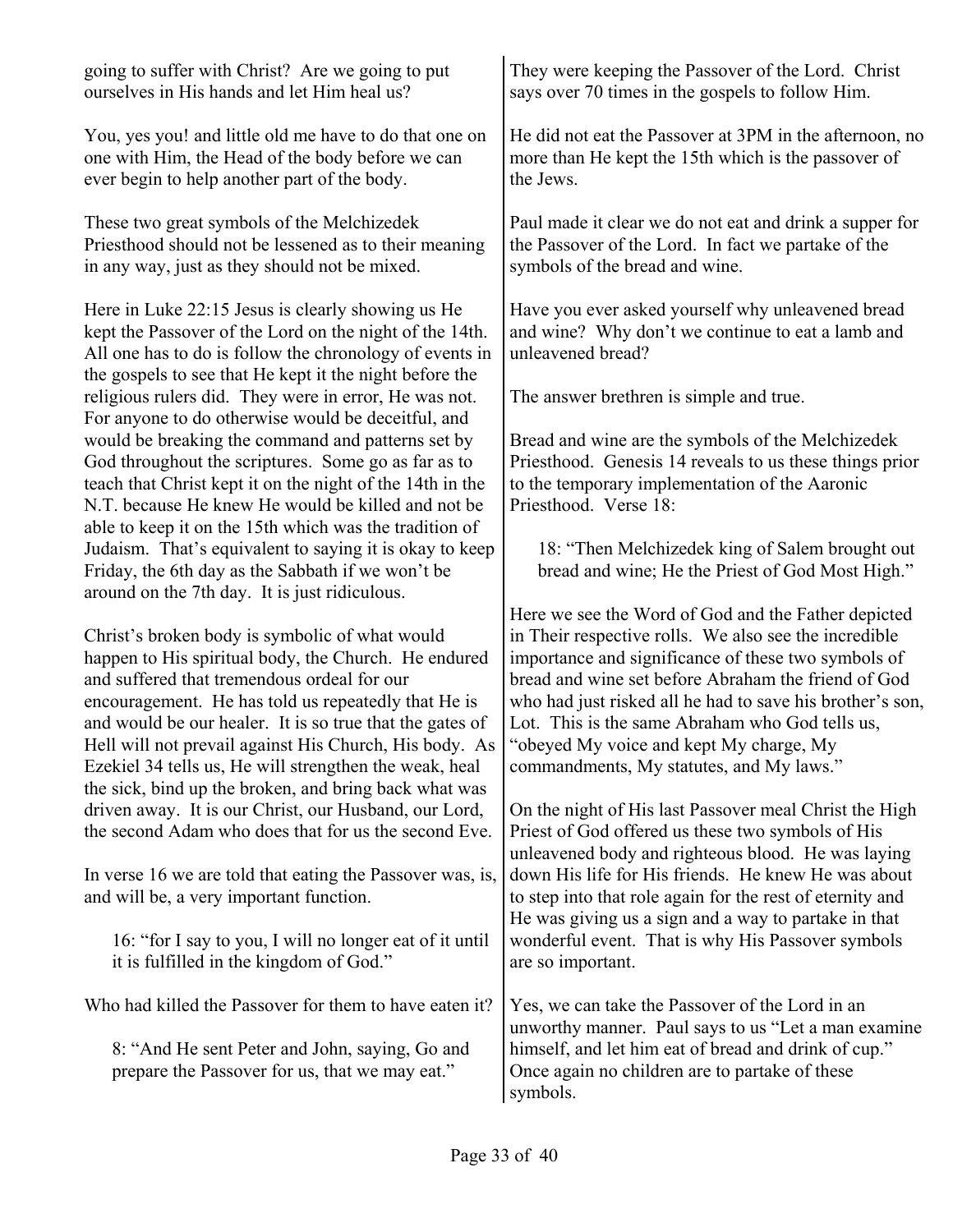going to suffer with Christ? Are we going to put ourselves in His hands and let Him heal us?

You, yes you! and little old me have to do that one on one with Him, the Head of the body before we can ever begin to help another part of the body.

These two great symbols of the Melchizedek Priesthood should not be lessened as to their meaning in any way, just as they should not be mixed.

Here in Luke 22:15 Jesus is clearly showing us He kept the Passover of the Lord on the night of the 14th. All one has to do is follow the chronology of events in the gospels to see that He kept it the night before the religious rulers did. They were in error, He was not. For anyone to do otherwise would be deceitful, and would be breaking the command and patterns set by God throughout the scriptures. Some go as far as to teach that Christ kept it on the night of the 14th in the N.T. because He knew He would be killed and not be able to keep it on the 15th which was the tradition of Judaism. That's equivalent to saying it is okay to keep Friday, the 6th day as the Sabbath if we won't be around on the 7th day. It is just ridiculous.

Christ's broken body is symbolic of what would happen to His spiritual body, the Church. He endured and suffered that tremendous ordeal for our encouragement. He has told us repeatedly that He is and would be our healer. It is so true that the gates of Hell will not prevail against His Church, His body. As Ezekiel 34 tells us, He will strengthen the weak, heal the sick, bind up the broken, and bring back what was driven away. It is our Christ, our Husband, our Lord, the second Adam who does that for us the second Eve.

In verse 16 we are told that eating the Passover was, is, and will be, a very important function.

> 16: "for I say to you, I will no longer eat of it until it is fulfilled in the kingdom of God."

Who had killed the Passover for them to have eaten it?

> 8: "And He sent Peter and John, saying, Go and prepare the Passover for us, that we may eat."

They were keeping the Passover of the Lord. Christ says over 70 times in the gospels to follow Him.

He did not eat the Passover at 3PM in the afternoon, no more than He kept the 15th which is the passover of the Jews.

Paul made it clear we do not eat and drink a supper for the Passover of the Lord. In fact we partake of the symbols of the bread and wine.

Have you ever asked yourself why unleavened bread and wine? Why don't we continue to eat a lamb and unleavened bread?

The answer brethren is simple and true.

Bread and wine are the symbols of the Melchizedek Priesthood. Genesis 14 reveals to us these things prior to the temporary implementation of the Aaronic Priesthood. Verse 18:

> 18: "Then Melchizedek king of Salem brought out bread and wine; He the Priest of God Most High."

Here we see the Word of God and the Father depicted in Their respective rolls. We also see the incredible importance and significance of these two symbols of bread and wine set before Abraham the friend of God who had just risked all he had to save his brother's son, Lot. This is the same Abraham who God tells us, "obeyed My voice and kept My charge, My commandments, My statutes, and My laws."

On the night of His last Passover meal Christ the High Priest of God offered us these two symbols of His unleavened body and righteous blood. He was laying down His life for His friends. He knew He was about to step into that role again for the rest of eternity and He was giving us a sign and a way to partake in that wonderful event. That is why His Passover symbols are so important.

Yes, we can take the Passover of the Lord in an unworthy manner. Paul says to us "Let a man examine himself, and let him eat of bread and drink of cup." Once again no children are to partake of these symbols.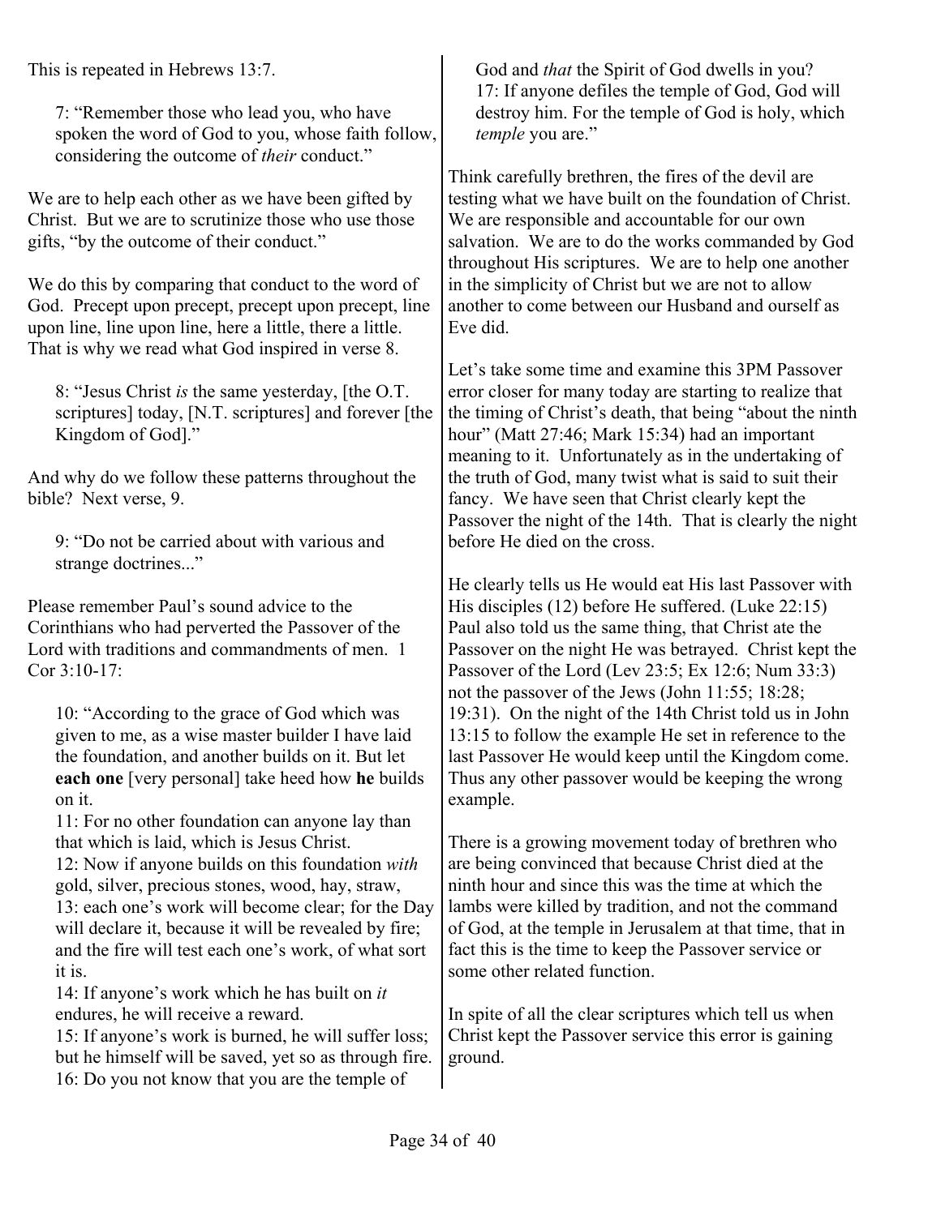This is repeated in Hebrews 13:7.

> 7: "Remember those who lead you, who have spoken the word of God to you, whose faith follow, considering the outcome of *their* conduct."

We are to help each other as we have been gifted by Christ. But we are to scrutinize those who use those gifts, "by the outcome of their conduct."

We do this by comparing that conduct to the word of God. Precept upon precept, precept upon precept, line upon line, line upon line, here a little, there a little. That is why we read what God inspired in verse 8.

> 8: "Jesus Christ *is* the same yesterday, [the O.T. scriptures] today, [N.T. scriptures] and forever [the Kingdom of God]."

And why do we follow these patterns throughout the bible? Next verse, 9.

> 9: "Do not be carried about with various and strange doctrines..."

Please remember Paul's sound advice to the Corinthians who had perverted the Passover of the Lord with traditions and commandments of men. 1 Cor 3:10-17:

> 10: "According to the grace of God which was given to me, as a wise master builder I have laid the foundation, and another builds on it. But let **each one** [very personal] take heed how **he** builds on it.
> 11: For no other foundation can anyone lay than that which is laid, which is Jesus Christ.
> 12: Now if anyone builds on this foundation *with* gold, silver, precious stones, wood, hay, straw,
> 13: each one's work will become clear; for the Day will declare it, because it will be revealed by fire; and the fire will test each one's work, of what sort it is.
> 14: If anyone's work which he has built on *it* endures, he will receive a reward.
> 15: If anyone's work is burned, he will suffer loss; but he himself will be saved, yet so as through fire.
> 16: Do you not know that you are the temple of God and *that* the Spirit of God dwells in you?
> 17: If anyone defiles the temple of God, God will destroy him. For the temple of God is holy, which *temple* you are."

Think carefully brethren, the fires of the devil are testing what we have built on the foundation of Christ. We are responsible and accountable for our own salvation. We are to do the works commanded by God throughout His scriptures. We are to help one another in the simplicity of Christ but we are not to allow another to come between our Husband and ourself as Eve did.

Let's take some time and examine this 3PM Passover error closer for many today are starting to realize that the timing of Christ's death, that being "about the ninth hour" (Matt 27:46; Mark 15:34) had an important meaning to it. Unfortunately as in the undertaking of the truth of God, many twist what is said to suit their fancy. We have seen that Christ clearly kept the Passover the night of the 14th. That is clearly the night before He died on the cross.

He clearly tells us He would eat His last Passover with His disciples (12) before He suffered. (Luke 22:15) Paul also told us the same thing, that Christ ate the Passover on the night He was betrayed. Christ kept the Passover of the Lord (Lev 23:5; Ex 12:6; Num 33:3) not the passover of the Jews (John 11:55; 18:28; 19:31). On the night of the 14th Christ told us in John 13:15 to follow the example He set in reference to the last Passover He would keep until the Kingdom come. Thus any other passover would be keeping the wrong example.

There is a growing movement today of brethren who are being convinced that because Christ died at the ninth hour and since this was the time at which the lambs were killed by tradition, and not the command of God, at the temple in Jerusalem at that time, that in fact this is the time to keep the Passover service or some other related function.

In spite of all the clear scriptures which tell us when Christ kept the Passover service this error is gaining ground.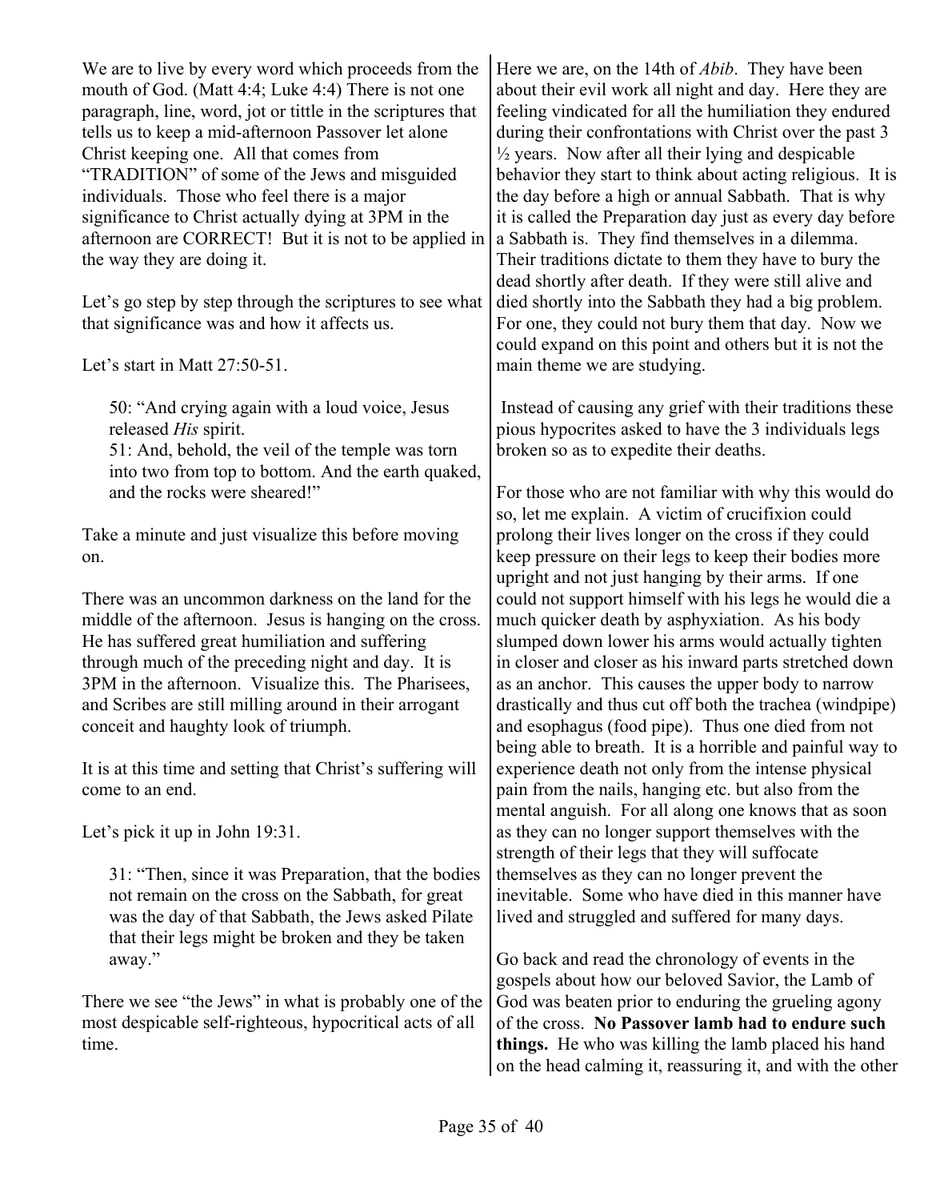We are to live by every word which proceeds from the mouth of God. (Matt 4:4; Luke 4:4) There is not one paragraph, line, word, jot or tittle in the scriptures that tells us to keep a mid-afternoon Passover let alone Christ keeping one. All that comes from "TRADITION" of some of the Jews and misguided individuals. Those who feel there is a major significance to Christ actually dying at 3PM in the afternoon are CORRECT! But it is not to be applied in the way they are doing it.

Let's go step by step through the scriptures to see what that significance was and how it affects us.

Let's start in Matt 27:50-51.

> 50: "And crying again with a loud voice, Jesus released *His* spirit.
> 51: And, behold, the veil of the temple was torn into two from top to bottom. And the earth quaked, and the rocks were sheared!"

Take a minute and just visualize this before moving on.

There was an uncommon darkness on the land for the middle of the afternoon. Jesus is hanging on the cross. He has suffered great humiliation and suffering through much of the preceding night and day. It is 3PM in the afternoon. Visualize this. The Pharisees, and Scribes are still milling around in their arrogant conceit and haughty look of triumph.

It is at this time and setting that Christ's suffering will come to an end.

Let's pick it up in John 19:31.

> 31: "Then, since it was Preparation, that the bodies not remain on the cross on the Sabbath, for great was the day of that Sabbath, the Jews asked Pilate that their legs might be broken and they be taken away."

There we see "the Jews" in what is probably one of the most despicable self-righteous, hypocritical acts of all time.

Here we are, on the 14th of *Abib*. They have been about their evil work all night and day. Here they are feeling vindicated for all the humiliation they endured during their confrontations with Christ over the past 3 ½ years. Now after all their lying and despicable behavior they start to think about acting religious. It is the day before a high or annual Sabbath. That is why it is called the Preparation day just as every day before a Sabbath is. They find themselves in a dilemma. Their traditions dictate to them they have to bury the dead shortly after death. If they were still alive and died shortly into the Sabbath they had a big problem. For one, they could not bury them that day. Now we could expand on this point and others but it is not the main theme we are studying.

Instead of causing any grief with their traditions these pious hypocrites asked to have the 3 individuals legs broken so as to expedite their deaths.

For those who are not familiar with why this would do so, let me explain. A victim of crucifixion could prolong their lives longer on the cross if they could keep pressure on their legs to keep their bodies more upright and not just hanging by their arms. If one could not support himself with his legs he would die a much quicker death by asphyxiation. As his body slumped down lower his arms would actually tighten in closer and closer as his inward parts stretched down as an anchor. This causes the upper body to narrow drastically and thus cut off both the trachea (windpipe) and esophagus (food pipe). Thus one died from not being able to breath. It is a horrible and painful way to experience death not only from the intense physical pain from the nails, hanging etc. but also from the mental anguish. For all along one knows that as soon as they can no longer support themselves with the strength of their legs that they will suffocate themselves as they can no longer prevent the inevitable. Some who have died in this manner have lived and struggled and suffered for many days.

Go back and read the chronology of events in the gospels about how our beloved Savior, the Lamb of God was beaten prior to enduring the grueling agony of the cross. **No Passover lamb had to endure such things.** He who was killing the lamb placed his hand on the head calming it, reassuring it, and with the other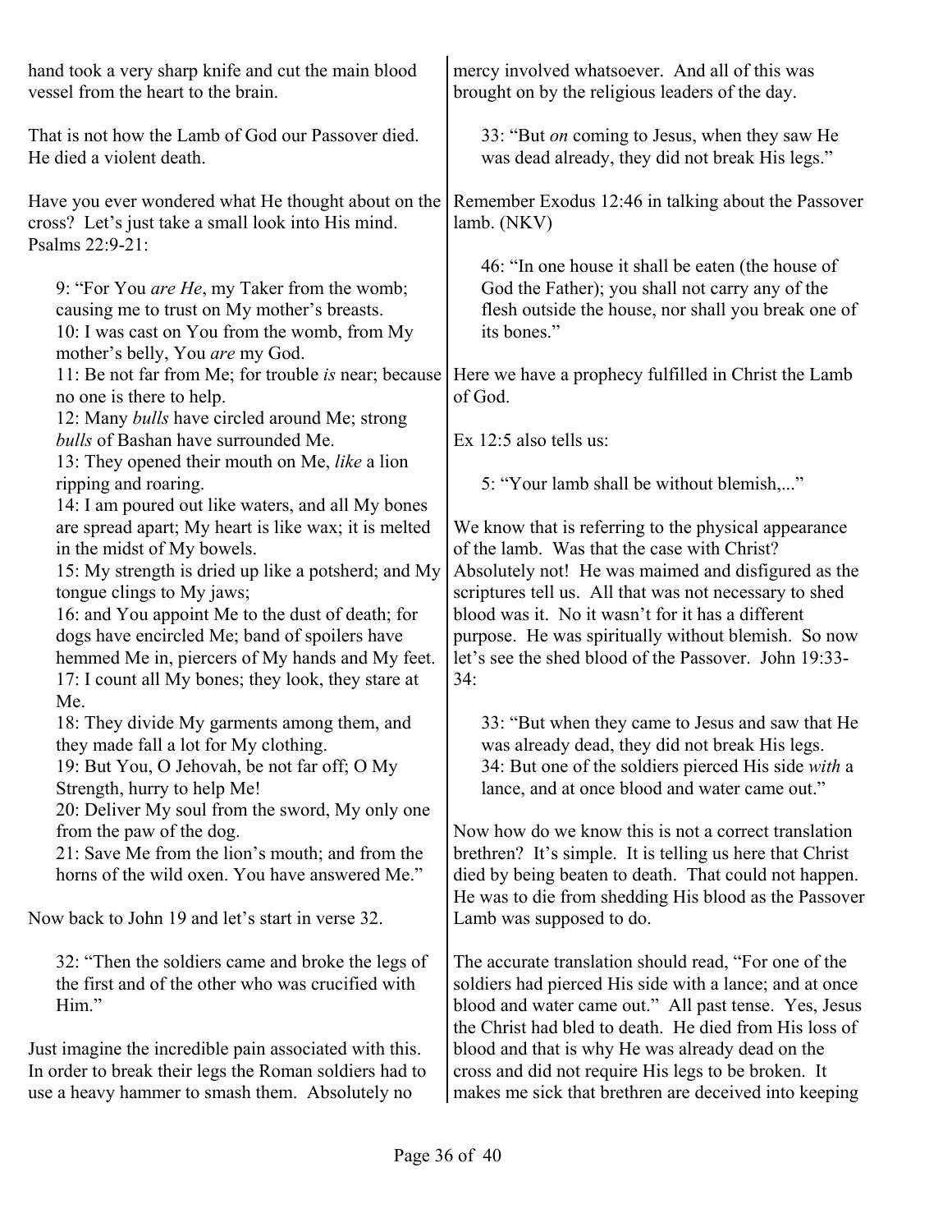hand took a very sharp knife and cut the main blood vessel from the heart to the brain.

That is not how the Lamb of God our Passover died. He died a violent death.

Have you ever wondered what He thought about on the cross? Let's just take a small look into His mind. Psalms 22:9-21:

> 9: "For You *are He*, my Taker from the womb; causing me to trust on My mother's breasts.
> 10: I was cast on You from the womb, from My mother's belly, You *are* my God.
> 11: Be not far from Me; for trouble *is* near; because no one is there to help.
> 12: Many *bulls* have circled around Me; strong *bulls* of Bashan have surrounded Me.
> 13: They opened their mouth on Me, *like* a lion ripping and roaring.
> 14: I am poured out like waters, and all My bones are spread apart; My heart is like wax; it is melted in the midst of My bowels.
> 15: My strength is dried up like a potsherd; and My tongue clings to My jaws;
> 16: and You appoint Me to the dust of death; for dogs have encircled Me; band of spoilers have hemmed Me in, piercers of My hands and My feet.
> 17: I count all My bones; they look, they stare at Me.
> 18: They divide My garments among them, and they made fall a lot for My clothing.
> 19: But You, O Jehovah, be not far off; O My Strength, hurry to help Me!
> 20: Deliver My soul from the sword, My only one from the paw of the dog.
> 21: Save Me from the lion's mouth; and from the horns of the wild oxen. You have answered Me."

Now back to John 19 and let's start in verse 32.

> 32: "Then the soldiers came and broke the legs of the first and of the other who was crucified with Him."

Just imagine the incredible pain associated with this. In order to break their legs the Roman soldiers had to use a heavy hammer to smash them. Absolutely no mercy involved whatsoever. And all of this was brought on by the religious leaders of the day.

> 33: "But *on* coming to Jesus, when they saw He was dead already, they did not break His legs."

Remember Exodus 12:46 in talking about the Passover lamb. (NKV)

> 46: "In one house it shall be eaten (the house of God the Father); you shall not carry any of the flesh outside the house, nor shall you break one of its bones."

Here we have a prophecy fulfilled in Christ the Lamb of God.

Ex 12:5 also tells us:

> 5: "Your lamb shall be without blemish,..."

We know that is referring to the physical appearance of the lamb. Was that the case with Christ? Absolutely not! He was maimed and disfigured as the scriptures tell us. All that was not necessary to shed blood was it. No it wasn't for it has a different purpose. He was spiritually without blemish. So now let's see the shed blood of the Passover. John 19:33-34:

> 33: "But when they came to Jesus and saw that He was already dead, they did not break His legs.
> 34: But one of the soldiers pierced His side *with* a lance, and at once blood and water came out."

Now how do we know this is not a correct translation brethren? It's simple. It is telling us here that Christ died by being beaten to death. That could not happen. He was to die from shedding His blood as the Passover Lamb was supposed to do.

The accurate translation should read, "For one of the soldiers had pierced His side with a lance; and at once blood and water came out." All past tense. Yes, Jesus the Christ had bled to death. He died from His loss of blood and that is why He was already dead on the cross and did not require His legs to be broken. It makes me sick that brethren are deceived into keeping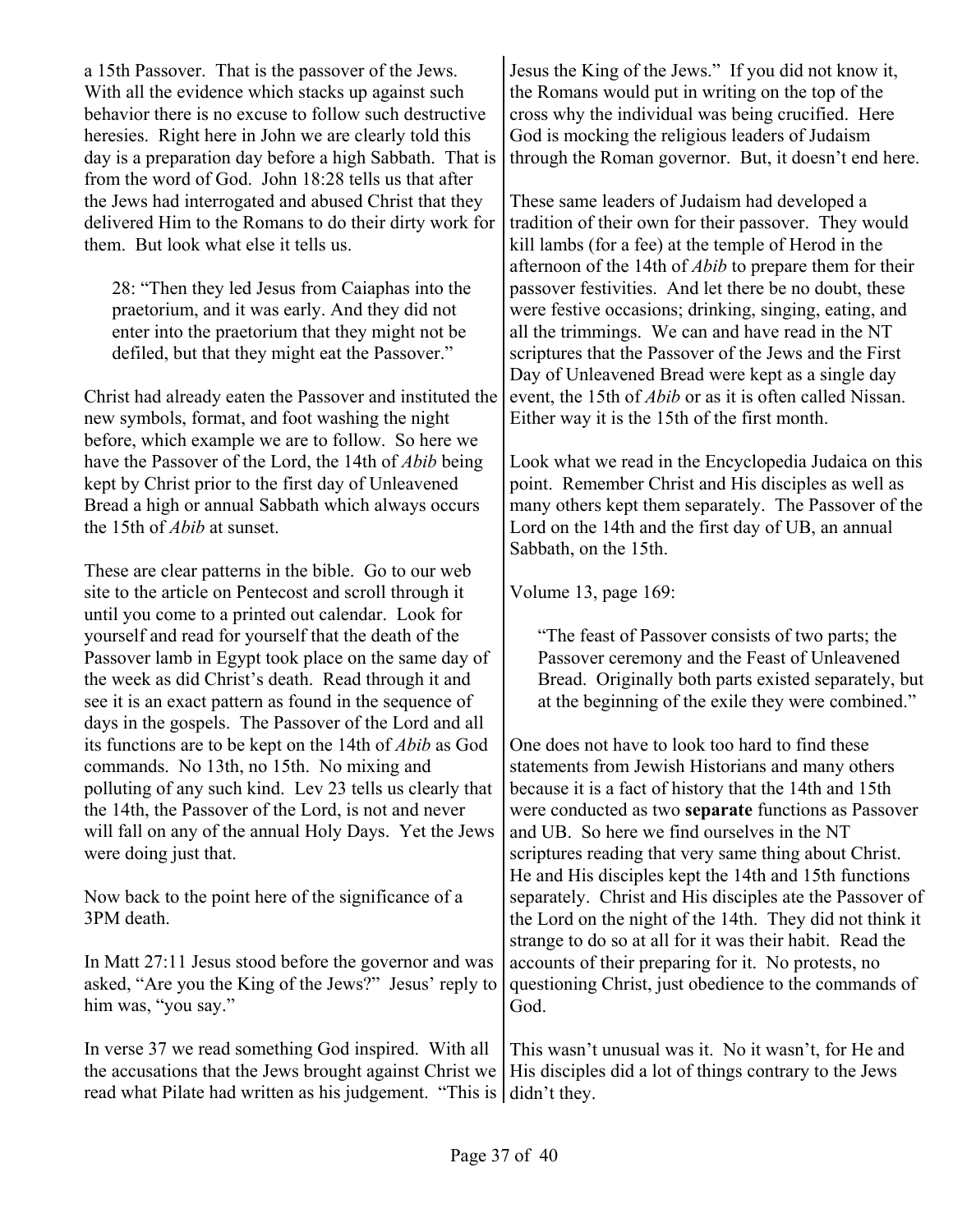a 15th Passover. That is the passover of the Jews. With all the evidence which stacks up against such behavior there is no excuse to follow such destructive heresies. Right here in John we are clearly told this day is a preparation day before a high Sabbath. That is from the word of God. John 18:28 tells us that after the Jews had interrogated and abused Christ that they delivered Him to the Romans to do their dirty work for them. But look what else it tells us.

> 28: "Then they led Jesus from Caiaphas into the praetorium, and it was early. And they did not enter into the praetorium that they might not be defiled, but that they might eat the Passover."

Christ had already eaten the Passover and instituted the new symbols, format, and foot washing the night before, which example we are to follow. So here we have the Passover of the Lord, the 14th of *Abib* being kept by Christ prior to the first day of Unleavened Bread a high or annual Sabbath which always occurs the 15th of *Abib* at sunset.

These are clear patterns in the bible. Go to our web site to the article on Pentecost and scroll through it until you come to a printed out calendar. Look for yourself and read for yourself that the death of the Passover lamb in Egypt took place on the same day of the week as did Christ's death. Read through it and see it is an exact pattern as found in the sequence of days in the gospels. The Passover of the Lord and all its functions are to be kept on the 14th of *Abib* as God commands. No 13th, no 15th. No mixing and polluting of any such kind. Lev 23 tells us clearly that the 14th, the Passover of the Lord, is not and never will fall on any of the annual Holy Days. Yet the Jews were doing just that.

Now back to the point here of the significance of a 3PM death.

In Matt 27:11 Jesus stood before the governor and was asked, "Are you the King of the Jews?" Jesus' reply to him was, "you say."

In verse 37 we read something God inspired. With all the accusations that the Jews brought against Christ we read what Pilate had written as his judgement. "This is Jesus the King of the Jews." If you did not know it, the Romans would put in writing on the top of the cross why the individual was being crucified. Here God is mocking the religious leaders of Judaism through the Roman governor. But, it doesn't end here.

These same leaders of Judaism had developed a tradition of their own for their passover. They would kill lambs (for a fee) at the temple of Herod in the afternoon of the 14th of *Abib* to prepare them for their passover festivities. And let there be no doubt, these were festive occasions; drinking, singing, eating, and all the trimmings. We can and have read in the NT scriptures that the Passover of the Jews and the First Day of Unleavened Bread were kept as a single day event, the 15th of *Abib* or as it is often called Nissan. Either way it is the 15th of the first month.

Look what we read in the Encyclopedia Judaica on this point. Remember Christ and His disciples as well as many others kept them separately. The Passover of the Lord on the 14th and the first day of UB, an annual Sabbath, on the 15th.

Volume 13, page 169:

> "The feast of Passover consists of two parts; the Passover ceremony and the Feast of Unleavened Bread. Originally both parts existed separately, but at the beginning of the exile they were combined."

One does not have to look too hard to find these statements from Jewish Historians and many others because it is a fact of history that the 14th and 15th were conducted as two **separate** functions as Passover and UB. So here we find ourselves in the NT scriptures reading that very same thing about Christ. He and His disciples kept the 14th and 15th functions separately. Christ and His disciples ate the Passover of the Lord on the night of the 14th. They did not think it strange to do so at all for it was their habit. Read the accounts of their preparing for it. No protests, no questioning Christ, just obedience to the commands of God.

This wasn't unusual was it. No it wasn't, for He and His disciples did a lot of things contrary to the Jews didn't they.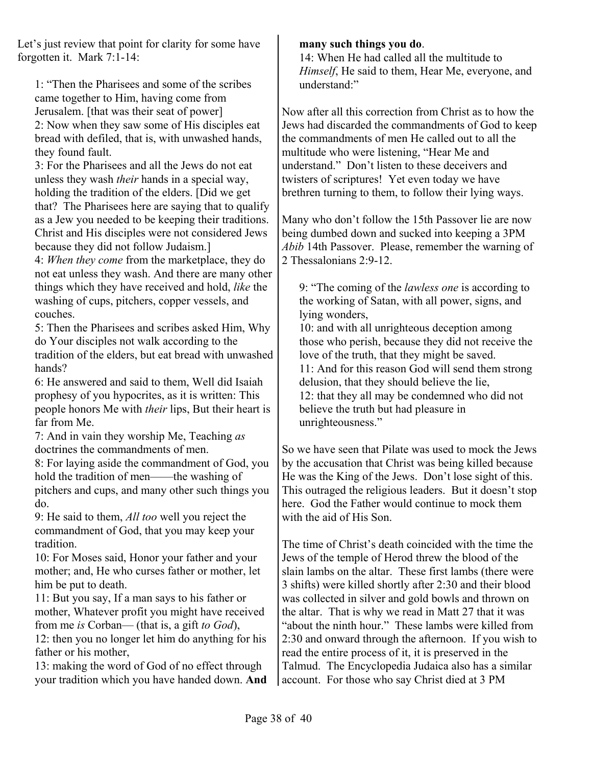Let's just review that point for clarity for some have forgotten it. Mark 7:1-14:

> 1: "Then the Pharisees and some of the scribes came together to Him, having come from Jerusalem. [that was their seat of power]
> 2: Now when they saw some of His disciples eat bread with defiled, that is, with unwashed hands, they found fault.
> 3: For the Pharisees and all the Jews do not eat unless they wash *their* hands in a special way, holding the tradition of the elders. [Did we get that? The Pharisees here are saying that to qualify as a Jew you needed to be keeping their traditions. Christ and His disciples were not considered Jews because they did not follow Judaism.]
> 4: *When they come* from the marketplace, they do not eat unless they wash. And there are many other things which they have received and hold, *like* the washing of cups, pitchers, copper vessels, and couches.
> 5: Then the Pharisees and scribes asked Him, Why do Your disciples not walk according to the tradition of the elders, but eat bread with unwashed hands?
> 6: He answered and said to them, Well did Isaiah prophesy of you hypocrites, as it is written: This people honors Me with *their* lips, But their heart is far from Me.
> 7: And in vain they worship Me, Teaching *as* doctrines the commandments of men.
> 8: For laying aside the commandment of God, you hold the tradition of men——the washing of pitchers and cups, and many other such things you do.
> 9: He said to them, *All too* well you reject the commandment of God, that you may keep your tradition.
> 10: For Moses said, Honor your father and your mother; and, He who curses father or mother, let him be put to death.
> 11: But you say, If a man says to his father or mother, Whatever profit you might have received from me *is* Corban— (that is, a gift *to God*),
> 12: then you no longer let him do anything for his father or his mother,
> 13: making the word of God of no effect through your tradition which you have handed down. **And many such things you do**.
> 14: When He had called all the multitude to *Himself*, He said to them, Hear Me, everyone, and understand:"

Now after all this correction from Christ as to how the Jews had discarded the commandments of God to keep the commandments of men He called out to all the multitude who were listening, "Hear Me and understand." Don't listen to these deceivers and twisters of scriptures! Yet even today we have brethren turning to them, to follow their lying ways.

Many who don't follow the 15th Passover lie are now being dumbed down and sucked into keeping a 3PM *Abib* 14th Passover. Please, remember the warning of 2 Thessalonians 2:9-12.

> 9: "The coming of the *lawless one* is according to the working of Satan, with all power, signs, and lying wonders,
> 10: and with all unrighteous deception among those who perish, because they did not receive the love of the truth, that they might be saved.
> 11: And for this reason God will send them strong delusion, that they should believe the lie,
> 12: that they all may be condemned who did not believe the truth but had pleasure in unrighteousness."

So we have seen that Pilate was used to mock the Jews by the accusation that Christ was being killed because He was the King of the Jews. Don't lose sight of this. This outraged the religious leaders. But it doesn't stop here. God the Father would continue to mock them with the aid of His Son.

The time of Christ's death coincided with the time the Jews of the temple of Herod threw the blood of the slain lambs on the altar. These first lambs (there were 3 shifts) were killed shortly after 2:30 and their blood was collected in silver and gold bowls and thrown on the altar. That is why we read in Matt 27 that it was "about the ninth hour." These lambs were killed from 2:30 and onward through the afternoon. If you wish to read the entire process of it, it is preserved in the Talmud. The Encyclopedia Judaica also has a similar account. For those who say Christ died at 3 PM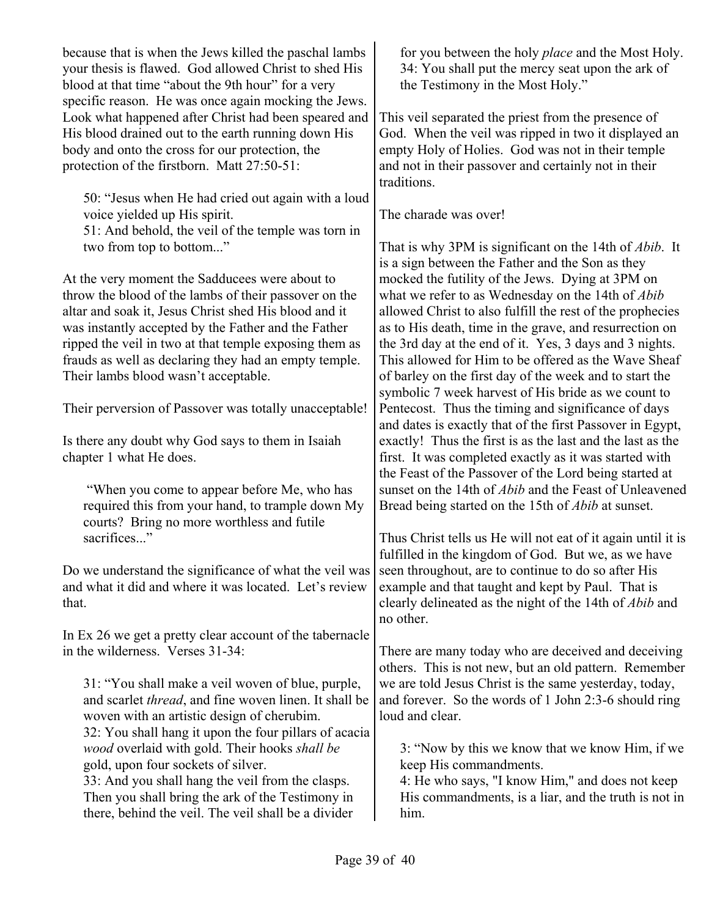because that is when the Jews killed the paschal lambs your thesis is flawed. God allowed Christ to shed His blood at that time "about the 9th hour" for a very specific reason. He was once again mocking the Jews. Look what happened after Christ had been speared and His blood drained out to the earth running down His body and onto the cross for our protection, the protection of the firstborn. Matt 27:50-51:

> 50: "Jesus when He had cried out again with a loud voice yielded up His spirit.
> 51: And behold, the veil of the temple was torn in two from top to bottom..."

At the very moment the Sadducees were about to throw the blood of the lambs of their passover on the altar and soak it, Jesus Christ shed His blood and it was instantly accepted by the Father and the Father ripped the veil in two at that temple exposing them as frauds as well as declaring they had an empty temple. Their lambs blood wasn't acceptable.

Their perversion of Passover was totally unacceptable!

Is there any doubt why God says to them in Isaiah chapter 1 what He does.

> "When you come to appear before Me, who has required this from your hand, to trample down My courts? Bring no more worthless and futile sacrifices..."

Do we understand the significance of what the veil was and what it did and where it was located. Let's review that.

In Ex 26 we get a pretty clear account of the tabernacle in the wilderness. Verses 31-34:

> 31: "You shall make a veil woven of blue, purple, and scarlet *thread*, and fine woven linen. It shall be woven with an artistic design of cherubim.
> 32: You shall hang it upon the four pillars of acacia *wood* overlaid with gold. Their hooks *shall be* gold, upon four sockets of silver.
> 33: And you shall hang the veil from the clasps. Then you shall bring the ark of the Testimony in there, behind the veil. The veil shall be a divider for you between the holy *place* and the Most Holy.
> 34: You shall put the mercy seat upon the ark of the Testimony in the Most Holy."

This veil separated the priest from the presence of God. When the veil was ripped in two it displayed an empty Holy of Holies. God was not in their temple and not in their passover and certainly not in their traditions.

The charade was over!

That is why 3PM is significant on the 14th of *Abib*. It is a sign between the Father and the Son as they mocked the futility of the Jews. Dying at 3PM on what we refer to as Wednesday on the 14th of *Abib* allowed Christ to also fulfill the rest of the prophecies as to His death, time in the grave, and resurrection on the 3rd day at the end of it. Yes, 3 days and 3 nights. This allowed for Him to be offered as the Wave Sheaf of barley on the first day of the week and to start the symbolic 7 week harvest of His bride as we count to Pentecost. Thus the timing and significance of days and dates is exactly that of the first Passover in Egypt, exactly! Thus the first is as the last and the last as the first. It was completed exactly as it was started with the Feast of the Passover of the Lord being started at sunset on the 14th of *Abib* and the Feast of Unleavened Bread being started on the 15th of *Abib* at sunset.

Thus Christ tells us He will not eat of it again until it is fulfilled in the kingdom of God. But we, as we have seen throughout, are to continue to do so after His example and that taught and kept by Paul. That is clearly delineated as the night of the 14th of *Abib* and no other.

There are many today who are deceived and deceiving others. This is not new, but an old pattern. Remember we are told Jesus Christ is the same yesterday, today, and forever. So the words of 1 John 2:3-6 should ring loud and clear.

> 3: "Now by this we know that we know Him, if we keep His commandments.
> 4: He who says, "I know Him," and does not keep His commandments, is a liar, and the truth is not in him.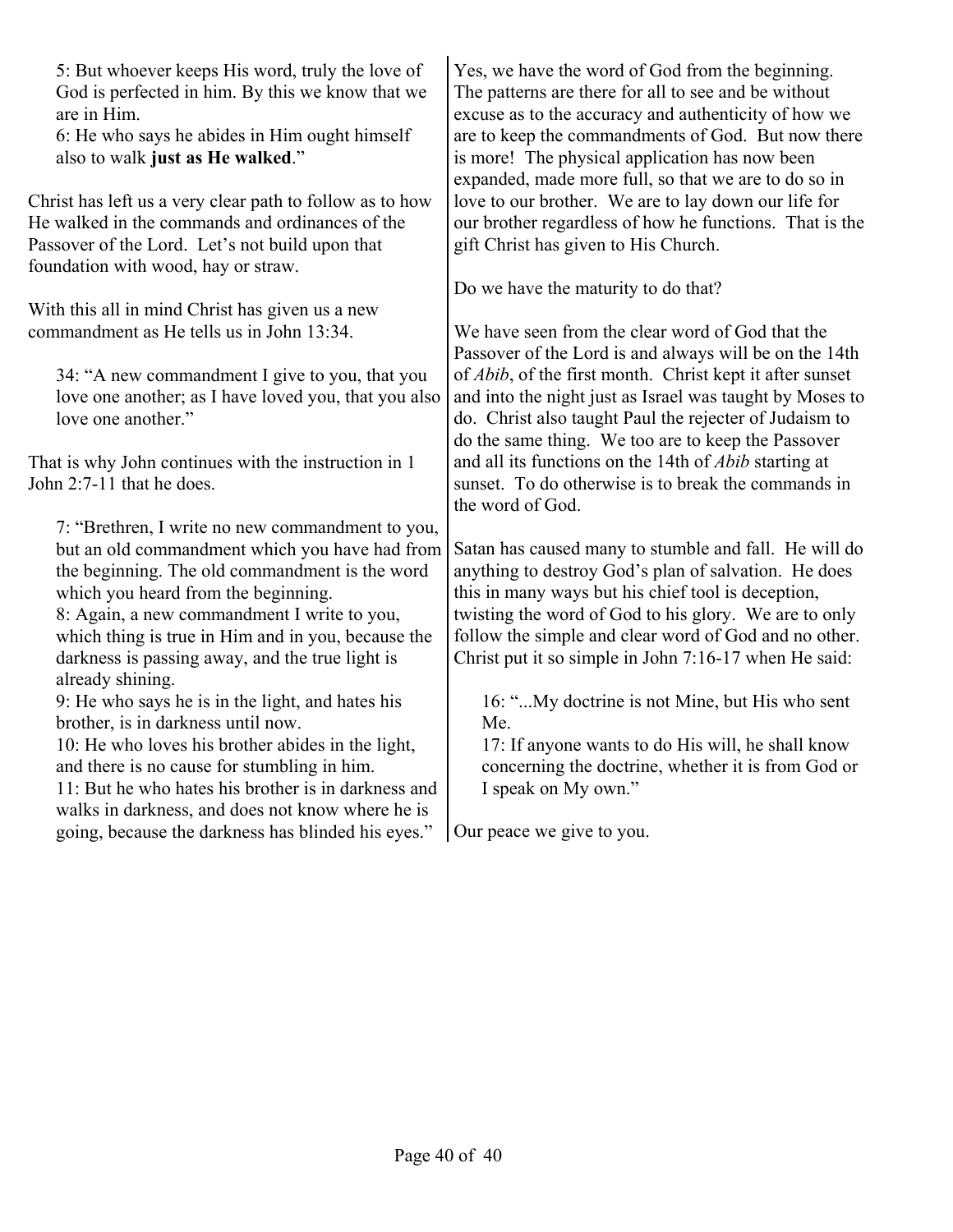> 5: But whoever keeps His word, truly the love of God is perfected in him. By this we know that we are in Him.
> 6: He who says he abides in Him ought himself also to walk **just as He walked**."

Christ has left us a very clear path to follow as to how He walked in the commands and ordinances of the Passover of the Lord. Let's not build upon that foundation with wood, hay or straw.

With this all in mind Christ has given us a new commandment as He tells us in John 13:34.

> 34: "A new commandment I give to you, that you love one another; as I have loved you, that you also love one another."

That is why John continues with the instruction in 1 John 2:7-11 that he does.

> 7: "Brethren, I write no new commandment to you, but an old commandment which you have had from the beginning. The old commandment is the word which you heard from the beginning.
> 8: Again, a new commandment I write to you, which thing is true in Him and in you, because the darkness is passing away, and the true light is already shining.
> 9: He who says he is in the light, and hates his brother, is in darkness until now.
> 10: He who loves his brother abides in the light, and there is no cause for stumbling in him.
> 11: But he who hates his brother is in darkness and walks in darkness, and does not know where he is going, because the darkness has blinded his eyes."

Yes, we have the word of God from the beginning. The patterns are there for all to see and be without excuse as to the accuracy and authenticity of how we are to keep the commandments of God. But now there is more! The physical application has now been expanded, made more full, so that we are to do so in love to our brother. We are to lay down our life for our brother regardless of how he functions. That is the gift Christ has given to His Church.

Do we have the maturity to do that?

We have seen from the clear word of God that the Passover of the Lord is and always will be on the 14th of *Abib*, of the first month. Christ kept it after sunset and into the night just as Israel was taught by Moses to do. Christ also taught Paul the rejecter of Judaism to do the same thing. We too are to keep the Passover and all its functions on the 14th of *Abib* starting at sunset. To do otherwise is to break the commands in the word of God.

Satan has caused many to stumble and fall. He will do anything to destroy God's plan of salvation. He does this in many ways but his chief tool is deception, twisting the word of God to his glory. We are to only follow the simple and clear word of God and no other. Christ put it so simple in John 7:16-17 when He said:

> 16: "...My doctrine is not Mine, but His who sent Me.
> 17: If anyone wants to do His will, he shall know concerning the doctrine, whether it is from God or I speak on My own."

Our peace we give to you.